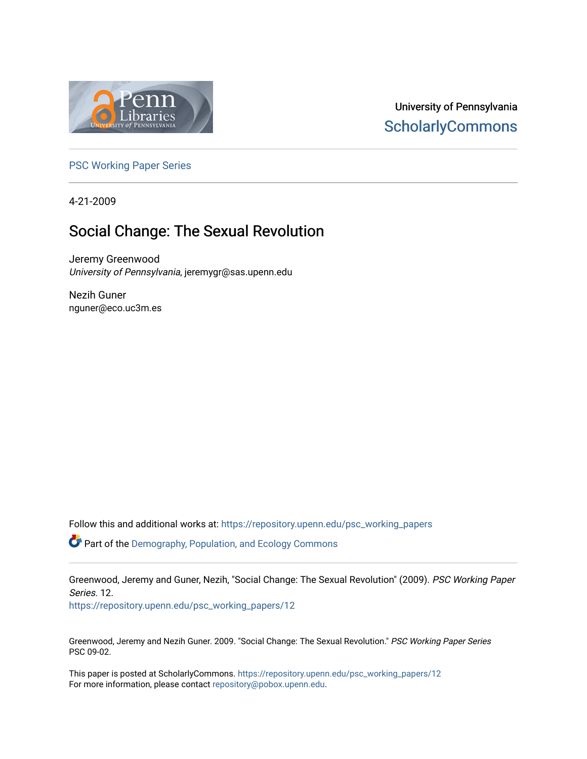University of Pennsylvania
ScholarlyCommons

PSC Working Paper Series

4-21-2009

# Social Change: The Sexual Revolution

Jeremy Greenwood
*University of Pennsylvania*, jeremygr@sas.upenn.edu

Nezih Guner
nguner@eco.uc3m.es

Follow this and additional works at: https://repository.upenn.edu/psc_working_papers

Part of the Demography, Population, and Ecology Commons

Greenwood, Jeremy and Guner, Nezih, "Social Change: The Sexual Revolution" (2009). *PSC Working Paper Series*. 12.
https://repository.upenn.edu/psc_working_papers/12

Greenwood, Jeremy and Nezih Guner. 2009. "Social Change: The Sexual Revolution." *PSC Working Paper Series* PSC 09-02.

This paper is posted at ScholarlyCommons. https://repository.upenn.edu/psc_working_papers/12
For more information, please contact repository@pobox.upenn.edu.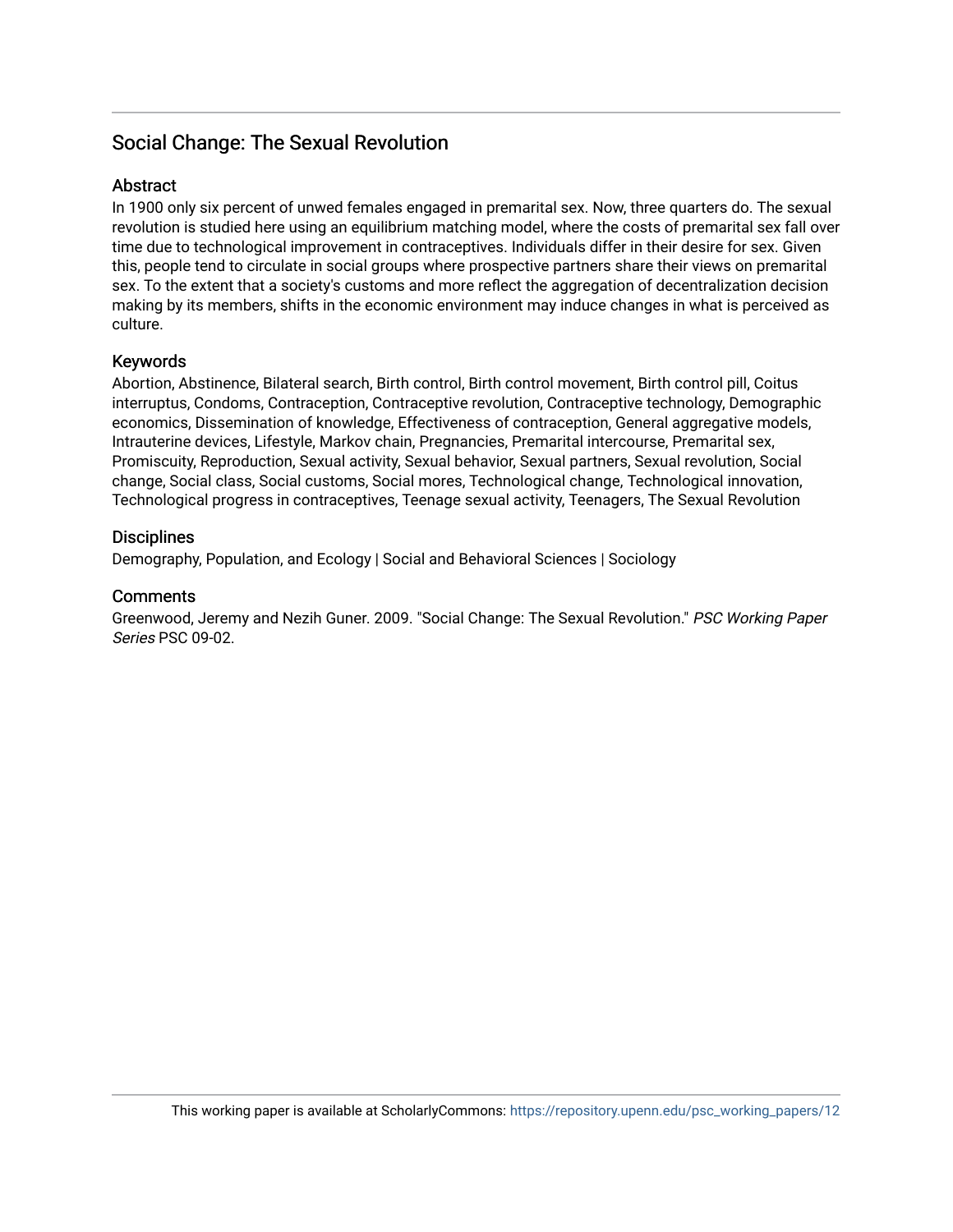# Social Change: The Sexual Revolution

## Abstract

In 1900 only six percent of unwed females engaged in premarital sex. Now, three quarters do. The sexual revolution is studied here using an equilibrium matching model, where the costs of premarital sex fall over time due to technological improvement in contraceptives. Individuals differ in their desire for sex. Given this, people tend to circulate in social groups where prospective partners share their views on premarital sex. To the extent that a society's customs and more reflect the aggregation of decentralization decision making by its members, shifts in the economic environment may induce changes in what is perceived as culture.

## Keywords

Abortion, Abstinence, Bilateral search, Birth control, Birth control movement, Birth control pill, Coitus interruptus, Condoms, Contraception, Contraceptive revolution, Contraceptive technology, Demographic economics, Dissemination of knowledge, Effectiveness of contraception, General aggregative models, Intrauterine devices, Lifestyle, Markov chain, Pregnancies, Premarital intercourse, Premarital sex, Promiscuity, Reproduction, Sexual activity, Sexual behavior, Sexual partners, Sexual revolution, Social change, Social class, Social customs, Social mores, Technological change, Technological innovation, Technological progress in contraceptives, Teenage sexual activity, Teenagers, The Sexual Revolution

## Disciplines

Demography, Population, and Ecology | Social and Behavioral Sciences | Sociology

## Comments

Greenwood, Jeremy and Nezih Guner. 2009. "Social Change: The Sexual Revolution." *PSC Working Paper Series* PSC 09-02.

This working paper is available at ScholarlyCommons: https://repository.upenn.edu/psc_working_papers/12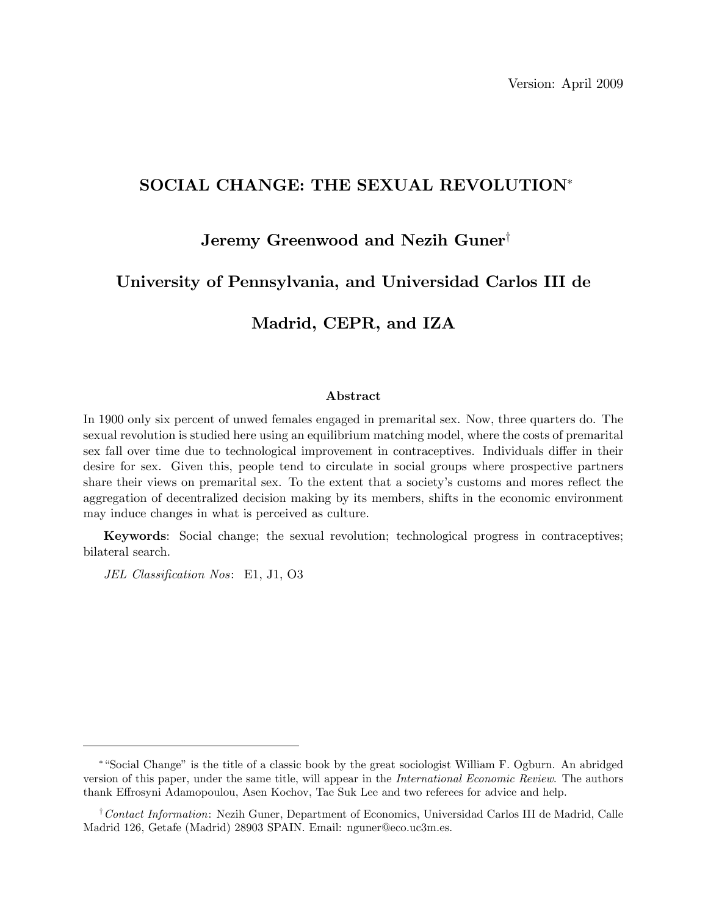Version: April 2009

# SOCIAL CHANGE: THE SEXUAL REVOLUTION*

**Jeremy Greenwood and Nezih Guner†**

**University of Pennsylvania, and Universidad Carlos III de Madrid, CEPR, and IZA**

### Abstract

In 1900 only six percent of unwed females engaged in premarital sex. Now, three quarters do. The sexual revolution is studied here using an equilibrium matching model, where the costs of premarital sex fall over time due to technological improvement in contraceptives. Individuals differ in their desire for sex. Given this, people tend to circulate in social groups where prospective partners share their views on premarital sex. To the extent that a society's customs and mores reflect the aggregation of decentralized decision making by its members, shifts in the economic environment may induce changes in what is perceived as culture.

**Keywords**: Social change; the sexual revolution; technological progress in contraceptives; bilateral search.

*JEL Classification Nos*: E1, J1, O3

---

* "Social Change" is the title of a classic book by the great sociologist William F. Ogburn. An abridged version of this paper, under the same title, will appear in the *International Economic Review*. The authors thank Effrosyni Adamopoulou, Asen Kochov, Tae Suk Lee and two referees for advice and help.

† *Contact Information*: Nezih Guner, Department of Economics, Universidad Carlos III de Madrid, Calle Madrid 126, Getafe (Madrid) 28903 SPAIN. Email: nguner@eco.uc3m.es.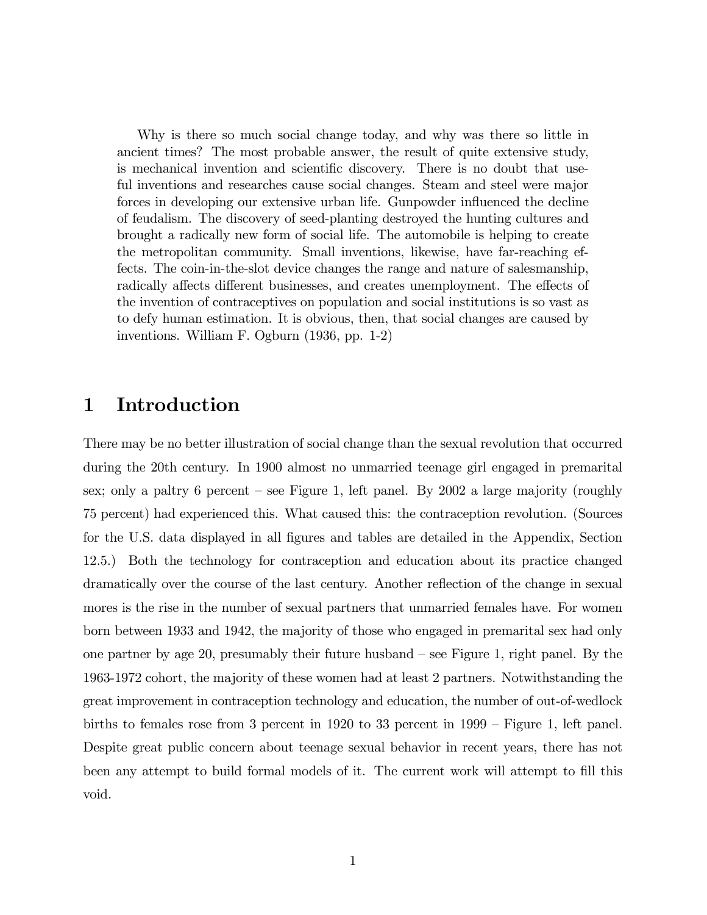> Why is there so much social change today, and why was there so little in ancient times? The most probable answer, the result of quite extensive study, is mechanical invention and scientific discovery. There is no doubt that useful inventions and researches cause social changes. Steam and steel were major forces in developing our extensive urban life. Gunpowder influenced the decline of feudalism. The discovery of seed-planting destroyed the hunting cultures and brought a radically new form of social life. The automobile is helping to create the metropolitan community. Small inventions, likewise, have far-reaching effects. The coin-in-the-slot device changes the range and nature of salesmanship, radically affects different businesses, and creates unemployment. The effects of the invention of contraceptives on population and social institutions is so vast as to defy human estimation. It is obvious, then, that social changes are caused by inventions. William F. Ogburn (1936, pp. 1-2)

# 1 Introduction

There may be no better illustration of social change than the sexual revolution that occurred during the 20th century. In 1900 almost no unmarried teenage girl engaged in premarital sex; only a paltry 6 percent – see Figure 1, left panel. By 2002 a large majority (roughly 75 percent) had experienced this. What caused this: the contraception revolution. (Sources for the U.S. data displayed in all figures and tables are detailed in the Appendix, Section 12.5.) Both the technology for contraception and education about its practice changed dramatically over the course of the last century. Another reflection of the change in sexual mores is the rise in the number of sexual partners that unmarried females have. For women born between 1933 and 1942, the majority of those who engaged in premarital sex had only one partner by age 20, presumably their future husband – see Figure 1, right panel. By the 1963-1972 cohort, the majority of these women had at least 2 partners. Notwithstanding the great improvement in contraception technology and education, the number of out-of-wedlock births to females rose from 3 percent in 1920 to 33 percent in 1999 – Figure 1, left panel. Despite great public concern about teenage sexual behavior in recent years, there has not been any attempt to build formal models of it. The current work will attempt to fill this void.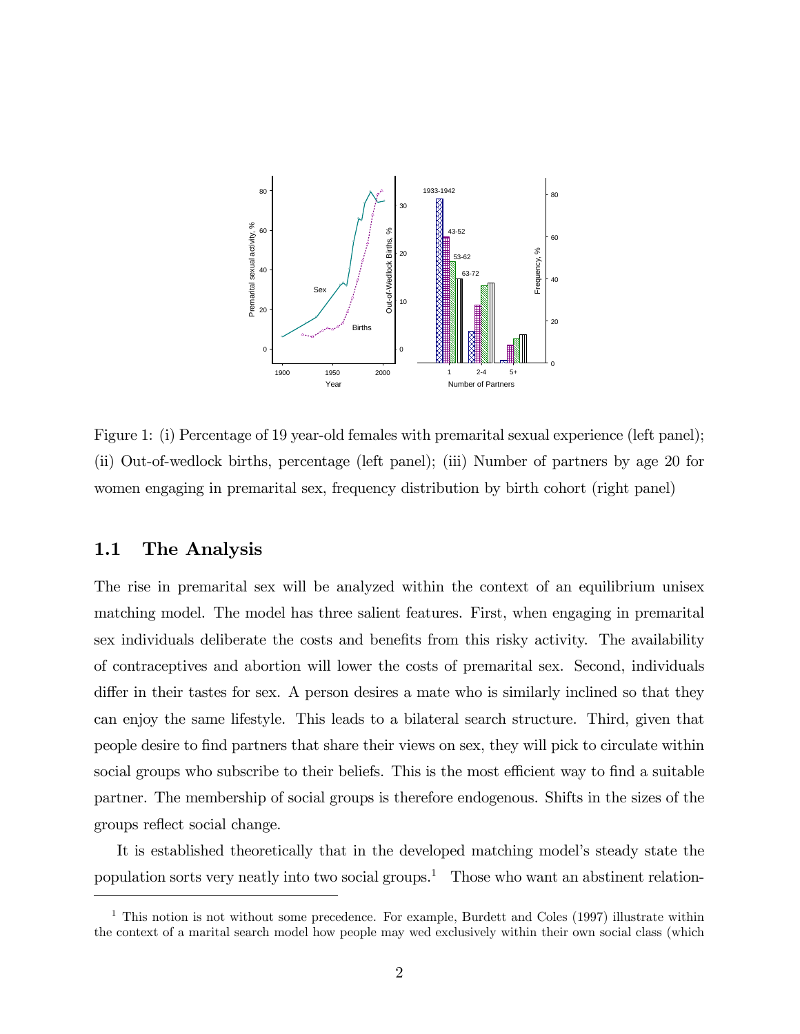Figure 1: (i) Percentage of 19 year-old females with premarital sexual experience (left panel); (ii) Out-of-wedlock births, percentage (left panel); (iii) Number of partners by age 20 for women engaging in premarital sex, frequency distribution by birth cohort (right panel)

## 1.1 The Analysis

The rise in premarital sex will be analyzed within the context of an equilibrium unisex matching model. The model has three salient features. First, when engaging in premarital sex individuals deliberate the costs and benefits from this risky activity. The availability of contraceptives and abortion will lower the costs of premarital sex. Second, individuals differ in their tastes for sex. A person desires a mate who is similarly inclined so that they can enjoy the same lifestyle. This leads to a bilateral search structure. Third, given that people desire to find partners that share their views on sex, they will pick to circulate within social groups who subscribe to their beliefs. This is the most efficient way to find a suitable partner. The membership of social groups is therefore endogenous. Shifts in the sizes of the groups reflect social change.

It is established theoretically that in the developed matching model's steady state the population sorts very neatly into two social groups.[1] Those who want an abstinent relation-

[1] This notion is not without some precedence. For example, Burdett and Coles (1997) illustrate within the context of a marital search model how people may wed exclusively within their own social class (which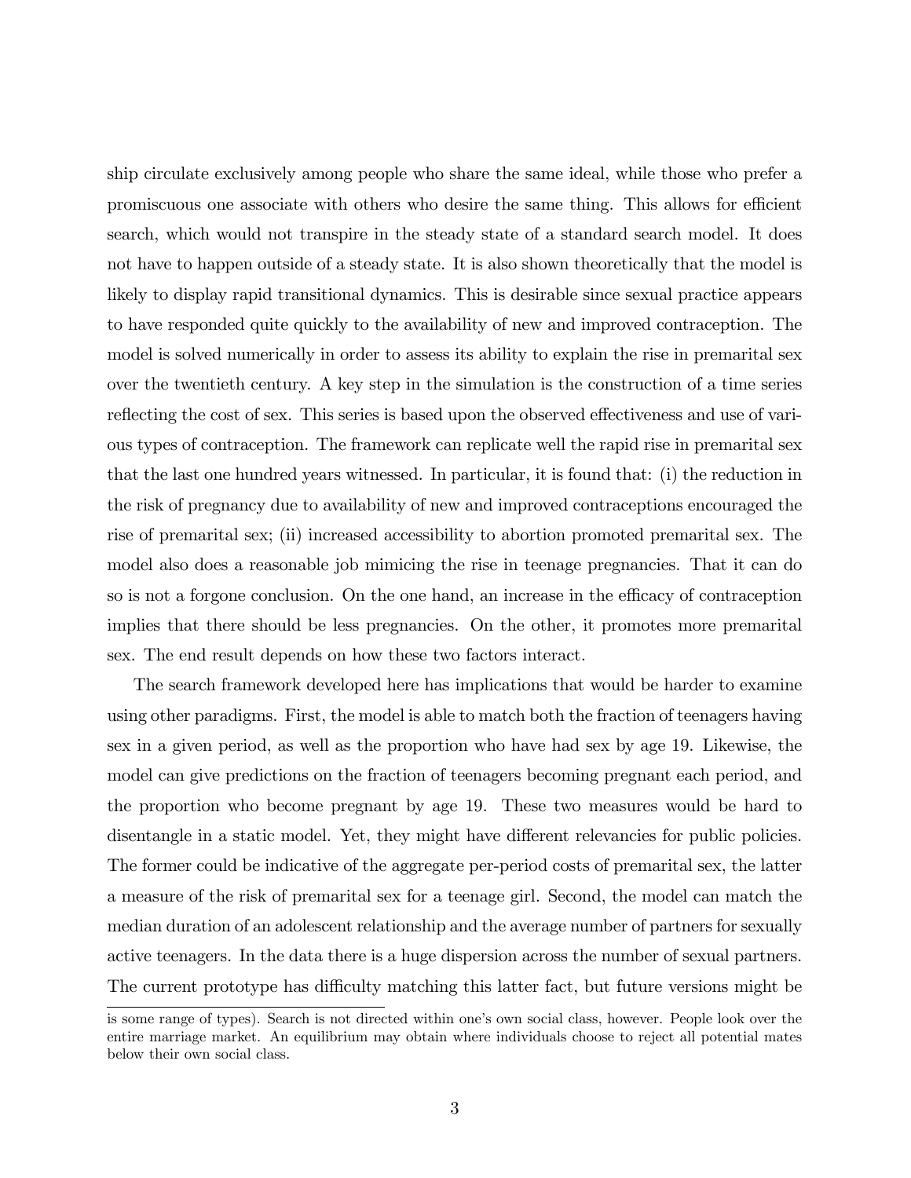ship circulate exclusively among people who share the same ideal, while those who prefer a promiscuous one associate with others who desire the same thing. This allows for efficient search, which would not transpire in the steady state of a standard search model. It does not have to happen outside of a steady state. It is also shown theoretically that the model is likely to display rapid transitional dynamics. This is desirable since sexual practice appears to have responded quite quickly to the availability of new and improved contraception. The model is solved numerically in order to assess its ability to explain the rise in premarital sex over the twentieth century. A key step in the simulation is the construction of a time series reflecting the cost of sex. This series is based upon the observed effectiveness and use of various types of contraception. The framework can replicate well the rapid rise in premarital sex that the last one hundred years witnessed. In particular, it is found that: (i) the reduction in the risk of pregnancy due to availability of new and improved contraceptions encouraged the rise of premarital sex; (ii) increased accessibility to abortion promoted premarital sex. The model also does a reasonable job mimicing the rise in teenage pregnancies. That it can do so is not a forgone conclusion. On the one hand, an increase in the efficacy of contraception implies that there should be less pregnancies. On the other, it promotes more premarital sex. The end result depends on how these two factors interact.

The search framework developed here has implications that would be harder to examine using other paradigms. First, the model is able to match both the fraction of teenagers having sex in a given period, as well as the proportion who have had sex by age 19. Likewise, the model can give predictions on the fraction of teenagers becoming pregnant each period, and the proportion who become pregnant by age 19. These two measures would be hard to disentangle in a static model. Yet, they might have different relevancies for public policies. The former could be indicative of the aggregate per-period costs of premarital sex, the latter a measure of the risk of premarital sex for a teenage girl. Second, the model can match the median duration of an adolescent relationship and the average number of partners for sexually active teenagers. In the data there is a huge dispersion across the number of sexual partners. The current prototype has difficulty matching this latter fact, but future versions might be

is some range of types). Search is not directed within one's own social class, however. People look over the entire marriage market. An equilibrium may obtain where individuals choose to reject all potential mates below their own social class.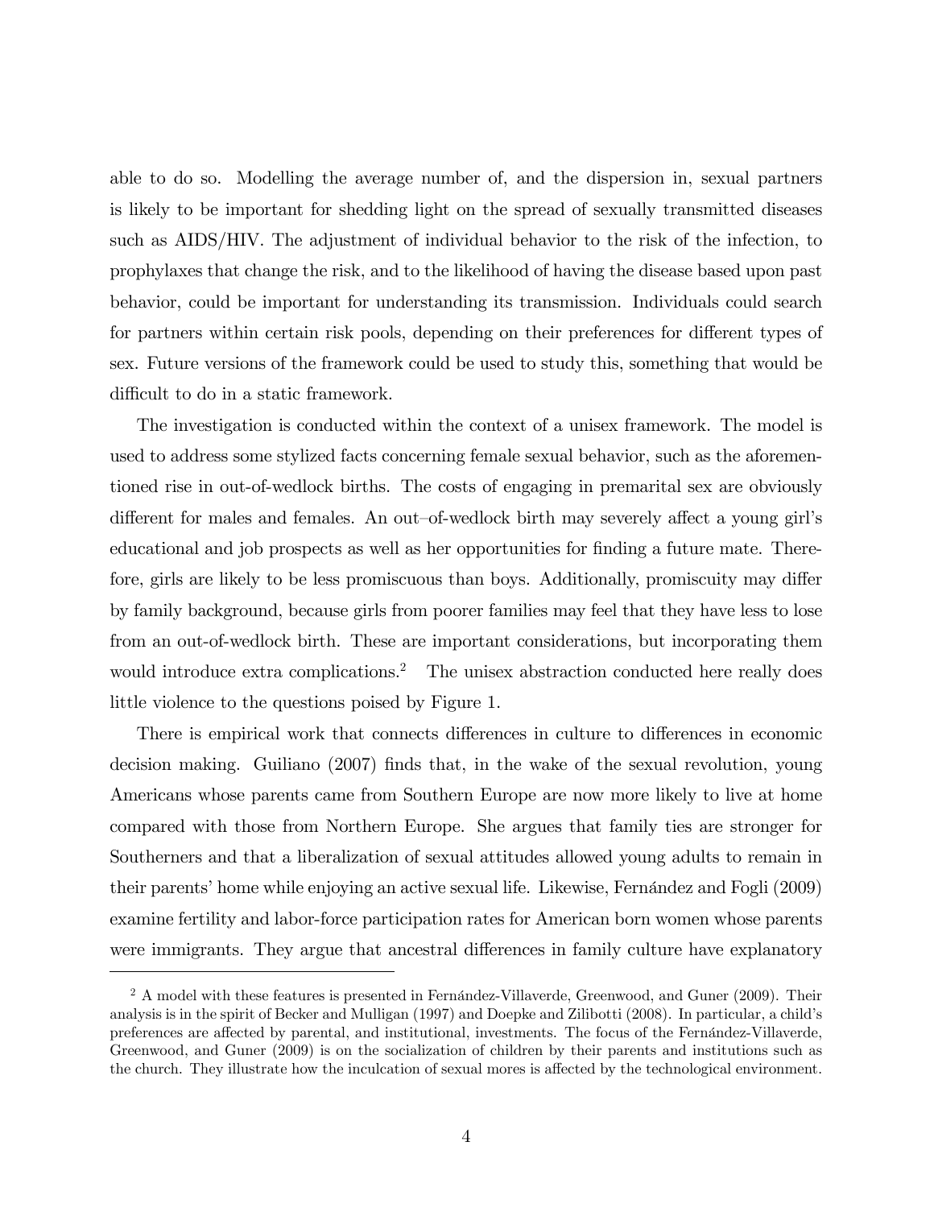able to do so. Modelling the average number of, and the dispersion in, sexual partners is likely to be important for shedding light on the spread of sexually transmitted diseases such as AIDS/HIV. The adjustment of individual behavior to the risk of the infection, to prophylaxes that change the risk, and to the likelihood of having the disease based upon past behavior, could be important for understanding its transmission. Individuals could search for partners within certain risk pools, depending on their preferences for different types of sex. Future versions of the framework could be used to study this, something that would be difficult to do in a static framework.

The investigation is conducted within the context of a unisex framework. The model is used to address some stylized facts concerning female sexual behavior, such as the aforementioned rise in out-of-wedlock births. The costs of engaging in premarital sex are obviously different for males and females. An out–of-wedlock birth may severely affect a young girl's educational and job prospects as well as her opportunities for finding a future mate. Therefore, girls are likely to be less promiscuous than boys. Additionally, promiscuity may differ by family background, because girls from poorer families may feel that they have less to lose from an out-of-wedlock birth. These are important considerations, but incorporating them would introduce extra complications.[2] The unisex abstraction conducted here really does little violence to the questions poised by Figure 1.

There is empirical work that connects differences in culture to differences in economic decision making. Guiliano (2007) finds that, in the wake of the sexual revolution, young Americans whose parents came from Southern Europe are now more likely to live at home compared with those from Northern Europe. She argues that family ties are stronger for Southerners and that a liberalization of sexual attitudes allowed young adults to remain in their parents' home while enjoying an active sexual life. Likewise, Fernández and Fogli (2009) examine fertility and labor-force participation rates for American born women whose parents were immigrants. They argue that ancestral differences in family culture have explanatory

[2] A model with these features is presented in Fernández-Villaverde, Greenwood, and Guner (2009). Their analysis is in the spirit of Becker and Mulligan (1997) and Doepke and Zilibotti (2008). In particular, a child's preferences are affected by parental, and institutional, investments. The focus of the Fernández-Villaverde, Greenwood, and Guner (2009) is on the socialization of children by their parents and institutions such as the church. They illustrate how the inculcation of sexual mores is affected by the technological environment.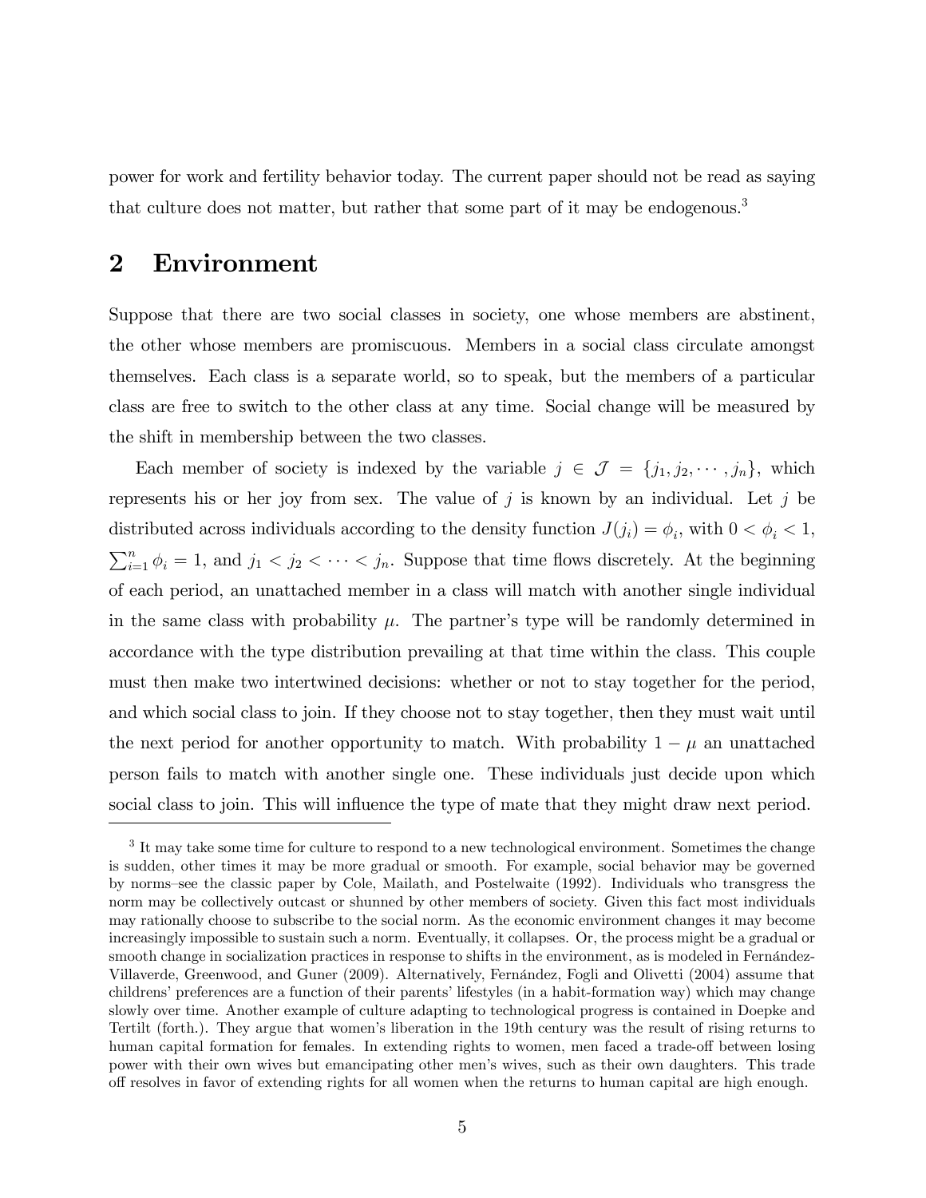power for work and fertility behavior today. The current paper should not be read as saying that culture does not matter, but rather that some part of it may be endogenous.[3]

## 2 Environment

Suppose that there are two social classes in society, one whose members are abstinent, the other whose members are promiscuous. Members in a social class circulate amongst themselves. Each class is a separate world, so to speak, but the members of a particular class are free to switch to the other class at any time. Social change will be measured by the shift in membership between the two classes.

Each member of society is indexed by the variable $j \in \mathcal{J} = \{j_1, j_2, \cdots, j_n\}$, which represents his or her joy from sex. The value of $j$ is known by an individual. Let $j$ be distributed across individuals according to the density function $J(j_i) = \phi_i$, with $0 < \phi_i < 1$, $\sum_{i=1}^{n} \phi_i = 1$, and $j_1 < j_2 < \cdots < j_n$. Suppose that time flows discretely. At the beginning of each period, an unattached member in a class will match with another single individual in the same class with probability $\mu$. The partner's type will be randomly determined in accordance with the type distribution prevailing at that time within the class. This couple must then make two intertwined decisions: whether or not to stay together for the period, and which social class to join. If they choose not to stay together, then they must wait until the next period for another opportunity to match. With probability $1 - \mu$ an unattached person fails to match with another single one. These individuals just decide upon which social class to join. This will influence the type of mate that they might draw next period.

[3] It may take some time for culture to respond to a new technological environment. Sometimes the change is sudden, other times it may be more gradual or smooth. For example, social behavior may be governed by norms–see the classic paper by Cole, Mailath, and Postelwaite (1992). Individuals who transgress the norm may be collectively outcast or shunned by other members of society. Given this fact most individuals may rationally choose to subscribe to the social norm. As the economic environment changes it may become increasingly impossible to sustain such a norm. Eventually, it collapses. Or, the process might be a gradual or smooth change in socialization practices in response to shifts in the environment, as is modeled in Fernández-Villaverde, Greenwood, and Guner (2009). Alternatively, Fernández, Fogli and Olivetti (2004) assume that childrens' preferences are a function of their parents' lifestyles (in a habit-formation way) which may change slowly over time. Another example of culture adapting to technological progress is contained in Doepke and Tertilt (forth.). They argue that women's liberation in the 19th century was the result of rising returns to human capital formation for females. In extending rights to women, men faced a trade-off between losing power with their own wives but emancipating other men's wives, such as their own daughters. This trade off resolves in favor of extending rights for all women when the returns to human capital are high enough.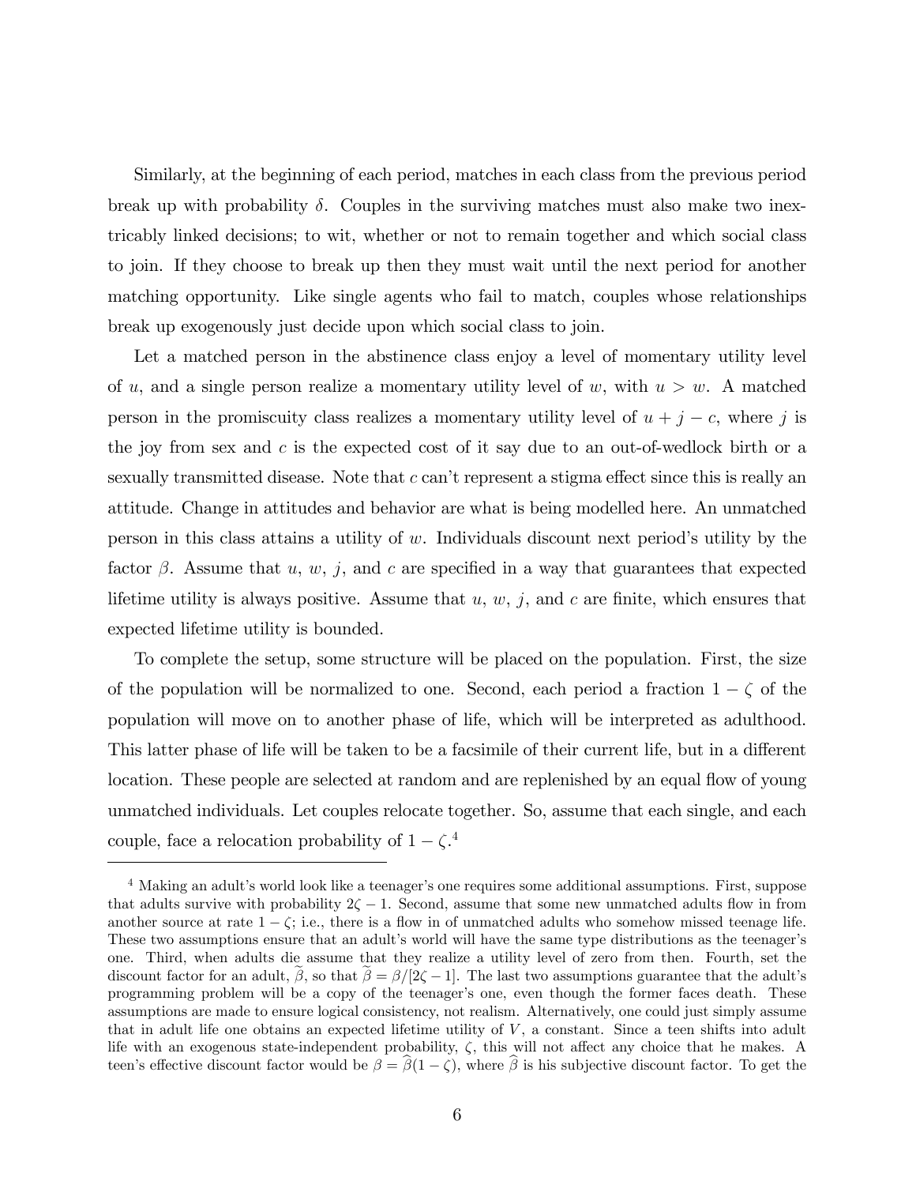Similarly, at the beginning of each period, matches in each class from the previous period break up with probability $\delta$. Couples in the surviving matches must also make two inextricably linked decisions; to wit, whether or not to remain together and which social class to join. If they choose to break up then they must wait until the next period for another matching opportunity. Like single agents who fail to match, couples whose relationships break up exogenously just decide upon which social class to join.

Let a matched person in the abstinence class enjoy a level of momentary utility level of $u$, and a single person realize a momentary utility level of $w$, with $u > w$. A matched person in the promiscuity class realizes a momentary utility level of $u + j - c$, where $j$ is the joy from sex and $c$ is the expected cost of it say due to an out-of-wedlock birth or a sexually transmitted disease. Note that $c$ can't represent a stigma effect since this is really an attitude. Change in attitudes and behavior are what is being modelled here. An unmatched person in this class attains a utility of $w$. Individuals discount next period's utility by the factor $\beta$. Assume that $u$, $w$, $j$, and $c$ are specified in a way that guarantees that expected lifetime utility is always positive. Assume that $u$, $w$, $j$, and $c$ are finite, which ensures that expected lifetime utility is bounded.

To complete the setup, some structure will be placed on the population. First, the size of the population will be normalized to one. Second, each period a fraction $1 - \zeta$ of the population will move on to another phase of life, which will be interpreted as adulthood. This latter phase of life will be taken to be a facsimile of their current life, but in a different location. These people are selected at random and are replenished by an equal flow of young unmatched individuals. Let couples relocate together. So, assume that each single, and each couple, face a relocation probability of $1 - \zeta$.[4]

---

[4] Making an adult's world look like a teenager's one requires some additional assumptions. First, suppose that adults survive with probability $2\zeta - 1$. Second, assume that some new unmatched adults flow in from another source at rate $1 - \zeta$; i.e., there is a flow in of unmatched adults who somehow missed teenage life. These two assumptions ensure that an adult's world will have the same type distributions as the teenager's one. Third, when adults die assume that they realize a utility level of zero from then. Fourth, set the discount factor for an adult, $\widetilde{\beta}$, so that $\widetilde{\beta} = \beta/[2\zeta - 1]$. The last two assumptions guarantee that the adult's programming problem will be a copy of the teenager's one, even though the former faces death. These assumptions are made to ensure logical consistency, not realism. Alternatively, one could just simply assume that in adult life one obtains an expected lifetime utility of $V$, a constant. Since a teen shifts into adult life with an exogenous state-independent probability, $\zeta$, this will not affect any choice that he makes. A teen's effective discount factor would be $\beta = \widehat{\beta}(1 - \zeta)$, where $\widehat{\beta}$ is his subjective discount factor. To get the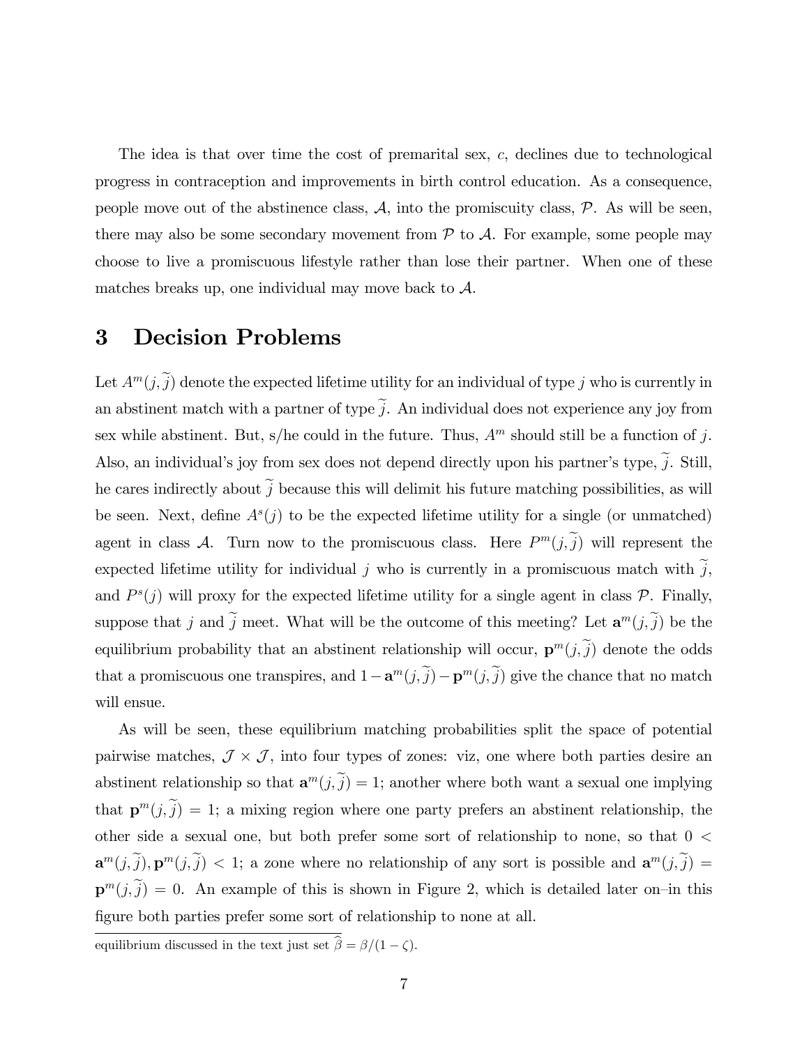The idea is that over time the cost of premarital sex, $c$, declines due to technological progress in contraception and improvements in birth control education. As a consequence, people move out of the abstinence class, $\mathcal{A}$, into the promiscuity class, $\mathcal{P}$. As will be seen, there may also be some secondary movement from $\mathcal{P}$ to $\mathcal{A}$. For example, some people may choose to live a promiscuous lifestyle rather than lose their partner. When one of these matches breaks up, one individual may move back to $\mathcal{A}$.

# 3 Decision Problems

Let $A^m(j, \widetilde{j})$ denote the expected lifetime utility for an individual of type $j$ who is currently in an abstinent match with a partner of type $\widetilde{j}$. An individual does not experience any joy from sex while abstinent. But, s/he could in the future. Thus, $A^m$ should still be a function of $j$. Also, an individual's joy from sex does not depend directly upon his partner's type, $\widetilde{j}$. Still, he cares indirectly about $\widetilde{j}$ because this will delimit his future matching possibilities, as will be seen. Next, define $A^s(j)$ to be the expected lifetime utility for a single (or unmatched) agent in class $\mathcal{A}$. Turn now to the promiscuous class. Here $P^m(j, \widetilde{j})$ will represent the expected lifetime utility for individual $j$ who is currently in a promiscuous match with $\widetilde{j}$, and $P^s(j)$ will proxy for the expected lifetime utility for a single agent in class $\mathcal{P}$. Finally, suppose that $j$ and $\widetilde{j}$ meet. What will be the outcome of this meeting? Let $\mathbf{a}^m(j, \widetilde{j})$ be the equilibrium probability that an abstinent relationship will occur, $\mathbf{p}^m(j, \widetilde{j})$ denote the odds that a promiscuous one transpires, and $1 - \mathbf{a}^m(j, \widetilde{j}) - \mathbf{p}^m(j, \widetilde{j})$ give the chance that no match will ensue.

As will be seen, these equilibrium matching probabilities split the space of potential pairwise matches, $\mathcal{J} \times \mathcal{J}$, into four types of zones: viz, one where both parties desire an abstinent relationship so that $\mathbf{a}^m(j, \widetilde{j}) = 1$; another where both want a sexual one implying that $\mathbf{p}^m(j, \widetilde{j}) = 1$; a mixing region where one party prefers an abstinent relationship, the other side a sexual one, but both prefer some sort of relationship to none, so that $0 < \mathbf{a}^m(j, \widetilde{j}), \mathbf{p}^m(j, \widetilde{j}) < 1$; a zone where no relationship of any sort is possible and $\mathbf{a}^m(j, \widetilde{j}) = \mathbf{p}^m(j, \widetilde{j}) = 0$. An example of this is shown in Figure 2, which is detailed later on–in this figure both parties prefer some sort of relationship to none at all.

equilibrium discussed in the text just set $\widehat{\beta} = \beta/(1 - \zeta)$.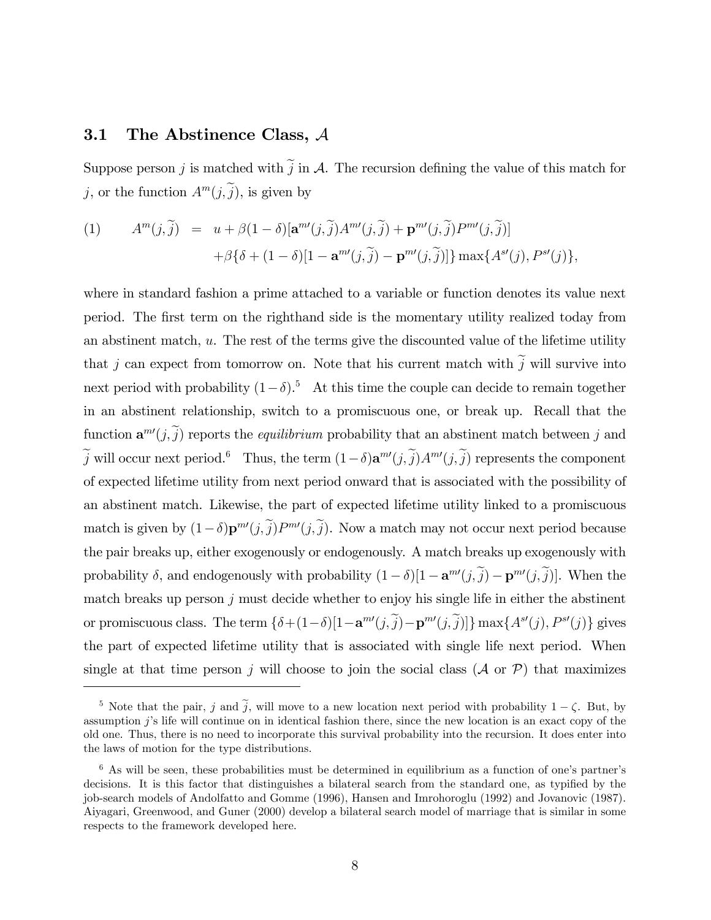### 3.1 The Abstinence Class, $\mathcal{A}$

Suppose person $j$ is matched with $\widetilde{j}$ in $\mathcal{A}$. The recursion defining the value of this match for $j$, or the function $A^m(j, \widetilde{j})$, is given by

$$
\begin{aligned}
(1) \qquad A^m(j,\widetilde{j}) \;=\;& u + \beta(1-\delta)[\mathbf{a}^{m\prime}(j,\widetilde{j})A^{m\prime}(j,\widetilde{j}) + \mathbf{p}^{m\prime}(j,\widetilde{j})P^{m\prime}(j,\widetilde{j})] \\
& + \beta\{\delta + (1-\delta)[1 - \mathbf{a}^{m\prime}(j,\widetilde{j}) - \mathbf{p}^{m\prime}(j,\widetilde{j})]\}\max\{A^{s\prime}(j), P^{s\prime}(j)\},
\end{aligned}
$$

where in standard fashion a prime attached to a variable or function denotes its value next period. The first term on the righthand side is the momentary utility realized today from an abstinent match, $u$. The rest of the terms give the discounted value of the lifetime utility that $j$ can expect from tomorrow on. Note that his current match with $\widetilde{j}$ will survive into next period with probability $(1-\delta)$.[5] At this time the couple can decide to remain together in an abstinent relationship, switch to a promiscuous one, or break up. Recall that the function $\mathbf{a}^{m\prime}(j, \widetilde{j})$ reports the *equilibrium* probability that an abstinent match between $j$ and $\widetilde{j}$ will occur next period.[6] Thus, the term $(1-\delta)\mathbf{a}^{m\prime}(j,\widetilde{j})A^{m\prime}(j,\widetilde{j})$ represents the component of expected lifetime utility from next period onward that is associated with the possibility of an abstinent match. Likewise, the part of expected lifetime utility linked to a promiscuous match is given by $(1-\delta)\mathbf{p}^{m\prime}(j,\widetilde{j})P^{m\prime}(j,\widetilde{j})$. Now a match may not occur next period because the pair breaks up, either exogenously or endogenously. A match breaks up exogenously with probability $\delta$, and endogenously with probability $(1-\delta)[1-\mathbf{a}^{m\prime}(j,\widetilde{j})-\mathbf{p}^{m\prime}(j,\widetilde{j})]$. When the match breaks up person $j$ must decide whether to enjoy his single life in either the abstinent or promiscuous class. The term $\{\delta+(1-\delta)[1-\mathbf{a}^{m\prime}(j,\widetilde{j})-\mathbf{p}^{m\prime}(j,\widetilde{j})]\}\max\{A^{s\prime}(j), P^{s\prime}(j)\}$ gives the part of expected lifetime utility that is associated with single life next period. When single at that time person $j$ will choose to join the social class ($\mathcal{A}$ or $\mathcal{P}$) that maximizes

[5] Note that the pair, $j$ and $\widetilde{j}$, will move to a new location next period with probability $1-\zeta$. But, by assumption $j$'s life will continue on in identical fashion there, since the new location is an exact copy of the old one. Thus, there is no need to incorporate this survival probability into the recursion. It does enter into the laws of motion for the type distributions.

[6] As will be seen, these probabilities must be determined in equilibrium as a function of one's partner's decisions. It is this factor that distinguishes a bilateral search from the standard one, as typified by the job-search models of Andolfatto and Gomme (1996), Hansen and Imrohoroglu (1992) and Jovanovic (1987). Aiyagari, Greenwood, and Guner (2000) develop a bilateral search model of marriage that is similar in some respects to the framework developed here.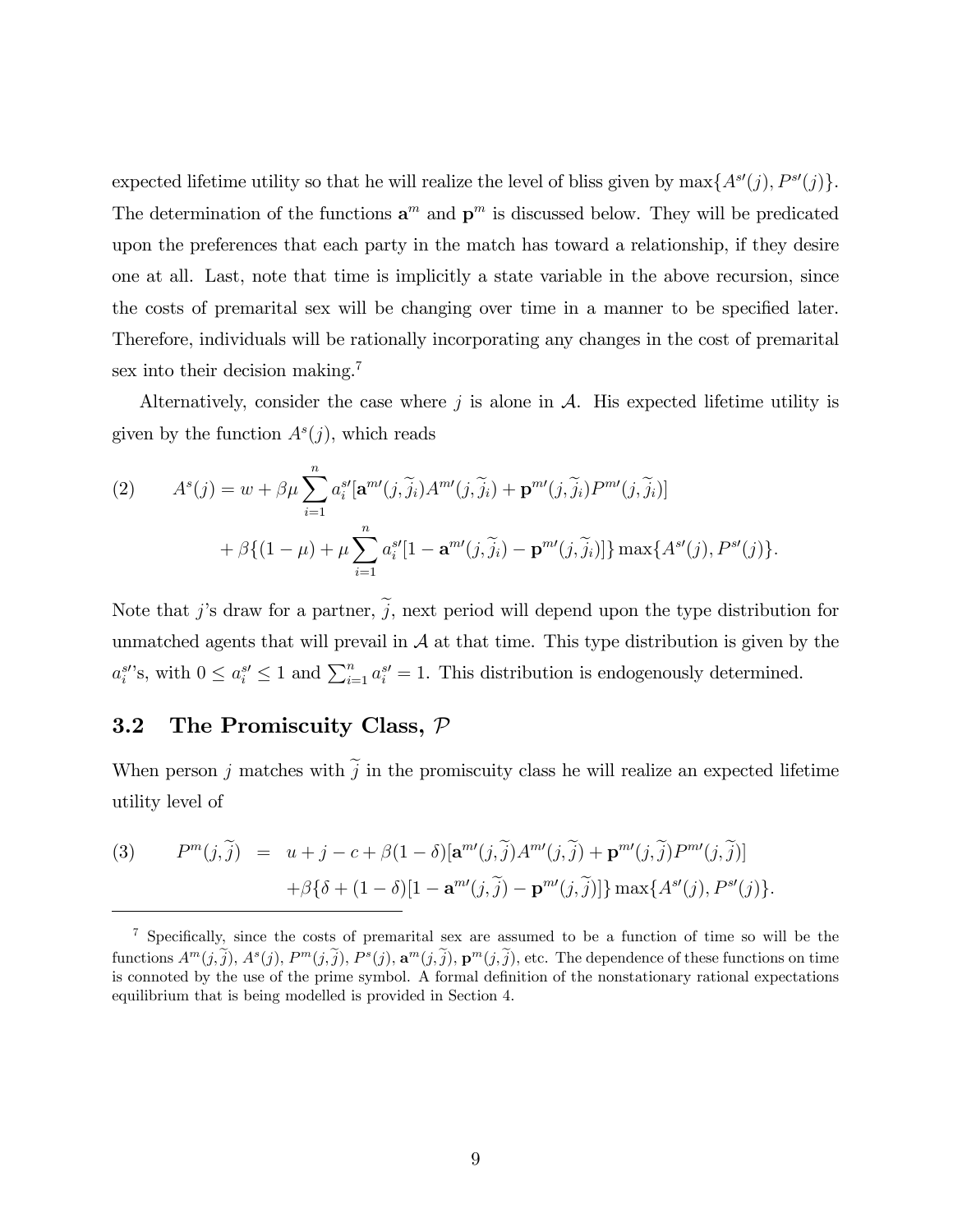expected lifetime utility so that he will realize the level of bliss given by $\max\{A^{s\prime}(j), P^{s\prime}(j)\}$. The determination of the functions $\mathbf{a}^m$ and $\mathbf{p}^m$ is discussed below. They will be predicated upon the preferences that each party in the match has toward a relationship, if they desire one at all. Last, note that time is implicitly a state variable in the above recursion, since the costs of premarital sex will be changing over time in a manner to be specified later. Therefore, individuals will be rationally incorporating any changes in the cost of premarital sex into their decision making.[7]

Alternatively, consider the case where $j$ is alone in $\mathcal{A}$. His expected lifetime utility is given by the function $A^s(j)$, which reads

$$
\begin{aligned}
(2) \qquad A^s(j) = w &+ \beta\mu \sum_{i=1}^{n} a_i^{s\prime}[\mathbf{a}^{m\prime}(j,\widetilde{j}_i)A^{m\prime}(j,\widetilde{j}_i) + \mathbf{p}^{m\prime}(j,\widetilde{j}_i)P^{m\prime}(j,\widetilde{j}_i)] \\
&+ \beta\{(1-\mu) + \mu\sum_{i=1}^{n} a_i^{s\prime}[1 - \mathbf{a}^{m\prime}(j,\widetilde{j}_i) - \mathbf{p}^{m\prime}(j,\widetilde{j}_i)]\}\max\{A^{s\prime}(j), P^{s\prime}(j)\}.
\end{aligned}
$$

Note that $j$'s draw for a partner, $\widetilde{j}$, next period will depend upon the type distribution for unmatched agents that will prevail in $\mathcal{A}$ at that time. This type distribution is given by the $a_i^{s\prime}$'s, with $0 \leq a_i^{s\prime} \leq 1$ and $\sum_{i=1}^{n} a_i^{s\prime} = 1$. This distribution is endogenously determined.

## 3.2 The Promiscuity Class, $\mathcal{P}$

When person $j$ matches with $\widetilde{j}$ in the promiscuity class he will realize an expected lifetime utility level of

$$
\begin{aligned}
(3) \qquad P^m(j,\widetilde{j}) &= u + j - c + \beta(1-\delta)[\mathbf{a}^{m\prime}(j,\widetilde{j})A^{m\prime}(j,\widetilde{j}) + \mathbf{p}^{m\prime}(j,\widetilde{j})P^{m\prime}(j,\widetilde{j})] \\
&\quad + \beta\{\delta + (1-\delta)[1 - \mathbf{a}^{m\prime}(j,\widetilde{j}) - \mathbf{p}^{m\prime}(j,\widetilde{j})]\}\max\{A^{s\prime}(j), P^{s\prime}(j)\}.
\end{aligned}
$$

[7] Specifically, since the costs of premarital sex are assumed to be a function of time so will be the functions $A^m(j,\widetilde{j})$, $A^s(j)$, $P^m(j,\widetilde{j})$, $P^s(j)$, $\mathbf{a}^m(j,\widetilde{j})$, $\mathbf{p}^m(j,\widetilde{j})$, etc. The dependence of these functions on time is connoted by the use of the prime symbol. A formal definition of the nonstationary rational expectations equilibrium that is being modelled is provided in Section 4.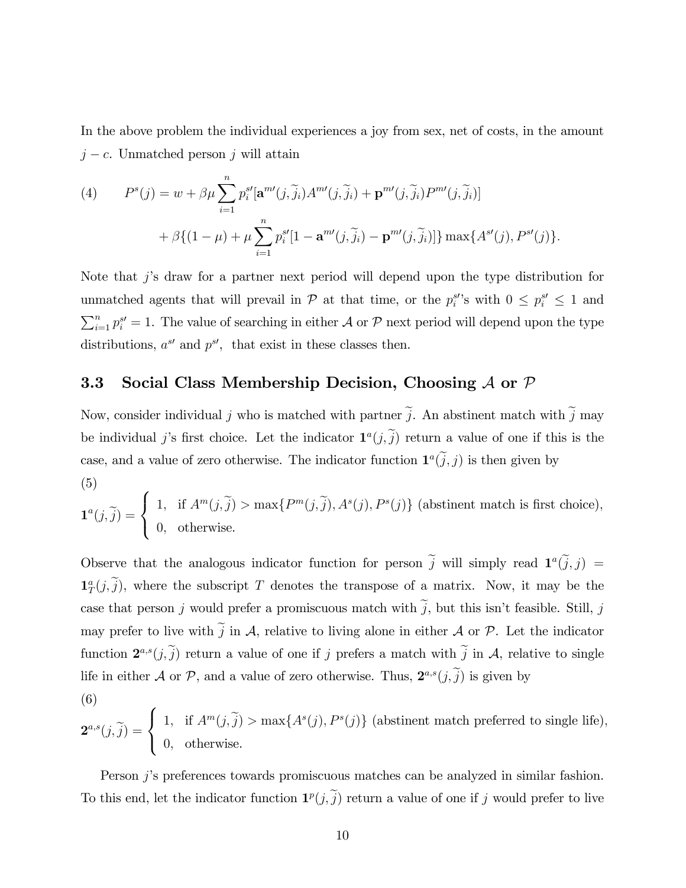In the above problem the individual experiences a joy from sex, net of costs, in the amount $j - c$. Unmatched person $j$ will attain

$$
(4) \qquad P^s(j) = w + \beta\mu \sum_{i=1}^{n} p_i^{s\prime}[\mathbf{a}^{m\prime}(j,\widetilde{j}_i)A^{m\prime}(j,\widetilde{j}_i) + \mathbf{p}^{m\prime}(j,\widetilde{j}_i)P^{m\prime}(j,\widetilde{j}_i)]
$$

$$
+ \beta\{(1-\mu) + \mu \sum_{i=1}^{n} p_i^{s\prime}[1 - \mathbf{a}^{m\prime}(j,\widetilde{j}_i) - \mathbf{p}^{m\prime}(j,\widetilde{j}_i)]\} \max\{A^{s\prime}(j), P^{s\prime}(j)\}.
$$

Note that $j$'s draw for a partner next period will depend upon the type distribution for unmatched agents that will prevail in $\mathcal{P}$ at that time, or the $p_i^{s\prime}$'s with $0 \leq p_i^{s\prime} \leq 1$ and $\sum_{i=1}^{n} p_i^{s\prime} = 1$. The value of searching in either $\mathcal{A}$ or $\mathcal{P}$ next period will depend upon the type distributions, $a^{s\prime}$ and $p^{s\prime}$, that exist in these classes then.

### 3.3 Social Class Membership Decision, Choosing $\mathcal{A}$ or $\mathcal{P}$

Now, consider individual $j$ who is matched with partner $\widetilde{j}$. An abstinent match with $\widetilde{j}$ may be individual $j$'s first choice. Let the indicator $\mathbf{1}^a(j,\widetilde{j})$ return a value of one if this is the case, and a value of zero otherwise. The indicator function $\mathbf{1}^a(\widetilde{j},j)$ is then given by

(5)

$$
\mathbf{1}^a(j,\widetilde{j}) = \begin{cases} 1, & \text{if } A^m(j,\widetilde{j}) > \max\{P^m(j,\widetilde{j}), A^s(j), P^s(j)\} \text{ (abstinent match is first choice)}, \\ 0, & \text{otherwise.} \end{cases}
$$

Observe that the analogous indicator function for person $\widetilde{j}$ will simply read $\mathbf{1}^a(\widetilde{j},j) = \mathbf{1}^a_T(j,\widetilde{j})$, where the subscript $T$ denotes the transpose of a matrix. Now, it may be the case that person $j$ would prefer a promiscuous match with $\widetilde{j}$, but this isn't feasible. Still, $j$ may prefer to live with $\widetilde{j}$ in $\mathcal{A}$, relative to living alone in either $\mathcal{A}$ or $\mathcal{P}$. Let the indicator function $\mathbf{2}^{a,s}(j,\widetilde{j})$ return a value of one if $j$ prefers a match with $\widetilde{j}$ in $\mathcal{A}$, relative to single life in either $\mathcal{A}$ or $\mathcal{P}$, and a value of zero otherwise. Thus, $\mathbf{2}^{a,s}(j,\widetilde{j})$ is given by

(6)

$$
\mathbf{2}^{a,s}(j,\widetilde{j}) = \begin{cases} 1, & \text{if } A^m(j,\widetilde{j}) > \max\{A^s(j), P^s(j)\} \text{ (abstinent match preferred to single life)}, \\ 0, & \text{otherwise.} \end{cases}
$$

Person $j$'s preferences towards promiscuous matches can be analyzed in similar fashion. To this end, let the indicator function $\mathbf{1}^p(j,\widetilde{j})$ return a value of one if $j$ would prefer to live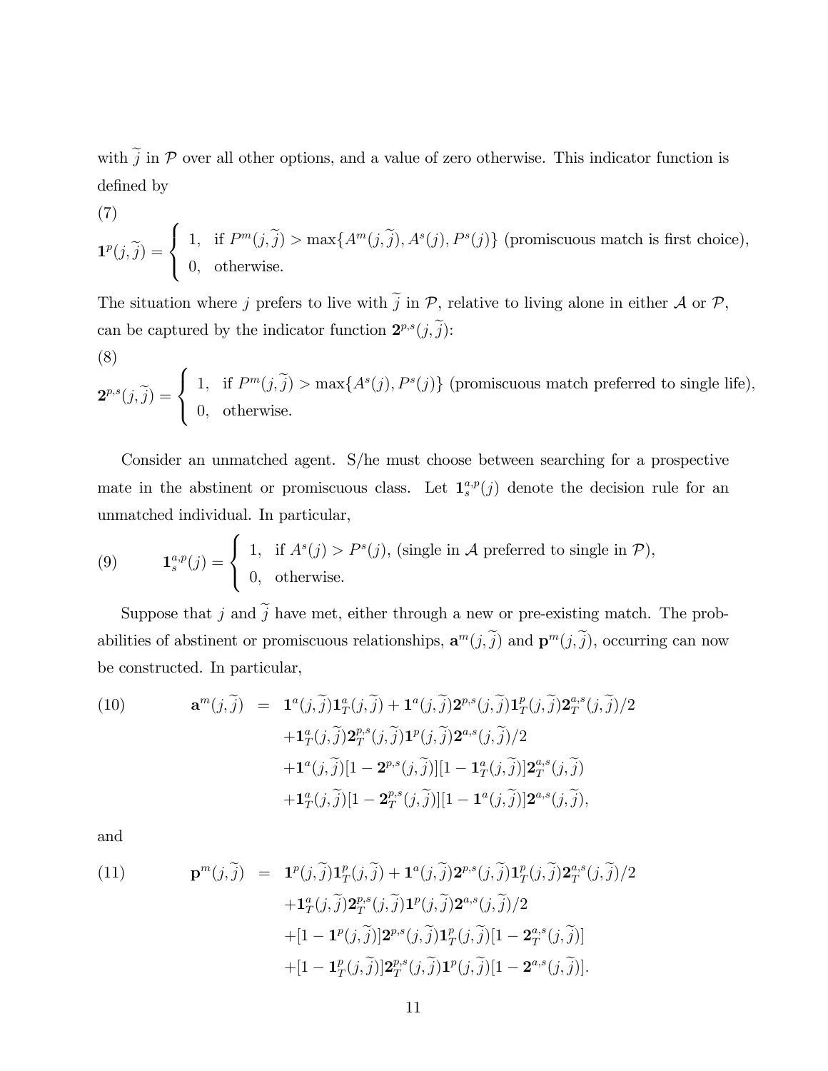with $\widetilde{j}$ in $\mathcal{P}$ over all other options, and a value of zero otherwise. This indicator function is defined by

(7)

$$\mathbf{1}^{p}(j,\widetilde{j}) = \begin{cases} 1, & \text{if } P^{m}(j,\widetilde{j}) > \max\{A^{m}(j,\widetilde{j}), A^{s}(j), P^{s}(j)\} \text{ (promiscuous match is first choice)}, \\ 0, & \text{otherwise.} \end{cases}$$

The situation where $j$ prefers to live with $\widetilde{j}$ in $\mathcal{P}$, relative to living alone in either $\mathcal{A}$ or $\mathcal{P}$, can be captured by the indicator function $\mathbf{2}^{p,s}(j,\widetilde{j})$:

(8)

$$\mathbf{2}^{p,s}(j,\widetilde{j}) = \begin{cases} 1, & \text{if } P^{m}(j,\widetilde{j}) > \max\{A^{s}(j), P^{s}(j)\} \text{ (promiscuous match preferred to single life)}, \\ 0, & \text{otherwise.} \end{cases}$$

Consider an unmatched agent. S/he must choose between searching for a prospective mate in the abstinent or promiscuous class. Let $\mathbf{1}_{s}^{a,p}(j)$ denote the decision rule for an unmatched individual. In particular,

$$(9) \qquad \mathbf{1}_{s}^{a,p}(j) = \begin{cases} 1, & \text{if } A^{s}(j) > P^{s}(j), \text{ (single in } \mathcal{A} \text{ preferred to single in } \mathcal{P}), \\ 0, & \text{otherwise.} \end{cases}$$

Suppose that $j$ and $\widetilde{j}$ have met, either through a new or pre-existing match. The probabilities of abstinent or promiscuous relationships, $\mathbf{a}^{m}(j,\widetilde{j})$ and $\mathbf{p}^{m}(j,\widetilde{j})$, occurring can now be constructed. In particular,

$$\begin{aligned}
(10) \qquad \mathbf{a}^{m}(j,\widetilde{j}) \;=\;& \mathbf{1}^{a}(j,\widetilde{j})\mathbf{1}_{T}^{a}(j,\widetilde{j}) + \mathbf{1}^{a}(j,\widetilde{j})\mathbf{2}^{p,s}(j,\widetilde{j})\mathbf{1}_{T}^{p}(j,\widetilde{j})\mathbf{2}_{T}^{a,s}(j,\widetilde{j})/2 \\
&+\mathbf{1}_{T}^{a}(j,\widetilde{j})\mathbf{2}_{T}^{p,s}(j,\widetilde{j})\mathbf{1}^{p}(j,\widetilde{j})\mathbf{2}^{a,s}(j,\widetilde{j})/2 \\
&+\mathbf{1}^{a}(j,\widetilde{j})[1-\mathbf{2}^{p,s}(j,\widetilde{j})][1-\mathbf{1}_{T}^{a}(j,\widetilde{j})]\mathbf{2}_{T}^{a,s}(j,\widetilde{j}) \\
&+\mathbf{1}_{T}^{a}(j,\widetilde{j})[1-\mathbf{2}_{T}^{p,s}(j,\widetilde{j})][1-\mathbf{1}^{a}(j,\widetilde{j})]\mathbf{2}^{a,s}(j,\widetilde{j}),
\end{aligned}$$

and

$$\begin{aligned}
(11) \qquad \mathbf{p}^{m}(j,\widetilde{j}) \;=\;& \mathbf{1}^{p}(j,\widetilde{j})\mathbf{1}_{T}^{p}(j,\widetilde{j}) + \mathbf{1}^{a}(j,\widetilde{j})\mathbf{2}^{p,s}(j,\widetilde{j})\mathbf{1}_{T}^{p}(j,\widetilde{j})\mathbf{2}_{T}^{a,s}(j,\widetilde{j})/2 \\
&+\mathbf{1}_{T}^{a}(j,\widetilde{j})\mathbf{2}_{T}^{p,s}(j,\widetilde{j})\mathbf{1}^{p}(j,\widetilde{j})\mathbf{2}^{a,s}(j,\widetilde{j})/2 \\
&+[1-\mathbf{1}^{p}(j,\widetilde{j})]\mathbf{2}^{p,s}(j,\widetilde{j})\mathbf{1}_{T}^{p}(j,\widetilde{j})[1-\mathbf{2}_{T}^{a,s}(j,\widetilde{j})] \\
&+[1-\mathbf{1}_{T}^{p}(j,\widetilde{j})]\mathbf{2}_{T}^{p,s}(j,\widetilde{j})\mathbf{1}^{p}(j,\widetilde{j})[1-\mathbf{2}^{a,s}(j,\widetilde{j})].
\end{aligned}$$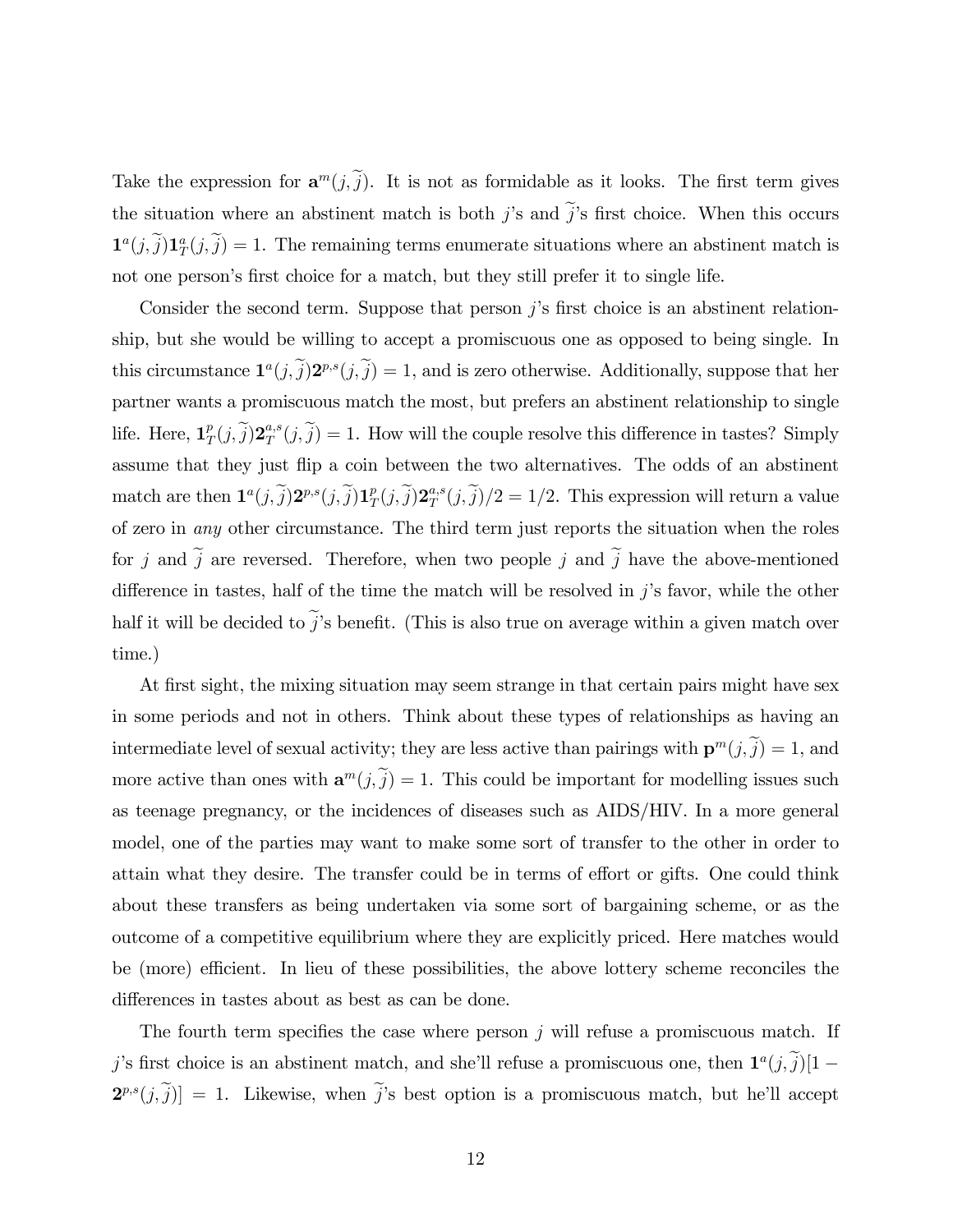Take the expression for $\mathbf{a}^m(j, \widetilde{j})$. It is not as formidable as it looks. The first term gives the situation where an abstinent match is both $j$'s and $\widetilde{j}$'s first choice. When this occurs $\mathbf{1}^a(j, \widetilde{j})\mathbf{1}^a_T(j, \widetilde{j}) = 1$. The remaining terms enumerate situations where an abstinent match is not one person's first choice for a match, but they still prefer it to single life.

Consider the second term. Suppose that person $j$'s first choice is an abstinent relationship, but she would be willing to accept a promiscuous one as opposed to being single. In this circumstance $\mathbf{1}^a(j, \widetilde{j})\mathbf{2}^{p,s}(j, \widetilde{j}) = 1$, and is zero otherwise. Additionally, suppose that her partner wants a promiscuous match the most, but prefers an abstinent relationship to single life. Here, $\mathbf{1}^p_T(j, \widetilde{j})\mathbf{2}^{a,s}_T(j, \widetilde{j}) = 1$. How will the couple resolve this difference in tastes? Simply assume that they just flip a coin between the two alternatives. The odds of an abstinent match are then $\mathbf{1}^a(j, \widetilde{j})\mathbf{2}^{p,s}(j, \widetilde{j})\mathbf{1}^p_T(j, \widetilde{j})\mathbf{2}^{a,s}_T(j, \widetilde{j})/2 = 1/2$. This expression will return a value of zero in *any* other circumstance. The third term just reports the situation when the roles for $j$ and $\widetilde{j}$ are reversed. Therefore, when two people $j$ and $\widetilde{j}$ have the above-mentioned difference in tastes, half of the time the match will be resolved in $j$'s favor, while the other half it will be decided to $\widetilde{j}$'s benefit. (This is also true on average within a given match over time.)

At first sight, the mixing situation may seem strange in that certain pairs might have sex in some periods and not in others. Think about these types of relationships as having an intermediate level of sexual activity; they are less active than pairings with $\mathbf{p}^m(j, \widetilde{j}) = 1$, and more active than ones with $\mathbf{a}^m(j, \widetilde{j}) = 1$. This could be important for modelling issues such as teenage pregnancy, or the incidences of diseases such as AIDS/HIV. In a more general model, one of the parties may want to make some sort of transfer to the other in order to attain what they desire. The transfer could be in terms of effort or gifts. One could think about these transfers as being undertaken via some sort of bargaining scheme, or as the outcome of a competitive equilibrium where they are explicitly priced. Here matches would be (more) efficient. In lieu of these possibilities, the above lottery scheme reconciles the differences in tastes about as best as can be done.

The fourth term specifies the case where person $j$ will refuse a promiscuous match. If $j$'s first choice is an abstinent match, and she'll refuse a promiscuous one, then $\mathbf{1}^a(j, \widetilde{j})[1 - \mathbf{2}^{p,s}(j, \widetilde{j})] = 1$. Likewise, when $\widetilde{j}$'s best option is a promiscuous match, but he'll accept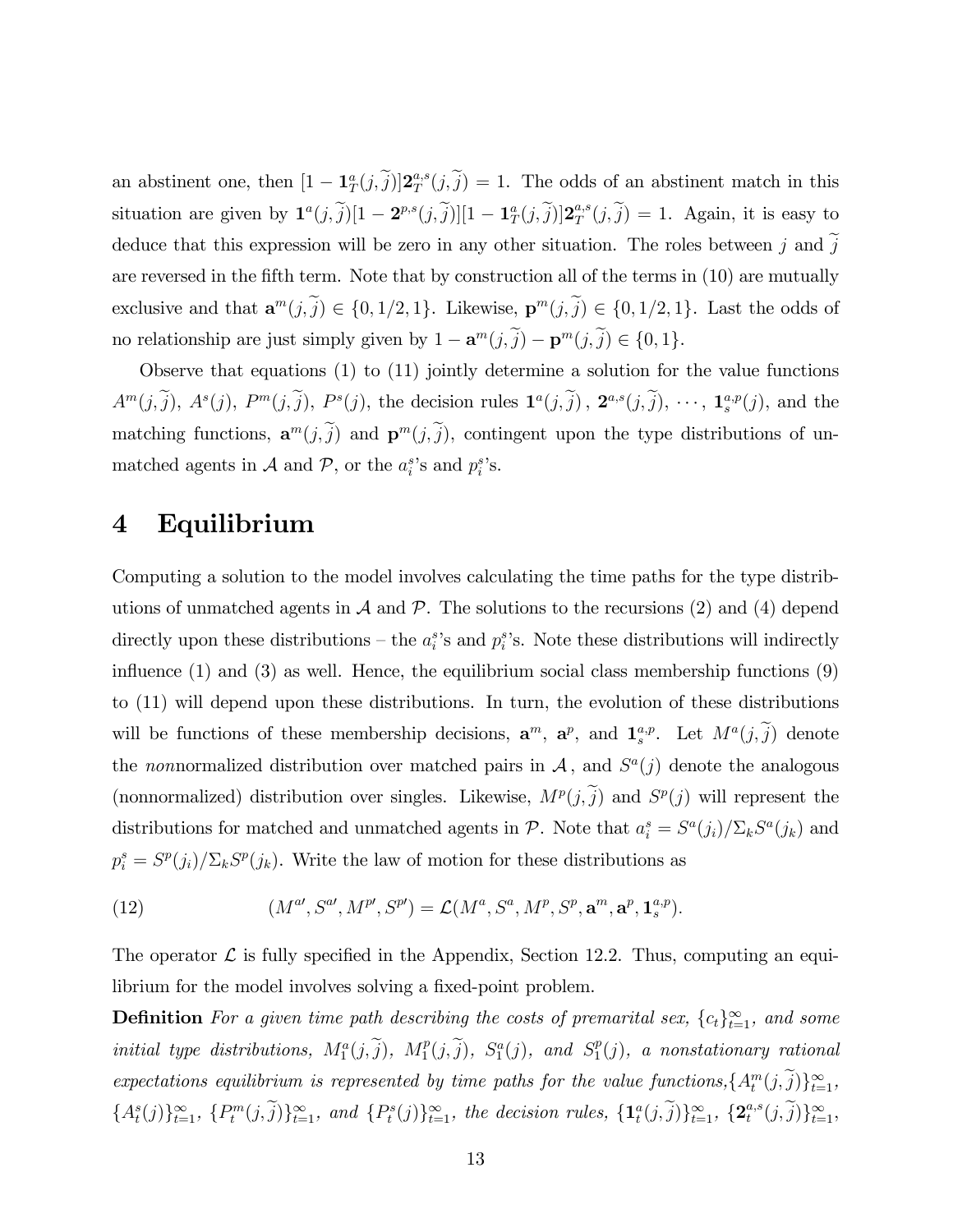an abstinent one, then $[1 - \mathbf{1}_T^a(j, \widetilde{j})]\mathbf{2}_T^{a,s}(j, \widetilde{j}) = 1$. The odds of an abstinent match in this situation are given by $\mathbf{1}^a(j, \widetilde{j})[1 - \mathbf{2}^{p,s}(j, \widetilde{j})][1 - \mathbf{1}_T^a(j, \widetilde{j})]\mathbf{2}_T^{a,s}(j, \widetilde{j}) = 1$. Again, it is easy to deduce that this expression will be zero in any other situation. The roles between $j$ and $\widetilde{j}$ are reversed in the fifth term. Note that by construction all of the terms in (10) are mutually exclusive and that $\mathbf{a}^m(j, \widetilde{j}) \in \{0, 1/2, 1\}$. Likewise, $\mathbf{p}^m(j, \widetilde{j}) \in \{0, 1/2, 1\}$. Last the odds of no relationship are just simply given by $1 - \mathbf{a}^m(j, \widetilde{j}) - \mathbf{p}^m(j, \widetilde{j}) \in \{0, 1\}$.

Observe that equations (1) to (11) jointly determine a solution for the value functions $A^m(j, \widetilde{j})$, $A^s(j)$, $P^m(j, \widetilde{j})$, $P^s(j)$, the decision rules $\mathbf{1}^a(j, \widetilde{j})$, $\mathbf{2}^{a,s}(j, \widetilde{j})$, $\cdots$, $\mathbf{1}_s^{a,p}(j)$, and the matching functions, $\mathbf{a}^m(j, \widetilde{j})$ and $\mathbf{p}^m(j, \widetilde{j})$, contingent upon the type distributions of unmatched agents in $\mathcal{A}$ and $\mathcal{P}$, or the $a_i^s$'s and $p_i^s$'s.

# 4 Equilibrium

Computing a solution to the model involves calculating the time paths for the type distributions of unmatched agents in $\mathcal{A}$ and $\mathcal{P}$. The solutions to the recursions (2) and (4) depend directly upon these distributions – the $a_i^s$'s and $p_i^s$'s. Note these distributions will indirectly influence (1) and (3) as well. Hence, the equilibrium social class membership functions (9) to (11) will depend upon these distributions. In turn, the evolution of these distributions will be functions of these membership decisions, $\mathbf{a}^m$, $\mathbf{a}^p$, and $\mathbf{1}_s^{a,p}$. Let $M^a(j, \widetilde{j})$ denote the *non*normalized distribution over matched pairs in $\mathcal{A}$, and $S^a(j)$ denote the analogous (nonnormalized) distribution over singles. Likewise, $M^p(j, \widetilde{j})$ and $S^p(j)$ will represent the distributions for matched and unmatched agents in $\mathcal{P}$. Note that $a_i^s = S^a(j_i)/\Sigma_k S^a(j_k)$ and $p_i^s = S^p(j_i)/\Sigma_k S^p(j_k)$. Write the law of motion for these distributions as

$$(M^{a\prime}, S^{a\prime}, M^{p\prime}, S^{p\prime}) = \mathcal{L}(M^a, S^a, M^p, S^p, \mathbf{a}^m, \mathbf{a}^p, \mathbf{1}_s^{a,p}). \tag{12}$$

The operator $\mathcal{L}$ is fully specified in the Appendix, Section 12.2. Thus, computing an equilibrium for the model involves solving a fixed-point problem.

**Definition** *For a given time path describing the costs of premarital sex, $\{c_t\}_{t=1}^{\infty}$, and some initial type distributions, $M_1^a(j, \widetilde{j})$, $M_1^p(j, \widetilde{j})$, $S_1^a(j)$, and $S_1^p(j)$, a nonstationary rational expectations equilibrium is represented by time paths for the value functions,$\{A_t^m(j, \widetilde{j})\}_{t=1}^{\infty}$, $\{A_t^s(j)\}_{t=1}^{\infty}$, $\{P_t^m(j, \widetilde{j})\}_{t=1}^{\infty}$, and $\{P_t^s(j)\}_{t=1}^{\infty}$, the decision rules, $\{\mathbf{1}_t^a(j, \widetilde{j})\}_{t=1}^{\infty}$, $\{\mathbf{2}_t^{a,s}(j, \widetilde{j})\}_{t=1}^{\infty}$,*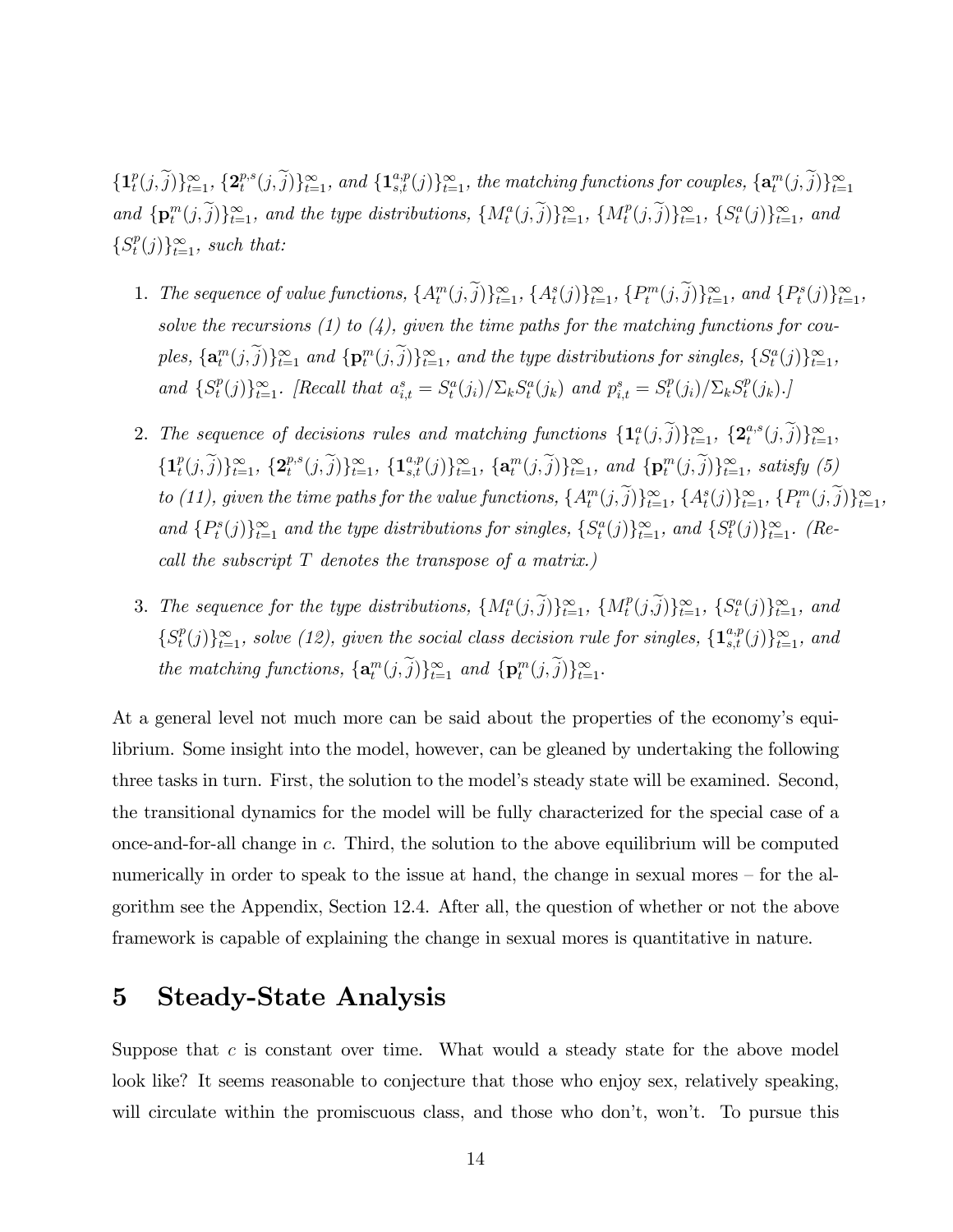*$\{\mathbf{1}_t^p(j,\widetilde{j})\}_{t=1}^{\infty}$, $\{\mathbf{2}_t^{p,s}(j,\widetilde{j})\}_{t=1}^{\infty}$, and $\{\mathbf{1}_{s,t}^{a,p}(j)\}_{t=1}^{\infty}$, the matching functions for couples, $\{\mathbf{a}_t^m(j,\widetilde{j})\}_{t=1}^{\infty}$ and $\{\mathbf{p}_t^m(j,\widetilde{j})\}_{t=1}^{\infty}$, and the type distributions, $\{M_t^a(j,\widetilde{j})\}_{t=1}^{\infty}$, $\{M_t^p(j,\widetilde{j})\}_{t=1}^{\infty}$, $\{S_t^a(j)\}_{t=1}^{\infty}$, and $\{S_t^p(j)\}_{t=1}^{\infty}$, such that:*

1. *The sequence of value functions, $\{A_t^m(j,\widetilde{j})\}_{t=1}^{\infty}$, $\{A_t^s(j)\}_{t=1}^{\infty}$, $\{P_t^m(j,\widetilde{j})\}_{t=1}^{\infty}$, and $\{P_t^s(j)\}_{t=1}^{\infty}$, solve the recursions (1) to (4), given the time paths for the matching functions for couples, $\{\mathbf{a}_t^m(j,\widetilde{j})\}_{t=1}^{\infty}$ and $\{\mathbf{p}_t^m(j,\widetilde{j})\}_{t=1}^{\infty}$, and the type distributions for singles, $\{S_t^a(j)\}_{t=1}^{\infty}$, and $\{S_t^p(j)\}_{t=1}^{\infty}$. [Recall that $a_{i,t}^s = S_t^a(j_i)/\Sigma_k S_t^a(j_k)$ and $p_{i,t}^s = S_t^p(j_i)/\Sigma_k S_t^p(j_k)$.]*

2. *The sequence of decisions rules and matching functions $\{\mathbf{1}_t^a(j,\widetilde{j})\}_{t=1}^{\infty}$, $\{\mathbf{2}_t^{a,s}(j,\widetilde{j})\}_{t=1}^{\infty}$, $\{\mathbf{1}_t^p(j,\widetilde{j})\}_{t=1}^{\infty}$, $\{\mathbf{2}_t^{p,s}(j,\widetilde{j})\}_{t=1}^{\infty}$, $\{\mathbf{1}_{s,t}^{a,p}(j)\}_{t=1}^{\infty}$, $\{\mathbf{a}_t^m(j,\widetilde{j})\}_{t=1}^{\infty}$, and $\{\mathbf{p}_t^m(j,\widetilde{j})\}_{t=1}^{\infty}$, satisfy (5) to (11), given the time paths for the value functions, $\{A_t^m(j,\widetilde{j})\}_{t=1}^{\infty}$, $\{A_t^s(j)\}_{t=1}^{\infty}$, $\{P_t^m(j,\widetilde{j})\}_{t=1}^{\infty}$, and $\{P_t^s(j)\}_{t=1}^{\infty}$ and the type distributions for singles, $\{S_t^a(j)\}_{t=1}^{\infty}$, and $\{S_t^p(j)\}_{t=1}^{\infty}$. (Recall the subscript $T$ denotes the transpose of a matrix.)*

3. *The sequence for the type distributions, $\{M_t^a(j,\widetilde{j})\}_{t=1}^{\infty}$, $\{M_t^p(j,\widetilde{j})\}_{t=1}^{\infty}$, $\{S_t^a(j)\}_{t=1}^{\infty}$, and $\{S_t^p(j)\}_{t=1}^{\infty}$, solve (12), given the social class decision rule for singles, $\{\mathbf{1}_{s,t}^{a,p}(j)\}_{t=1}^{\infty}$, and the matching functions, $\{\mathbf{a}_t^m(j,\widetilde{j})\}_{t=1}^{\infty}$ and $\{\mathbf{p}_t^m(j,\widetilde{j})\}_{t=1}^{\infty}$.*

At a general level not much more can be said about the properties of the economy's equilibrium. Some insight into the model, however, can be gleaned by undertaking the following three tasks in turn. First, the solution to the model's steady state will be examined. Second, the transitional dynamics for the model will be fully characterized for the special case of a once-and-for-all change in $c$. Third, the solution to the above equilibrium will be computed numerically in order to speak to the issue at hand, the change in sexual mores – for the algorithm see the Appendix, Section 12.4. After all, the question of whether or not the above framework is capable of explaining the change in sexual mores is quantitative in nature.

# 5 Steady-State Analysis

Suppose that $c$ is constant over time. What would a steady state for the above model look like? It seems reasonable to conjecture that those who enjoy sex, relatively speaking, will circulate within the promiscuous class, and those who don't, won't. To pursue this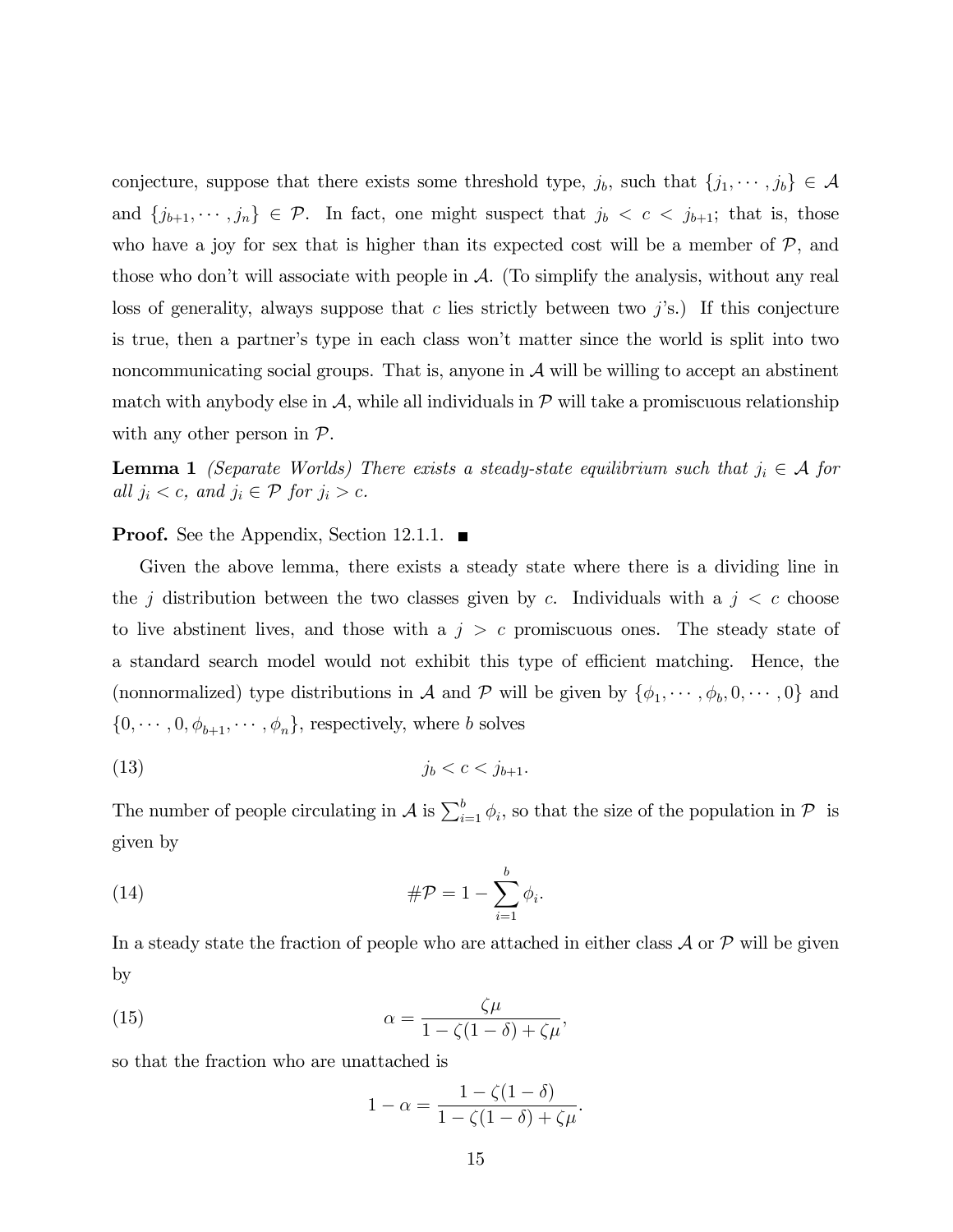conjecture, suppose that there exists some threshold type, $j_b$, such that $\{j_1, \cdots, j_b\} \in \mathcal{A}$ and $\{j_{b+1}, \cdots, j_n\} \in \mathcal{P}$. In fact, one might suspect that $j_b < c < j_{b+1}$; that is, those who have a joy for sex that is higher than its expected cost will be a member of $\mathcal{P}$, and those who don't will associate with people in $\mathcal{A}$. (To simplify the analysis, without any real loss of generality, always suppose that $c$ lies strictly between two $j$'s.) If this conjecture is true, then a partner's type in each class won't matter since the world is split into two noncommunicating social groups. That is, anyone in $\mathcal{A}$ will be willing to accept an abstinent match with anybody else in $\mathcal{A}$, while all individuals in $\mathcal{P}$ will take a promiscuous relationship with any other person in $\mathcal{P}$.

**Lemma 1** *(Separate Worlds) There exists a steady-state equilibrium such that $j_i \in \mathcal{A}$ for all $j_i < c$, and $j_i \in \mathcal{P}$ for $j_i > c$.*

**Proof.** See the Appendix, Section 12.1.1. ■

Given the above lemma, there exists a steady state where there is a dividing line in the $j$ distribution between the two classes given by $c$. Individuals with a $j < c$ choose to live abstinent lives, and those with a $j > c$ promiscuous ones. The steady state of a standard search model would not exhibit this type of efficient matching. Hence, the (nonnormalized) type distributions in $\mathcal{A}$ and $\mathcal{P}$ will be given by $\{\phi_1, \cdots, \phi_b, 0, \cdots, 0\}$ and $\{0, \cdots, 0, \phi_{b+1}, \cdots, \phi_n\}$, respectively, where $b$ solves

$$j_b < c < j_{b+1}. \tag{13}$$

The number of people circulating in $\mathcal{A}$ is $\sum_{i=1}^{b} \phi_i$, so that the size of the population in $\mathcal{P}$ is given by

$$\#\mathcal{P} = 1 - \sum_{i=1}^{b} \phi_i. \tag{14}$$

In a steady state the fraction of people who are attached in either class $\mathcal{A}$ or $\mathcal{P}$ will be given by

$$\alpha = \frac{\zeta\mu}{1 - \zeta(1-\delta) + \zeta\mu}, \tag{15}$$

so that the fraction who are unattached is

$$1 - \alpha = \frac{1 - \zeta(1-\delta)}{1 - \zeta(1-\delta) + \zeta\mu}.$$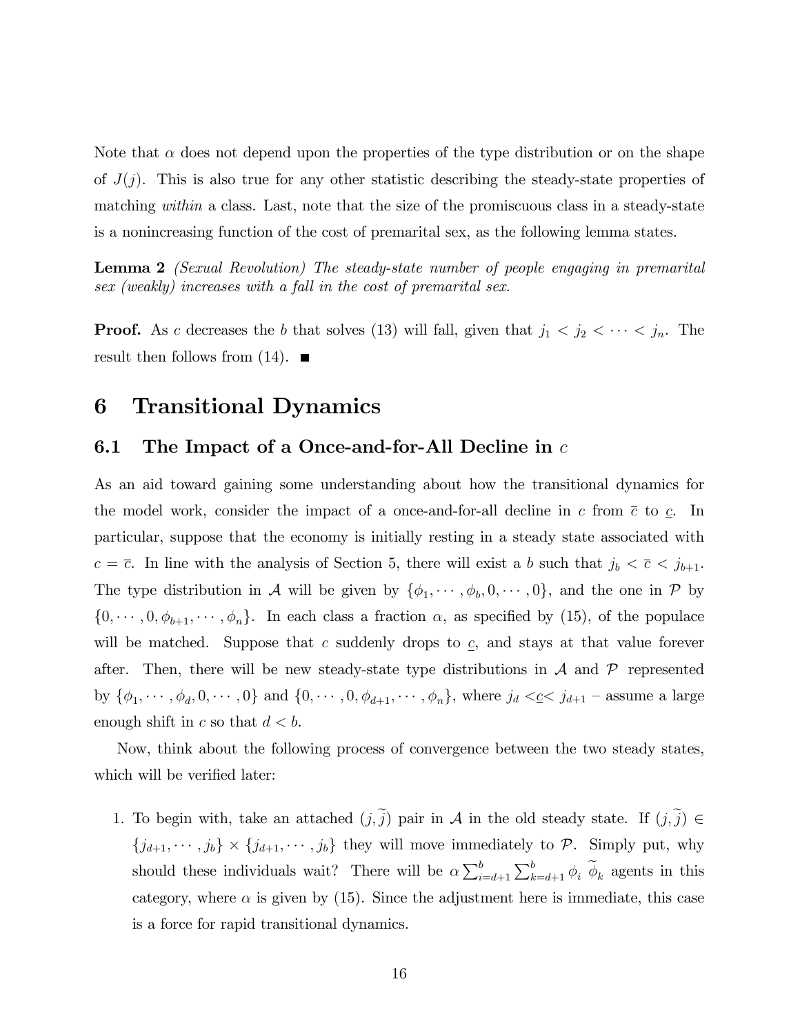Note that $\alpha$ does not depend upon the properties of the type distribution or on the shape of $J(j)$. This is also true for any other statistic describing the steady-state properties of matching *within* a class. Last, note that the size of the promiscuous class in a steady-state is a nonincreasing function of the cost of premarital sex, as the following lemma states.

**Lemma 2** *(Sexual Revolution) The steady-state number of people engaging in premarital sex (weakly) increases with a fall in the cost of premarital sex.*

**Proof.** As $c$ decreases the $b$ that solves (13) will fall, given that $j_1 < j_2 < \cdots < j_n$. The result then follows from (14). ■

# 6 Transitional Dynamics

## 6.1 The Impact of a Once-and-for-All Decline in $c$

As an aid toward gaining some understanding about how the transitional dynamics for the model work, consider the impact of a once-and-for-all decline in $c$ from $\bar{c}$ to $\underline{c}$. In particular, suppose that the economy is initially resting in a steady state associated with $c = \bar{c}$. In line with the analysis of Section 5, there will exist a $b$ such that $j_b < \bar{c} < j_{b+1}$. The type distribution in $\mathcal{A}$ will be given by $\{\phi_1, \cdots, \phi_b, 0, \cdots, 0\}$, and the one in $\mathcal{P}$ by $\{0, \cdots, 0, \phi_{b+1}, \cdots, \phi_n\}$. In each class a fraction $\alpha$, as specified by (15), of the populace will be matched. Suppose that $c$ suddenly drops to $\underline{c}$, and stays at that value forever after. Then, there will be new steady-state type distributions in $\mathcal{A}$ and $\mathcal{P}$ represented by $\{\phi_1, \cdots, \phi_d, 0, \cdots, 0\}$ and $\{0, \cdots, 0, \phi_{d+1}, \cdots, \phi_n\}$, where $j_d < \underline{c} < j_{d+1}$ – assume a large enough shift in $c$ so that $d < b$.

Now, think about the following process of convergence between the two steady states, which will be verified later:

1. To begin with, take an attached $(j, \widetilde{j})$ pair in $\mathcal{A}$ in the old steady state. If $(j, \widetilde{j}) \in \{j_{d+1}, \cdots, j_b\} \times \{j_{d+1}, \cdots, j_b\}$ they will move immediately to $\mathcal{P}$. Simply put, why should these individuals wait? There will be $\alpha \sum_{i=d+1}^{b} \sum_{k=d+1}^{b} \phi_i \ \widetilde{\phi}_k$ agents in this category, where $\alpha$ is given by (15). Since the adjustment here is immediate, this case is a force for rapid transitional dynamics.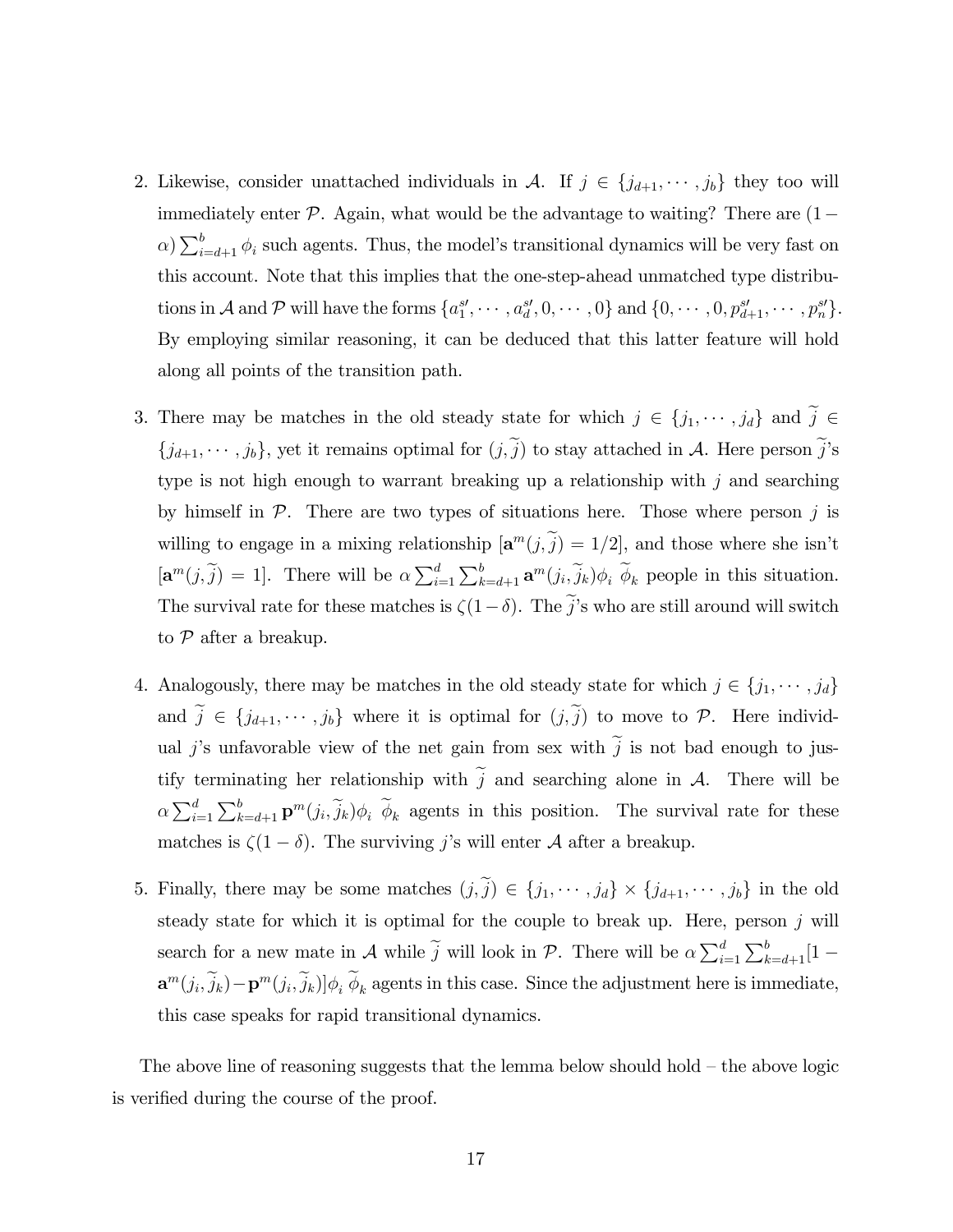2. Likewise, consider unattached individuals in $\mathcal{A}$. If $j \in \{j_{d+1}, \cdots, j_b\}$ they too will immediately enter $\mathcal{P}$. Again, what would be the advantage to waiting? There are $(1-\alpha)\sum_{i=d+1}^{b}\phi_i$ such agents. Thus, the model's transitional dynamics will be very fast on this account. Note that this implies that the one-step-ahead unmatched type distributions in $\mathcal{A}$ and $\mathcal{P}$ will have the forms $\{a_1^{s\prime}, \cdots, a_d^{s\prime}, 0, \cdots, 0\}$ and $\{0, \cdots, 0, p_{d+1}^{s\prime}, \cdots, p_n^{s\prime}\}$. By employing similar reasoning, it can be deduced that this latter feature will hold along all points of the transition path.

3. There may be matches in the old steady state for which $j \in \{j_1, \cdots, j_d\}$ and $\widetilde{j} \in \{j_{d+1}, \cdots, j_b\}$, yet it remains optimal for $(j, \widetilde{j})$ to stay attached in $\mathcal{A}$. Here person $\widetilde{j}$'s type is not high enough to warrant breaking up a relationship with $j$ and searching by himself in $\mathcal{P}$. There are two types of situations here. Those where person $j$ is willing to engage in a mixing relationship $[\mathbf{a}^m(j, \widetilde{j}) = 1/2]$, and those where she isn't $[\mathbf{a}^m(j, \widetilde{j}) = 1]$. There will be $\alpha\sum_{i=1}^{d}\sum_{k=d+1}^{b}\mathbf{a}^m(j_i, \widetilde{j}_k)\phi_i\ \widetilde{\phi}_k$ people in this situation. The survival rate for these matches is $\zeta(1-\delta)$. The $\widetilde{j}$'s who are still around will switch to $\mathcal{P}$ after a breakup.

4. Analogously, there may be matches in the old steady state for which $j \in \{j_1, \cdots, j_d\}$ and $\widetilde{j} \in \{j_{d+1}, \cdots, j_b\}$ where it is optimal for $(j, \widetilde{j})$ to move to $\mathcal{P}$. Here individual $j$'s unfavorable view of the net gain from sex with $\widetilde{j}$ is not bad enough to justify terminating her relationship with $\widetilde{j}$ and searching alone in $\mathcal{A}$. There will be $\alpha\sum_{i=1}^{d}\sum_{k=d+1}^{b}\mathbf{p}^m(j_i, \widetilde{j}_k)\phi_i\ \widetilde{\phi}_k$ agents in this position. The survival rate for these matches is $\zeta(1-\delta)$. The surviving $j$'s will enter $\mathcal{A}$ after a breakup.

5. Finally, there may be some matches $(j, \widetilde{j}) \in \{j_1, \cdots, j_d\} \times \{j_{d+1}, \cdots, j_b\}$ in the old steady state for which it is optimal for the couple to break up. Here, person $j$ will search for a new mate in $\mathcal{A}$ while $\widetilde{j}$ will look in $\mathcal{P}$. There will be $\alpha\sum_{i=1}^{d}\sum_{k=d+1}^{b}[1-\mathbf{a}^m(j_i, \widetilde{j}_k)-\mathbf{p}^m(j_i, \widetilde{j}_k)]\phi_i\ \widetilde{\phi}_k$ agents in this case. Since the adjustment here is immediate, this case speaks for rapid transitional dynamics.

The above line of reasoning suggests that the lemma below should hold – the above logic is verified during the course of the proof.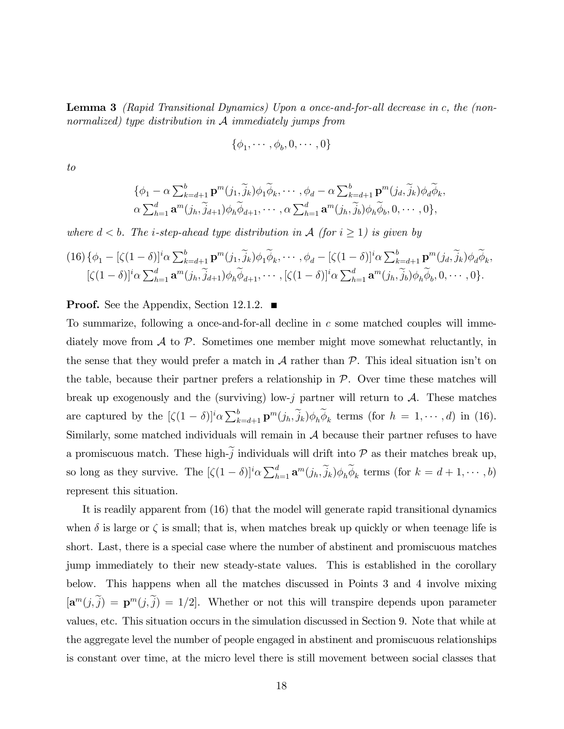**Lemma 3** *(Rapid Transitional Dynamics) Upon a once-and-for-all decrease in c, the (non-normalized) type distribution in $\mathcal{A}$ immediately jumps from*

$$\{\phi_1, \cdots, \phi_b, 0, \cdots, 0\}$$

*to*

$$\begin{aligned}&\{\phi_1 - \alpha \textstyle\sum_{k=d+1}^{b} \mathbf{p}^m(j_1, \widetilde{j}_k)\phi_1\widetilde{\phi}_k, \cdots, \phi_d - \alpha \textstyle\sum_{k=d+1}^{b} \mathbf{p}^m(j_d, \widetilde{j}_k)\phi_d\widetilde{\phi}_k,\\ &\alpha \textstyle\sum_{h=1}^{d} \mathbf{a}^m(j_h, \widetilde{j}_{d+1})\phi_h\widetilde{\phi}_{d+1}, \cdots, \alpha \textstyle\sum_{h=1}^{d} \mathbf{a}^m(j_h, \widetilde{j}_b)\phi_h\widetilde{\phi}_b, 0, \cdots, 0\},\end{aligned}$$

*where $d < b$. The i-step-ahead type distribution in $\mathcal{A}$ (for $i \geq 1$) is given by*

$$\begin{aligned}(16)\ &\{\phi_1 - [\zeta(1-\delta)]^i \alpha \textstyle\sum_{k=d+1}^{b} \mathbf{p}^m(j_1, \widetilde{j}_k)\phi_1\widetilde{\phi}_k, \cdots, \phi_d - [\zeta(1-\delta)]^i \alpha \textstyle\sum_{k=d+1}^{b} \mathbf{p}^m(j_d, \widetilde{j}_k)\phi_d\widetilde{\phi}_k,\\ &[\zeta(1-\delta)]^i \alpha \textstyle\sum_{h=1}^{d} \mathbf{a}^m(j_h, \widetilde{j}_{d+1})\phi_h\widetilde{\phi}_{d+1}, \cdots, [\zeta(1-\delta)]^i \alpha \textstyle\sum_{h=1}^{d} \mathbf{a}^m(j_h, \widetilde{j}_b)\phi_h\widetilde{\phi}_b, 0, \cdots, 0\}.\end{aligned}$$

**Proof.** See the Appendix, Section 12.1.2. ■

To summarize, following a once-and-for-all decline in $c$ some matched couples will immediately move from $\mathcal{A}$ to $\mathcal{P}$. Sometimes one member might move somewhat reluctantly, in the sense that they would prefer a match in $\mathcal{A}$ rather than $\mathcal{P}$. This ideal situation isn't on the table, because their partner prefers a relationship in $\mathcal{P}$. Over time these matches will break up exogenously and the (surviving) low-$j$ partner will return to $\mathcal{A}$. These matches are captured by the $[\zeta(1-\delta)]^i \alpha \sum_{k=d+1}^{b} \mathbf{p}^m(j_h, \widetilde{j}_k)\phi_h\widetilde{\phi}_k$ terms (for $h = 1, \cdots, d$) in (16). Similarly, some matched individuals will remain in $\mathcal{A}$ because their partner refuses to have a promiscuous match. These high-$\widetilde{j}$ individuals will drift into $\mathcal{P}$ as their matches break up, so long as they survive. The $[\zeta(1-\delta)]^i \alpha \sum_{h=1}^{d} \mathbf{a}^m(j_h, \widetilde{j}_k)\phi_h\widetilde{\phi}_k$ terms (for $k = d+1, \cdots, b$) represent this situation.

It is readily apparent from (16) that the model will generate rapid transitional dynamics when $\delta$ is large or $\zeta$ is small; that is, when matches break up quickly or when teenage life is short. Last, there is a special case where the number of abstinent and promiscuous matches jump immediately to their new steady-state values. This is established in the corollary below. This happens when all the matches discussed in Points 3 and 4 involve mixing $[\mathbf{a}^m(j, \widetilde{j}) = \mathbf{p}^m(j, \widetilde{j}) = 1/2]$. Whether or not this will transpire depends upon parameter values, etc. This situation occurs in the simulation discussed in Section 9. Note that while at the aggregate level the number of people engaged in abstinent and promiscuous relationships is constant over time, at the micro level there is still movement between social classes that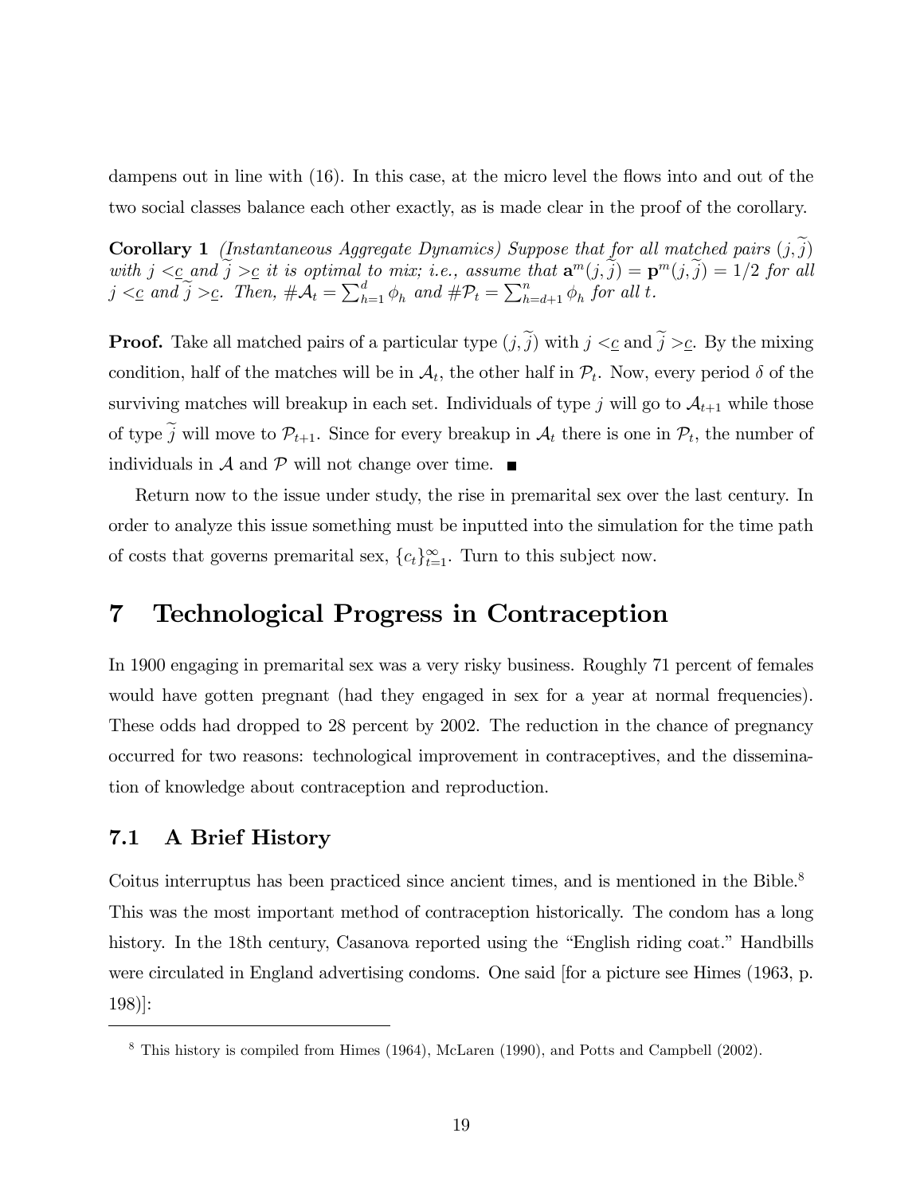dampens out in line with (16). In this case, at the micro level the flows into and out of the two social classes balance each other exactly, as is made clear in the proof of the corollary.

**Corollary 1** *(Instantaneous Aggregate Dynamics) Suppose that for all matched pairs $(j, \widetilde{j})$ with $j < \underline{c}$ and $\widetilde{j} > \underline{c}$ it is optimal to mix; i.e., assume that $\mathbf{a}^m(j, \widetilde{j}) = \mathbf{p}^m(j, \widetilde{j}) = 1/2$ for all $j < \underline{c}$ and $\widetilde{j} > \underline{c}$. Then, $\#\mathcal{A}_t = \sum_{h=1}^{d} \phi_h$ and $\#\mathcal{P}_t = \sum_{h=d+1}^{n} \phi_h$ for all $t$.*

**Proof.** Take all matched pairs of a particular type $(j, \widetilde{j})$ with $j < \underline{c}$ and $\widetilde{j} > \underline{c}$. By the mixing condition, half of the matches will be in $\mathcal{A}_t$, the other half in $\mathcal{P}_t$. Now, every period $\delta$ of the surviving matches will breakup in each set. Individuals of type $j$ will go to $\mathcal{A}_{t+1}$ while those of type $\widetilde{j}$ will move to $\mathcal{P}_{t+1}$. Since for every breakup in $\mathcal{A}_t$ there is one in $\mathcal{P}_t$, the number of individuals in $\mathcal{A}$ and $\mathcal{P}$ will not change over time. ■

Return now to the issue under study, the rise in premarital sex over the last century. In order to analyze this issue something must be inputted into the simulation for the time path of costs that governs premarital sex, $\{c_t\}_{t=1}^{\infty}$. Turn to this subject now.

# 7 Technological Progress in Contraception

In 1900 engaging in premarital sex was a very risky business. Roughly 71 percent of females would have gotten pregnant (had they engaged in sex for a year at normal frequencies). These odds had dropped to 28 percent by 2002. The reduction in the chance of pregnancy occurred for two reasons: technological improvement in contraceptives, and the dissemination of knowledge about contraception and reproduction.

## 7.1 A Brief History

Coitus interruptus has been practiced since ancient times, and is mentioned in the Bible.[8] This was the most important method of contraception historically. The condom has a long history. In the 18th century, Casanova reported using the "English riding coat." Handbills were circulated in England advertising condoms. One said [for a picture see Himes (1963, p. 198)]:

[8] This history is compiled from Himes (1964), McLaren (1990), and Potts and Campbell (2002).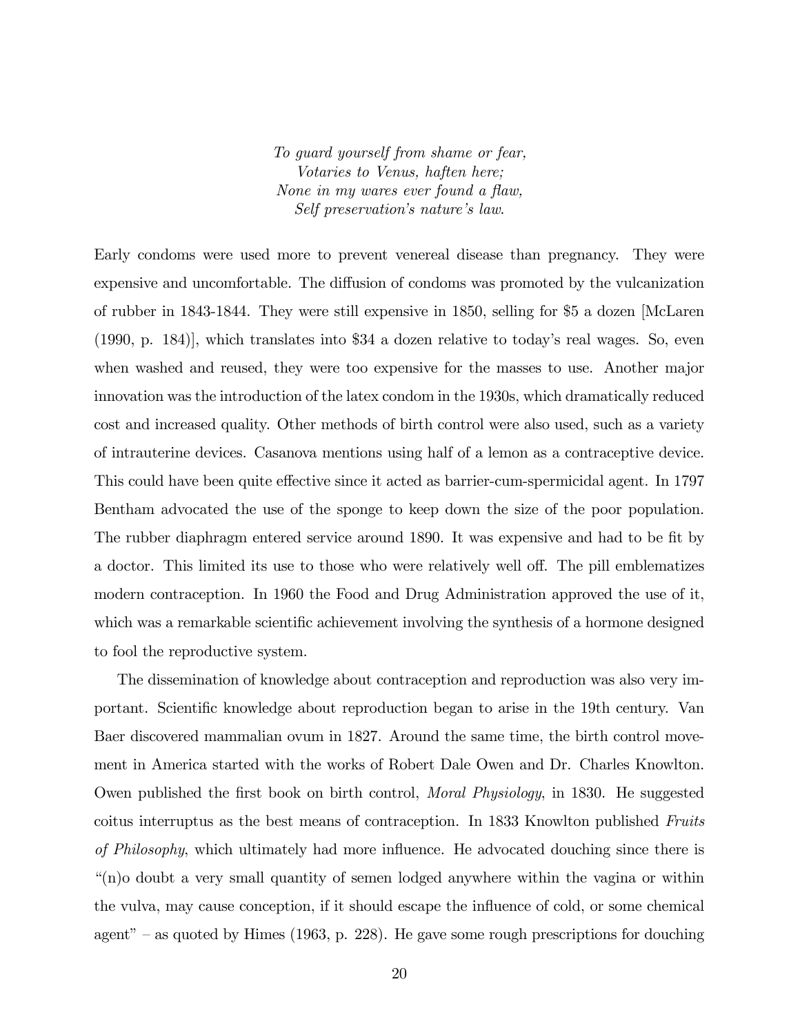*To guard yourself from shame or fear,*
*Votaries to Venus, haften here;*
*None in my wares ever found a flaw,*
*Self preservation's nature's law.*

Early condoms were used more to prevent venereal disease than pregnancy. They were expensive and uncomfortable. The diffusion of condoms was promoted by the vulcanization of rubber in 1843-1844. They were still expensive in 1850, selling for $5 a dozen [McLaren (1990, p. 184)], which translates into $34 a dozen relative to today's real wages. So, even when washed and reused, they were too expensive for the masses to use. Another major innovation was the introduction of the latex condom in the 1930s, which dramatically reduced cost and increased quality. Other methods of birth control were also used, such as a variety of intrauterine devices. Casanova mentions using half of a lemon as a contraceptive device. This could have been quite effective since it acted as barrier-cum-spermicidal agent. In 1797 Bentham advocated the use of the sponge to keep down the size of the poor population. The rubber diaphragm entered service around 1890. It was expensive and had to be fit by a doctor. This limited its use to those who were relatively well off. The pill emblematizes modern contraception. In 1960 the Food and Drug Administration approved the use of it, which was a remarkable scientific achievement involving the synthesis of a hormone designed to fool the reproductive system.

The dissemination of knowledge about contraception and reproduction was also very important. Scientific knowledge about reproduction began to arise in the 19th century. Van Baer discovered mammalian ovum in 1827. Around the same time, the birth control movement in America started with the works of Robert Dale Owen and Dr. Charles Knowlton. Owen published the first book on birth control, *Moral Physiology*, in 1830. He suggested coitus interruptus as the best means of contraception. In 1833 Knowlton published *Fruits of Philosophy*, which ultimately had more influence. He advocated douching since there is "(n)o doubt a very small quantity of semen lodged anywhere within the vagina or within the vulva, may cause conception, if it should escape the influence of cold, or some chemical agent" – as quoted by Himes (1963, p. 228). He gave some rough prescriptions for douching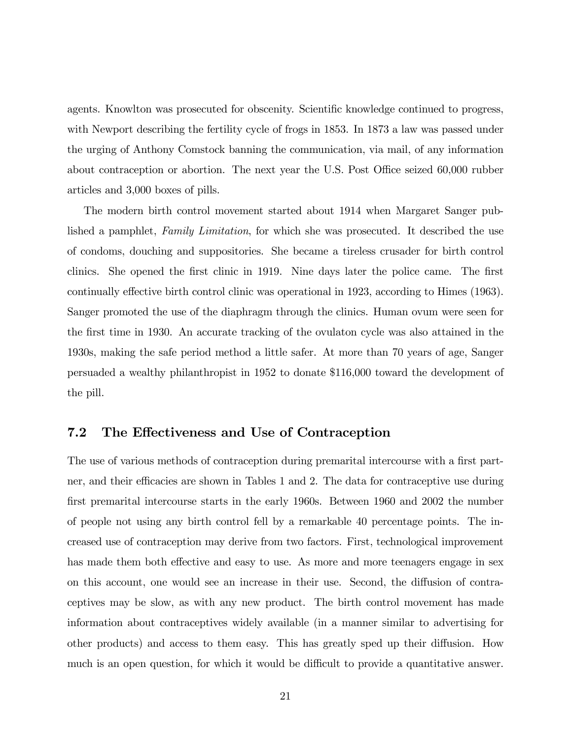agents. Knowlton was prosecuted for obscenity. Scientific knowledge continued to progress, with Newport describing the fertility cycle of frogs in 1853. In 1873 a law was passed under the urging of Anthony Comstock banning the communication, via mail, of any information about contraception or abortion. The next year the U.S. Post Office seized 60,000 rubber articles and 3,000 boxes of pills.

The modern birth control movement started about 1914 when Margaret Sanger published a pamphlet, *Family Limitation*, for which she was prosecuted. It described the use of condoms, douching and suppositories. She became a tireless crusader for birth control clinics. She opened the first clinic in 1919. Nine days later the police came. The first continually effective birth control clinic was operational in 1923, according to Himes (1963). Sanger promoted the use of the diaphragm through the clinics. Human ovum were seen for the first time in 1930. An accurate tracking of the ovulaton cycle was also attained in the 1930s, making the safe period method a little safer. At more than 70 years of age, Sanger persuaded a wealthy philanthropist in 1952 to donate $116,000 toward the development of the pill.

## 7.2 The Effectiveness and Use of Contraception

The use of various methods of contraception during premarital intercourse with a first partner, and their efficacies are shown in Tables 1 and 2. The data for contraceptive use during first premarital intercourse starts in the early 1960s. Between 1960 and 2002 the number of people not using any birth control fell by a remarkable 40 percentage points. The increased use of contraception may derive from two factors. First, technological improvement has made them both effective and easy to use. As more and more teenagers engage in sex on this account, one would see an increase in their use. Second, the diffusion of contraceptives may be slow, as with any new product. The birth control movement has made information about contraceptives widely available (in a manner similar to advertising for other products) and access to them easy. This has greatly sped up their diffusion. How much is an open question, for which it would be difficult to provide a quantitative answer.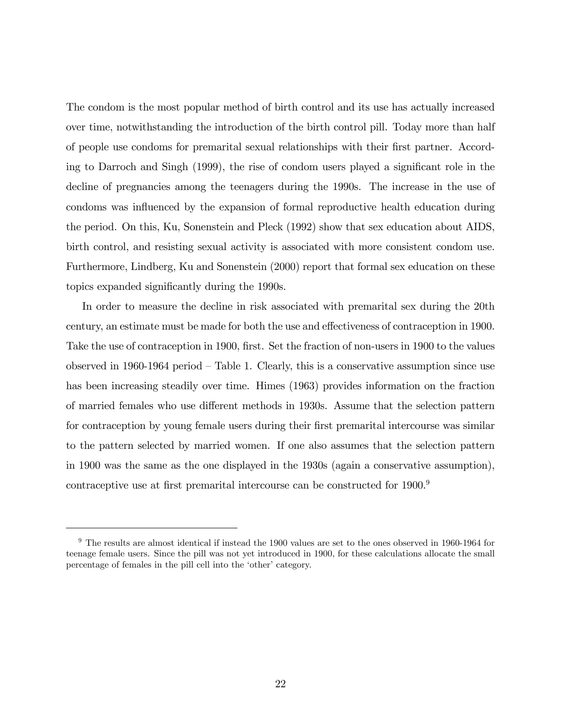The condom is the most popular method of birth control and its use has actually increased over time, notwithstanding the introduction of the birth control pill. Today more than half of people use condoms for premarital sexual relationships with their first partner. According to Darroch and Singh (1999), the rise of condom users played a significant role in the decline of pregnancies among the teenagers during the 1990s. The increase in the use of condoms was influenced by the expansion of formal reproductive health education during the period. On this, Ku, Sonenstein and Pleck (1992) show that sex education about AIDS, birth control, and resisting sexual activity is associated with more consistent condom use. Furthermore, Lindberg, Ku and Sonenstein (2000) report that formal sex education on these topics expanded significantly during the 1990s.

In order to measure the decline in risk associated with premarital sex during the 20th century, an estimate must be made for both the use and effectiveness of contraception in 1900. Take the use of contraception in 1900, first. Set the fraction of non-users in 1900 to the values observed in 1960-1964 period – Table 1. Clearly, this is a conservative assumption since use has been increasing steadily over time. Himes (1963) provides information on the fraction of married females who use different methods in 1930s. Assume that the selection pattern for contraception by young female users during their first premarital intercourse was similar to the pattern selected by married women. If one also assumes that the selection pattern in 1900 was the same as the one displayed in the 1930s (again a conservative assumption), contraceptive use at first premarital intercourse can be constructed for 1900.[9]

---

[9] The results are almost identical if instead the 1900 values are set to the ones observed in 1960-1964 for teenage female users. Since the pill was not yet introduced in 1900, for these calculations allocate the small percentage of females in the pill cell into the 'other' category.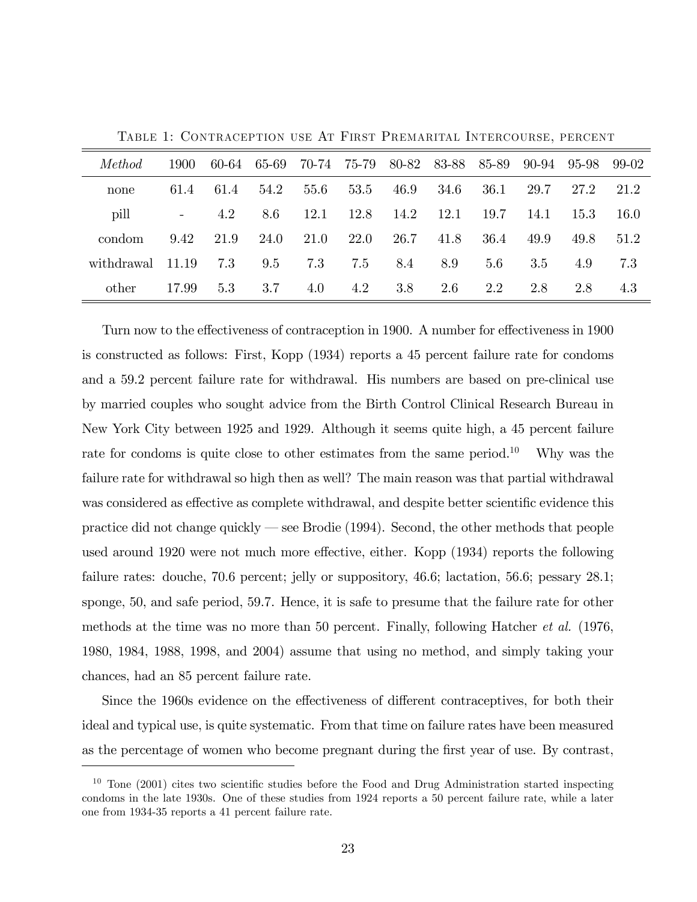Table 1: Contraception use At First Premarital Intercourse, percent

| *Method* | 1900 | 60-64 | 65-69 | 70-74 | 75-79 | 80-82 | 83-88 | 85-89 | 90-94 | 95-98 | 99-02 |
|---|---|---|---|---|---|---|---|---|---|---|---|
| none | 61.4 | 61.4 | 54.2 | 55.6 | 53.5 | 46.9 | 34.6 | 36.1 | 29.7 | 27.2 | 21.2 |
| pill | - | 4.2 | 8.6 | 12.1 | 12.8 | 14.2 | 12.1 | 19.7 | 14.1 | 15.3 | 16.0 |
| condom | 9.42 | 21.9 | 24.0 | 21.0 | 22.0 | 26.7 | 41.8 | 36.4 | 49.9 | 49.8 | 51.2 |
| withdrawal | 11.19 | 7.3 | 9.5 | 7.3 | 7.5 | 8.4 | 8.9 | 5.6 | 3.5 | 4.9 | 7.3 |
| other | 17.99 | 5.3 | 3.7 | 4.0 | 4.2 | 3.8 | 2.6 | 2.2 | 2.8 | 2.8 | 4.3 |

Turn now to the effectiveness of contraception in 1900. A number for effectiveness in 1900 is constructed as follows: First, Kopp (1934) reports a 45 percent failure rate for condoms and a 59.2 percent failure rate for withdrawal. His numbers are based on pre-clinical use by married couples who sought advice from the Birth Control Clinical Research Bureau in New York City between 1925 and 1929. Although it seems quite high, a 45 percent failure rate for condoms is quite close to other estimates from the same period.[10] Why was the failure rate for withdrawal so high then as well? The main reason was that partial withdrawal was considered as effective as complete withdrawal, and despite better scientific evidence this practice did not change quickly — see Brodie (1994). Second, the other methods that people used around 1920 were not much more effective, either. Kopp (1934) reports the following failure rates: douche, 70.6 percent; jelly or suppository, 46.6; lactation, 56.6; pessary 28.1; sponge, 50, and safe period, 59.7. Hence, it is safe to presume that the failure rate for other methods at the time was no more than 50 percent. Finally, following Hatcher *et al.* (1976, 1980, 1984, 1988, 1998, and 2004) assume that using no method, and simply taking your chances, had an 85 percent failure rate.

Since the 1960s evidence on the effectiveness of different contraceptives, for both their ideal and typical use, is quite systematic. From that time on failure rates have been measured as the percentage of women who become pregnant during the first year of use. By contrast,

[10] Tone (2001) cites two scientific studies before the Food and Drug Administration started inspecting condoms in the late 1930s. One of these studies from 1924 reports a 50 percent failure rate, while a later one from 1934-35 reports a 41 percent failure rate.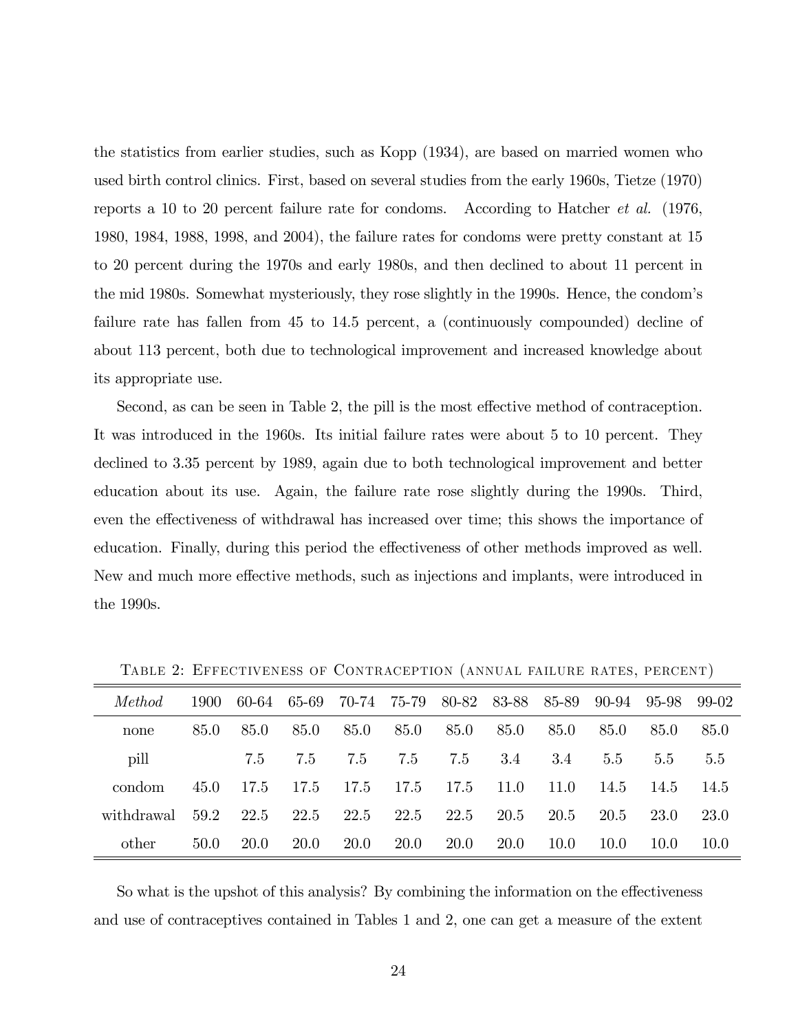the statistics from earlier studies, such as Kopp (1934), are based on married women who used birth control clinics. First, based on several studies from the early 1960s, Tietze (1970) reports a 10 to 20 percent failure rate for condoms. According to Hatcher *et al.* (1976, 1980, 1984, 1988, 1998, and 2004), the failure rates for condoms were pretty constant at 15 to 20 percent during the 1970s and early 1980s, and then declined to about 11 percent in the mid 1980s. Somewhat mysteriously, they rose slightly in the 1990s. Hence, the condom's failure rate has fallen from 45 to 14.5 percent, a (continuously compounded) decline of about 113 percent, both due to technological improvement and increased knowledge about its appropriate use.

Second, as can be seen in Table 2, the pill is the most effective method of contraception. It was introduced in the 1960s. Its initial failure rates were about 5 to 10 percent. They declined to 3.35 percent by 1989, again due to both technological improvement and better education about its use. Again, the failure rate rose slightly during the 1990s. Third, even the effectiveness of withdrawal has increased over time; this shows the importance of education. Finally, during this period the effectiveness of other methods improved as well. New and much more effective methods, such as injections and implants, were introduced in the 1990s.

Table 2: Effectiveness of Contraception (annual failure rates, percent)

| *Method* | 1900 | 60-64 | 65-69 | 70-74 | 75-79 | 80-82 | 83-88 | 85-89 | 90-94 | 95-98 | 99-02 |
|---|---|---|---|---|---|---|---|---|---|---|---|
| none | 85.0 | 85.0 | 85.0 | 85.0 | 85.0 | 85.0 | 85.0 | 85.0 | 85.0 | 85.0 | 85.0 |
| pill | | 7.5 | 7.5 | 7.5 | 7.5 | 7.5 | 3.4 | 3.4 | 5.5 | 5.5 | 5.5 |
| condom | 45.0 | 17.5 | 17.5 | 17.5 | 17.5 | 17.5 | 11.0 | 11.0 | 14.5 | 14.5 | 14.5 |
| withdrawal | 59.2 | 22.5 | 22.5 | 22.5 | 22.5 | 22.5 | 20.5 | 20.5 | 20.5 | 23.0 | 23.0 |
| other | 50.0 | 20.0 | 20.0 | 20.0 | 20.0 | 20.0 | 20.0 | 10.0 | 10.0 | 10.0 | 10.0 |

So what is the upshot of this analysis? By combining the information on the effectiveness and use of contraceptives contained in Tables 1 and 2, one can get a measure of the extent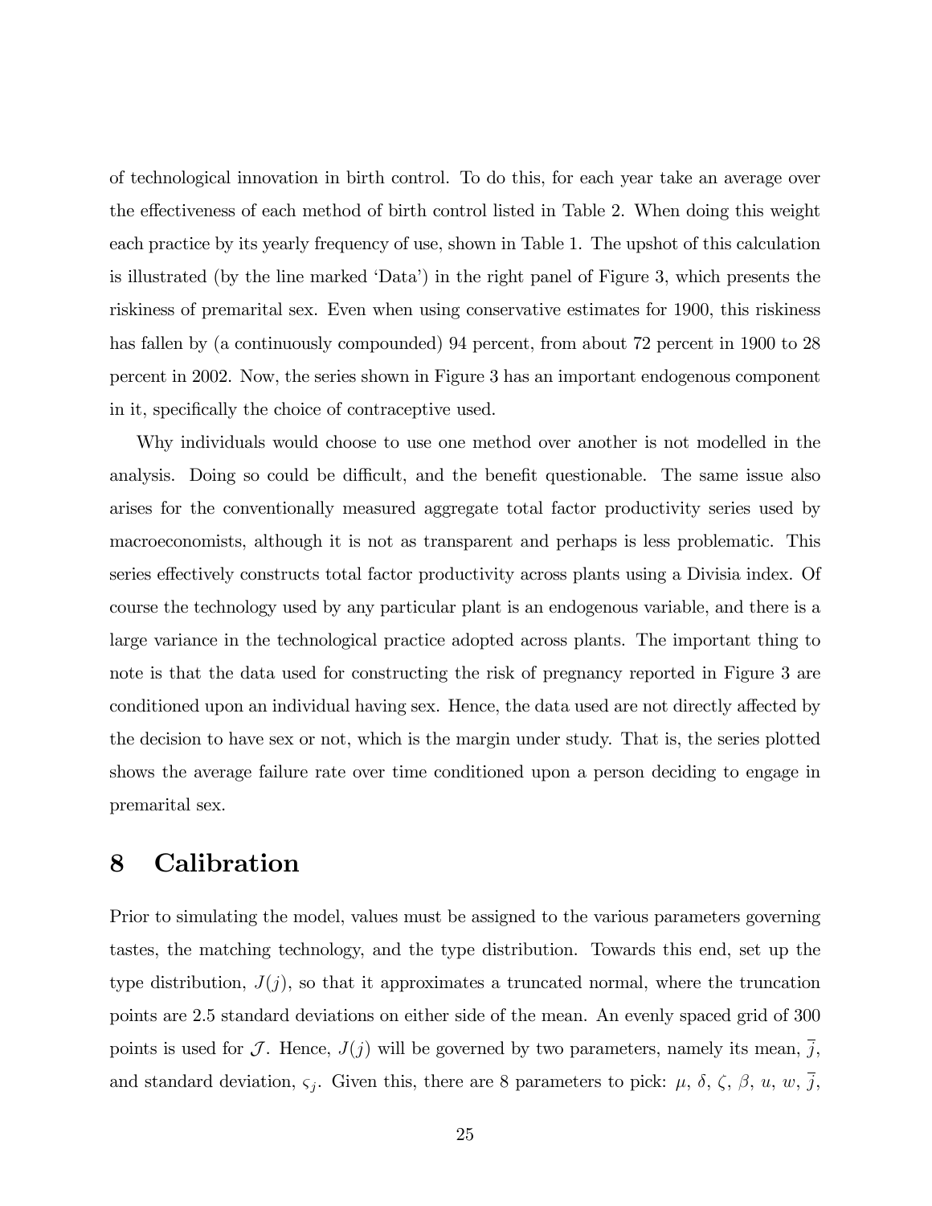of technological innovation in birth control. To do this, for each year take an average over the effectiveness of each method of birth control listed in Table 2. When doing this weight each practice by its yearly frequency of use, shown in Table 1. The upshot of this calculation is illustrated (by the line marked 'Data') in the right panel of Figure 3, which presents the riskiness of premarital sex. Even when using conservative estimates for 1900, this riskiness has fallen by (a continuously compounded) 94 percent, from about 72 percent in 1900 to 28 percent in 2002. Now, the series shown in Figure 3 has an important endogenous component in it, specifically the choice of contraceptive used.

Why individuals would choose to use one method over another is not modelled in the analysis. Doing so could be difficult, and the benefit questionable. The same issue also arises for the conventionally measured aggregate total factor productivity series used by macroeconomists, although it is not as transparent and perhaps is less problematic. This series effectively constructs total factor productivity across plants using a Divisia index. Of course the technology used by any particular plant is an endogenous variable, and there is a large variance in the technological practice adopted across plants. The important thing to note is that the data used for constructing the risk of pregnancy reported in Figure 3 are conditioned upon an individual having sex. Hence, the data used are not directly affected by the decision to have sex or not, which is the margin under study. That is, the series plotted shows the average failure rate over time conditioned upon a person deciding to engage in premarital sex.

# 8 Calibration

Prior to simulating the model, values must be assigned to the various parameters governing tastes, the matching technology, and the type distribution. Towards this end, set up the type distribution, $J(j)$, so that it approximates a truncated normal, where the truncation points are 2.5 standard deviations on either side of the mean. An evenly spaced grid of 300 points is used for $\mathcal{J}$. Hence, $J(j)$ will be governed by two parameters, namely its mean, $\bar{j}$, and standard deviation, $\varsigma_j$. Given this, there are 8 parameters to pick: $\mu$, $\delta$, $\zeta$, $\beta$, $u$, $w$, $\bar{j}$,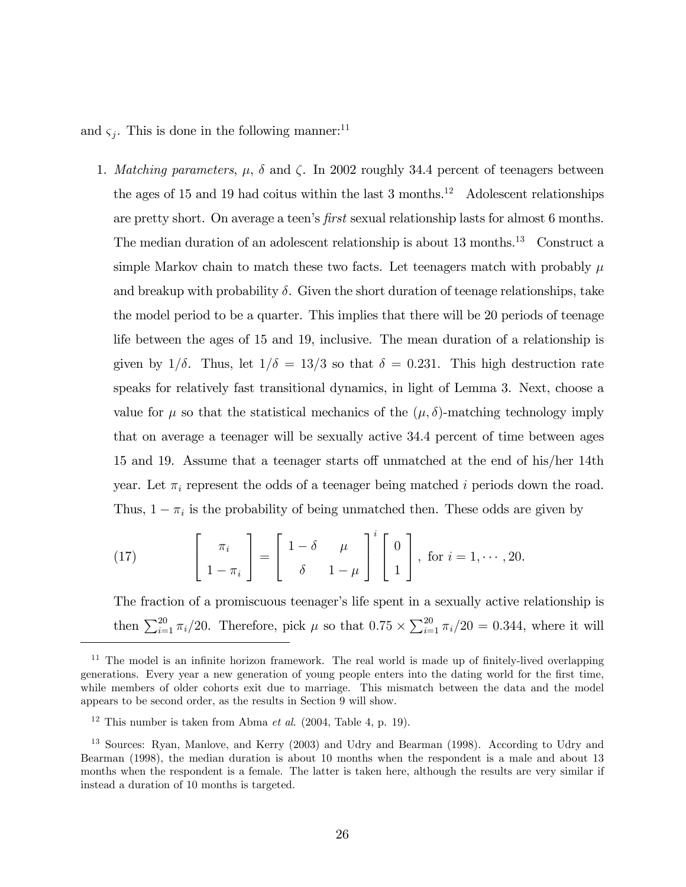and $\varsigma_j$. This is done in the following manner:[11]

1. *Matching parameters*, $\mu$, $\delta$ and $\zeta$. In 2002 roughly 34.4 percent of teenagers between the ages of 15 and 19 had coitus within the last 3 months.[12] Adolescent relationships are pretty short. On average a teen's *first* sexual relationship lasts for almost 6 months. The median duration of an adolescent relationship is about 13 months.[13] Construct a simple Markov chain to match these two facts. Let teenagers match with probably $\mu$ and breakup with probability $\delta$. Given the short duration of teenage relationships, take the model period to be a quarter. This implies that there will be 20 periods of teenage life between the ages of 15 and 19, inclusive. The mean duration of a relationship is given by $1/\delta$. Thus, let $1/\delta = 13/3$ so that $\delta = 0.231$. This high destruction rate speaks for relatively fast transitional dynamics, in light of Lemma 3. Next, choose a value for $\mu$ so that the statistical mechanics of the $(\mu, \delta)$-matching technology imply that on average a teenager will be sexually active 34.4 percent of time between ages 15 and 19. Assume that a teenager starts off unmatched at the end of his/her 14th year. Let $\pi_i$ represent the odds of a teenager being matched $i$ periods down the road. Thus, $1 - \pi_i$ is the probability of being unmatched then. These odds are given by

$$\begin{bmatrix} \pi_i \\ 1 - \pi_i \end{bmatrix} = \begin{bmatrix} 1 - \delta & \mu \\ \delta & 1 - \mu \end{bmatrix}^i \begin{bmatrix} 0 \\ 1 \end{bmatrix}, \text{ for } i = 1, \cdots, 20. \tag{17}$$

The fraction of a promiscuous teenager's life spent in a sexually active relationship is then $\sum_{i=1}^{20} \pi_i/20$. Therefore, pick $\mu$ so that $0.75 \times \sum_{i=1}^{20} \pi_i/20 = 0.344$, where it will

---

[11] The model is an infinite horizon framework. The real world is made up of finitely-lived overlapping generations. Every year a new generation of young people enters into the dating world for the first time, while members of older cohorts exit due to marriage. This mismatch between the data and the model appears to be second order, as the results in Section 9 will show.

[12] This number is taken from Abma *et al.* (2004, Table 4, p. 19).

[13] Sources: Ryan, Manlove, and Kerry (2003) and Udry and Bearman (1998). According to Udry and Bearman (1998), the median duration is about 10 months when the respondent is a male and about 13 months when the respondent is a female. The latter is taken here, although the results are very similar if instead a duration of 10 months is targeted.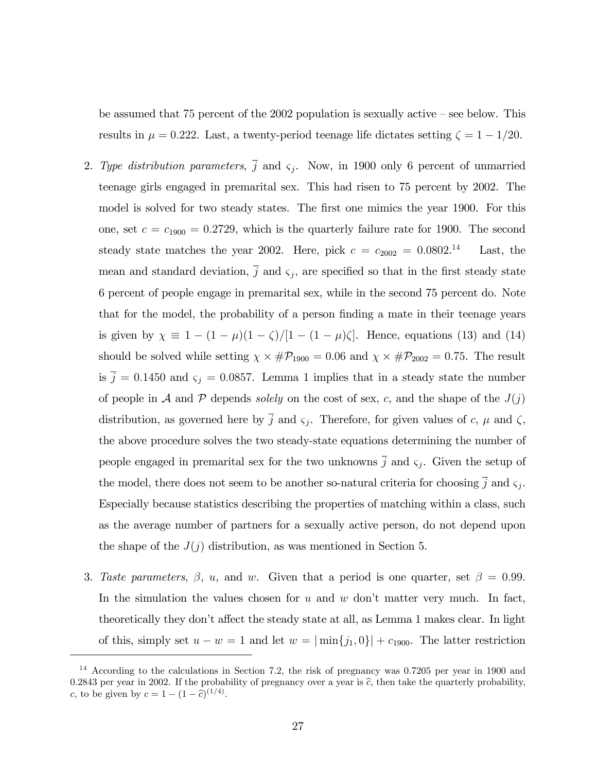be assumed that 75 percent of the 2002 population is sexually active – see below. This results in $\mu = 0.222$. Last, a twenty-period teenage life dictates setting $\zeta = 1 - 1/20$.

2. *Type distribution parameters*, $\overline{j}$ and $\varsigma_j$. Now, in 1900 only 6 percent of unmarried teenage girls engaged in premarital sex. This had risen to 75 percent by 2002. The model is solved for two steady states. The first one mimics the year 1900. For this one, set $c = c_{1900} = 0.2729$, which is the quarterly failure rate for 1900. The second steady state matches the year 2002. Here, pick $c = c_{2002} = 0.0802$.[14] Last, the mean and standard deviation, $\overline{j}$ and $\varsigma_j$, are specified so that in the first steady state 6 percent of people engage in premarital sex, while in the second 75 percent do. Note that for the model, the probability of a person finding a mate in their teenage years is given by $\chi \equiv 1 - (1-\mu)(1-\zeta)/[1-(1-\mu)\zeta]$. Hence, equations (13) and (14) should be solved while setting $\chi \times \#\mathcal{P}_{1900} = 0.06$ and $\chi \times \#\mathcal{P}_{2002} = 0.75$. The result is $\overline{j} = 0.1450$ and $\varsigma_j = 0.0857$. Lemma 1 implies that in a steady state the number of people in $\mathcal{A}$ and $\mathcal{P}$ depends *solely* on the cost of sex, $c$, and the shape of the $J(j)$ distribution, as governed here by $\overline{j}$ and $\varsigma_j$. Therefore, for given values of $c$, $\mu$ and $\zeta$, the above procedure solves the two steady-state equations determining the number of people engaged in premarital sex for the two unknowns $\overline{j}$ and $\varsigma_j$. Given the setup of the model, there does not seem to be another so-natural criteria for choosing $\overline{j}$ and $\varsigma_j$. Especially because statistics describing the properties of matching within a class, such as the average number of partners for a sexually active person, do not depend upon the shape of the $J(j)$ distribution, as was mentioned in Section 5.

3. *Taste parameters*, $\beta$, $u$, and $w$. Given that a period is one quarter, set $\beta = 0.99$. In the simulation the values chosen for $u$ and $w$ don't matter very much. In fact, theoretically they don't affect the steady state at all, as Lemma 1 makes clear. In light of this, simply set $u - w = 1$ and let $w = |\min\{j_1, 0\}| + c_{1900}$. The latter restriction

[14] According to the calculations in Section 7.2, the risk of pregnancy was 0.7205 per year in 1900 and 0.2843 per year in 2002. If the probability of pregnancy over a year is $\widehat{c}$, then take the quarterly probability, $c$, to be given by $c = 1 - (1 - \widehat{c})^{(1/4)}$.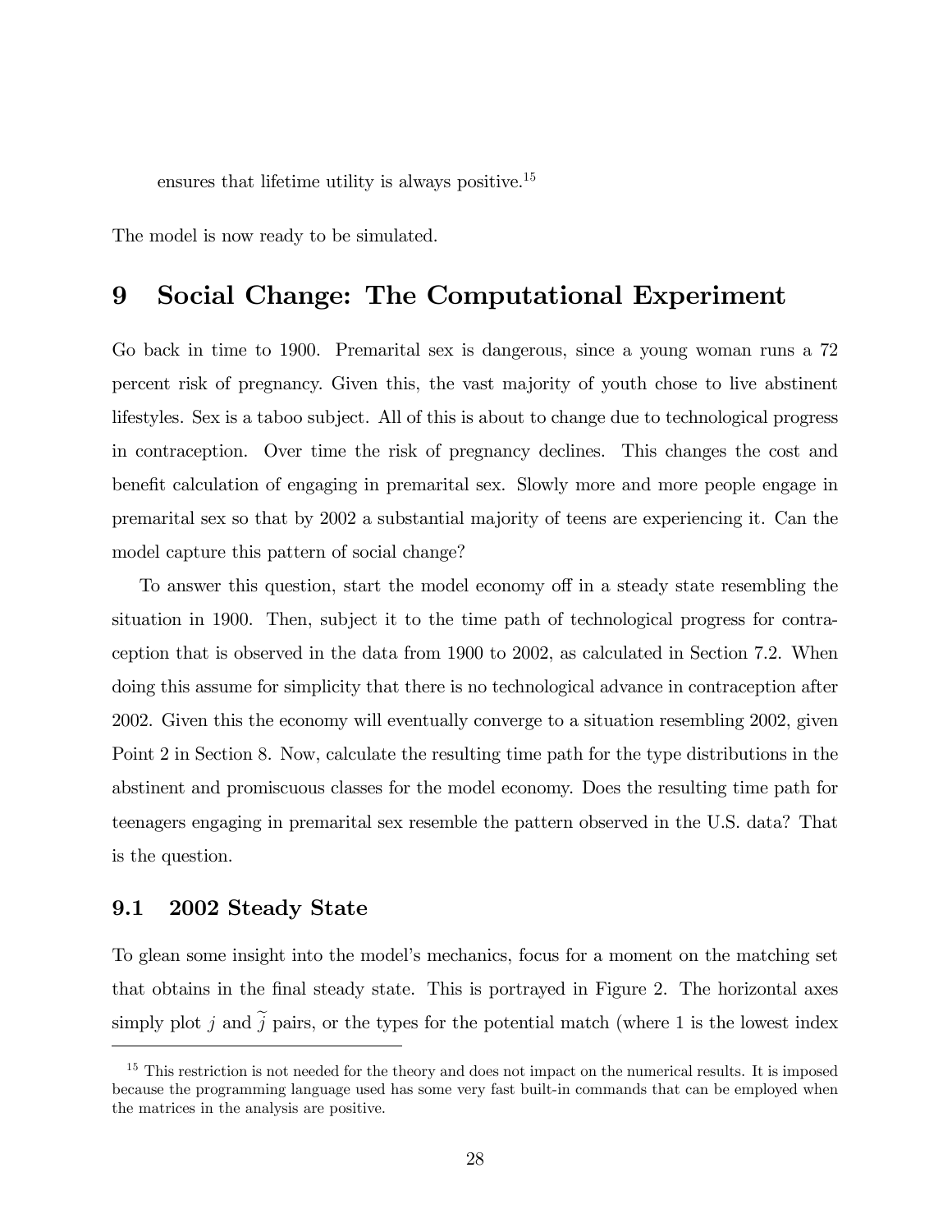ensures that lifetime utility is always positive.[15]

The model is now ready to be simulated.

# 9 Social Change: The Computational Experiment

Go back in time to 1900. Premarital sex is dangerous, since a young woman runs a 72 percent risk of pregnancy. Given this, the vast majority of youth chose to live abstinent lifestyles. Sex is a taboo subject. All of this is about to change due to technological progress in contraception. Over time the risk of pregnancy declines. This changes the cost and benefit calculation of engaging in premarital sex. Slowly more and more people engage in premarital sex so that by 2002 a substantial majority of teens are experiencing it. Can the model capture this pattern of social change?

To answer this question, start the model economy off in a steady state resembling the situation in 1900. Then, subject it to the time path of technological progress for contraception that is observed in the data from 1900 to 2002, as calculated in Section 7.2. When doing this assume for simplicity that there is no technological advance in contraception after 2002. Given this the economy will eventually converge to a situation resembling 2002, given Point 2 in Section 8. Now, calculate the resulting time path for the type distributions in the abstinent and promiscuous classes for the model economy. Does the resulting time path for teenagers engaging in premarital sex resemble the pattern observed in the U.S. data? That is the question.

## 9.1 2002 Steady State

To glean some insight into the model's mechanics, focus for a moment on the matching set that obtains in the final steady state. This is portrayed in Figure 2. The horizontal axes simply plot $j$ and $\widetilde{j}$ pairs, or the types for the potential match (where 1 is the lowest index

[15] This restriction is not needed for the theory and does not impact on the numerical results. It is imposed because the programming language used has some very fast built-in commands that can be employed when the matrices in the analysis are positive.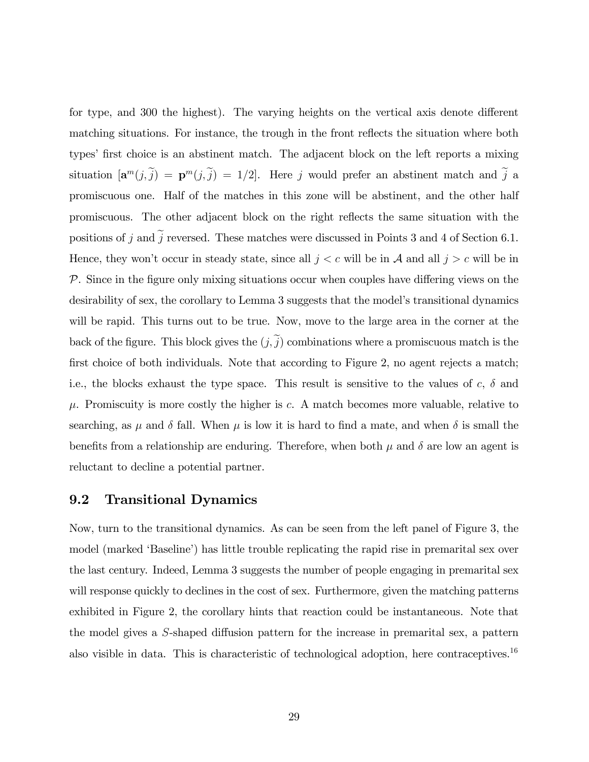for type, and 300 the highest). The varying heights on the vertical axis denote different matching situations. For instance, the trough in the front reflects the situation where both types' first choice is an abstinent match. The adjacent block on the left reports a mixing situation $[\mathbf{a}^m(j,\widetilde{j}) = \mathbf{p}^m(j,\widetilde{j}) = 1/2]$. Here $j$ would prefer an abstinent match and $\widetilde{j}$ a promiscuous one. Half of the matches in this zone will be abstinent, and the other half promiscuous. The other adjacent block on the right reflects the same situation with the positions of $j$ and $\widetilde{j}$ reversed. These matches were discussed in Points 3 and 4 of Section 6.1. Hence, they won't occur in steady state, since all $j < c$ will be in $\mathcal{A}$ and all $j > c$ will be in $\mathcal{P}$. Since in the figure only mixing situations occur when couples have differing views on the desirability of sex, the corollary to Lemma 3 suggests that the model's transitional dynamics will be rapid. This turns out to be true. Now, move to the large area in the corner at the back of the figure. This block gives the $(j,\widetilde{j})$ combinations where a promiscuous match is the first choice of both individuals. Note that according to Figure 2, no agent rejects a match; i.e., the blocks exhaust the type space. This result is sensitive to the values of $c$, $\delta$ and $\mu$. Promiscuity is more costly the higher is $c$. A match becomes more valuable, relative to searching, as $\mu$ and $\delta$ fall. When $\mu$ is low it is hard to find a mate, and when $\delta$ is small the benefits from a relationship are enduring. Therefore, when both $\mu$ and $\delta$ are low an agent is reluctant to decline a potential partner.

## 9.2 Transitional Dynamics

Now, turn to the transitional dynamics. As can be seen from the left panel of Figure 3, the model (marked 'Baseline') has little trouble replicating the rapid rise in premarital sex over the last century. Indeed, Lemma 3 suggests the number of people engaging in premarital sex will response quickly to declines in the cost of sex. Furthermore, given the matching patterns exhibited in Figure 2, the corollary hints that reaction could be instantaneous. Note that the model gives a $S$-shaped diffusion pattern for the increase in premarital sex, a pattern also visible in data. This is characteristic of technological adoption, here contraceptives.[16]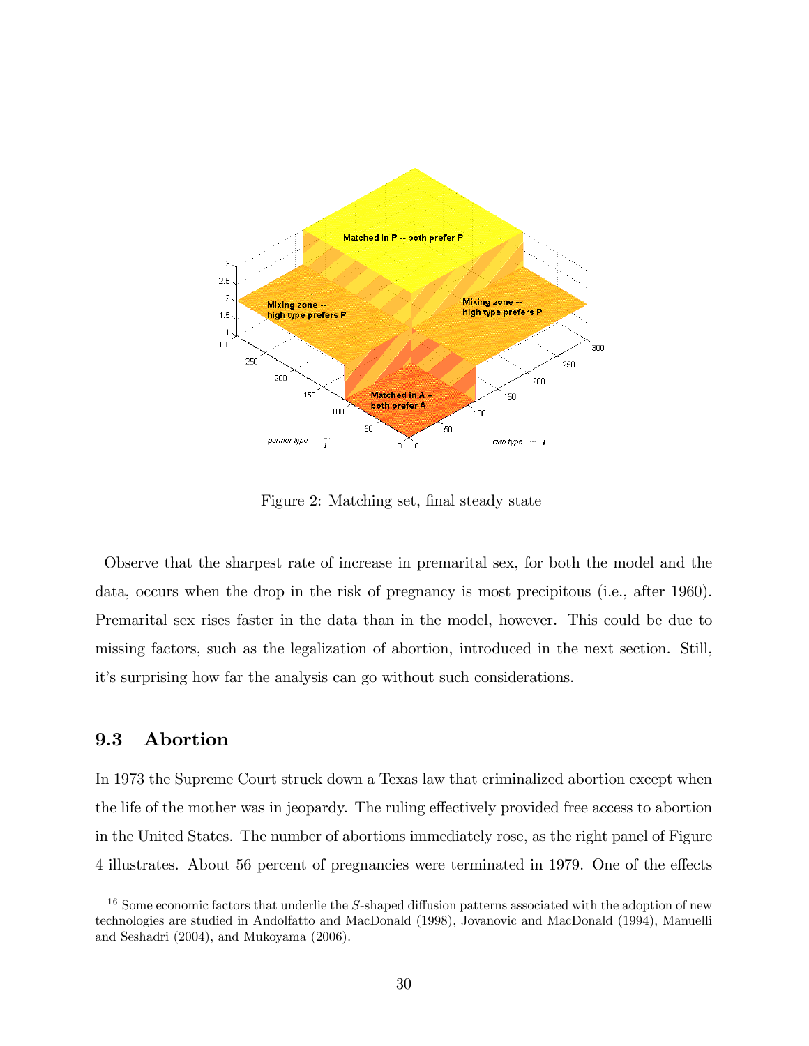Figure 2: Matching set, final steady state

Observe that the sharpest rate of increase in premarital sex, for both the model and the data, occurs when the drop in the risk of pregnancy is most precipitous (i.e., after 1960). Premarital sex rises faster in the data than in the model, however. This could be due to missing factors, such as the legalization of abortion, introduced in the next section. Still, it's surprising how far the analysis can go without such considerations.

### 9.3 Abortion

In 1973 the Supreme Court struck down a Texas law that criminalized abortion except when the life of the mother was in jeopardy. The ruling effectively provided free access to abortion in the United States. The number of abortions immediately rose, as the right panel of Figure 4 illustrates. About 56 percent of pregnancies were terminated in 1979. One of the effects

---

[16] Some economic factors that underlie the $S$-shaped diffusion patterns associated with the adoption of new technologies are studied in Andolfatto and MacDonald (1998), Jovanovic and MacDonald (1994), Manuelli and Seshadri (2004), and Mukoyama (2006).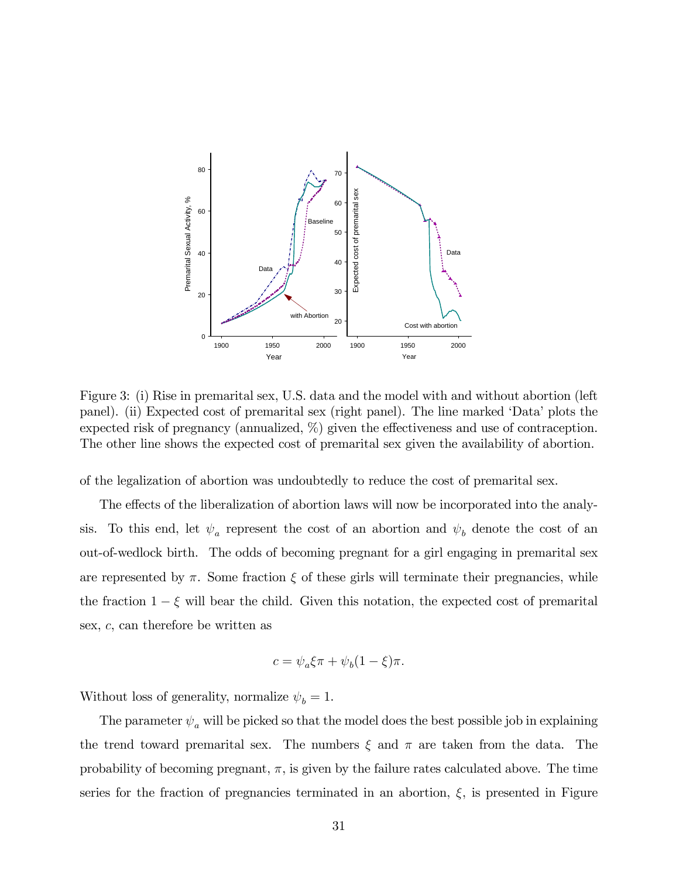Figure 3: (i) Rise in premarital sex, U.S. data and the model with and without abortion (left panel). (ii) Expected cost of premarital sex (right panel). The line marked 'Data' plots the expected risk of pregnancy (annualized, %) given the effectiveness and use of contraception. The other line shows the expected cost of premarital sex given the availability of abortion.

of the legalization of abortion was undoubtedly to reduce the cost of premarital sex.

The effects of the liberalization of abortion laws will now be incorporated into the analysis. To this end, let $\psi_a$ represent the cost of an abortion and $\psi_b$ denote the cost of an out-of-wedlock birth. The odds of becoming pregnant for a girl engaging in premarital sex are represented by $\pi$. Some fraction $\xi$ of these girls will terminate their pregnancies, while the fraction $1 - \xi$ will bear the child. Given this notation, the expected cost of premarital sex, $c$, can therefore be written as

$$c = \psi_a \xi \pi + \psi_b (1 - \xi) \pi.$$

Without loss of generality, normalize $\psi_b = 1$.

The parameter $\psi_a$ will be picked so that the model does the best possible job in explaining the trend toward premarital sex. The numbers $\xi$ and $\pi$ are taken from the data. The probability of becoming pregnant, $\pi$, is given by the failure rates calculated above. The time series for the fraction of pregnancies terminated in an abortion, $\xi$, is presented in Figure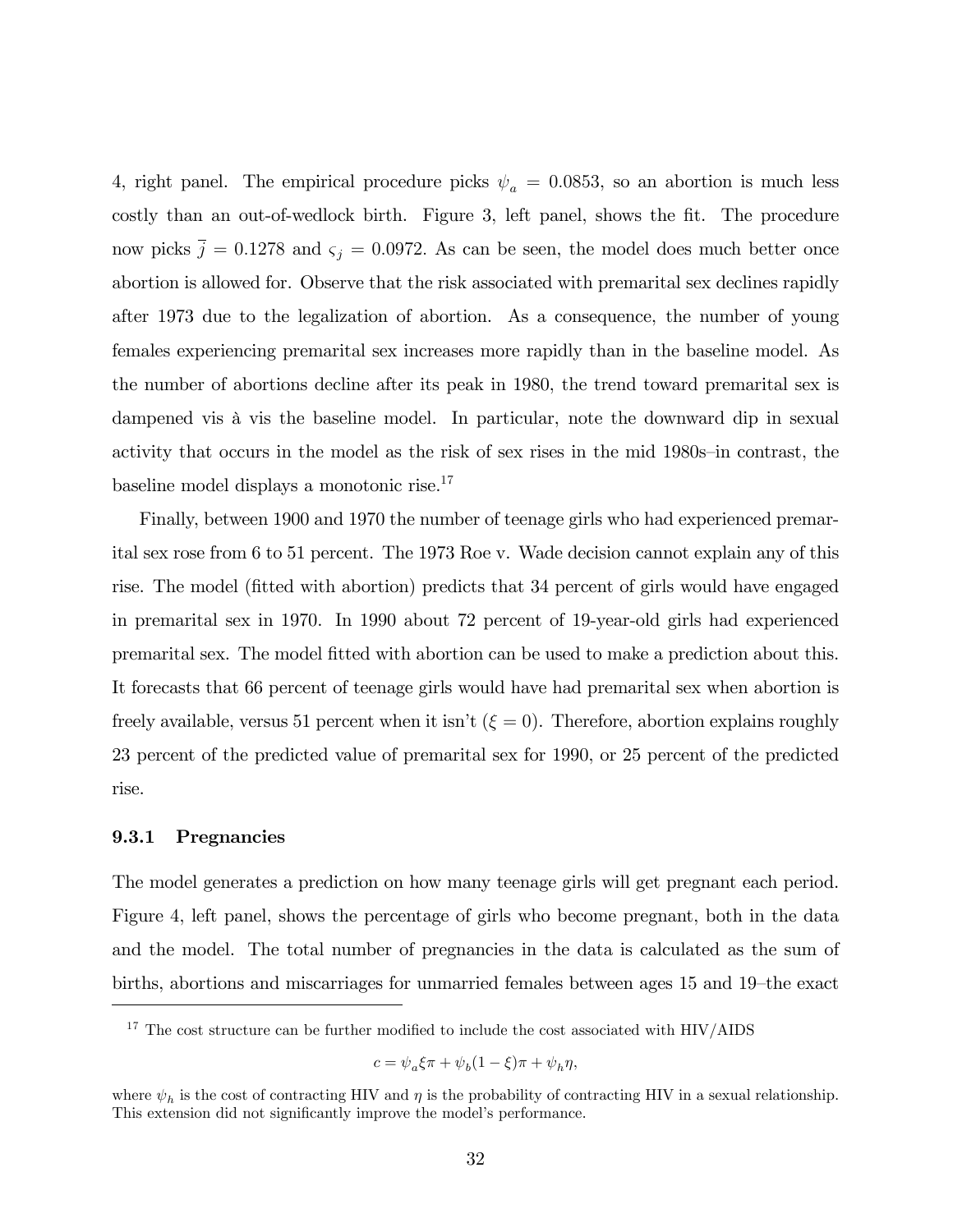4, right panel. The empirical procedure picks $\psi_a = 0.0853$, so an abortion is much less costly than an out-of-wedlock birth. Figure 3, left panel, shows the fit. The procedure now picks $\overline{j} = 0.1278$ and $\varsigma_j = 0.0972$. As can be seen, the model does much better once abortion is allowed for. Observe that the risk associated with premarital sex declines rapidly after 1973 due to the legalization of abortion. As a consequence, the number of young females experiencing premarital sex increases more rapidly than in the baseline model. As the number of abortions decline after its peak in 1980, the trend toward premarital sex is dampened vis à vis the baseline model. In particular, note the downward dip in sexual activity that occurs in the model as the risk of sex rises in the mid 1980s–in contrast, the baseline model displays a monotonic rise.[17]

Finally, between 1900 and 1970 the number of teenage girls who had experienced premarital sex rose from 6 to 51 percent. The 1973 Roe v. Wade decision cannot explain any of this rise. The model (fitted with abortion) predicts that 34 percent of girls would have engaged in premarital sex in 1970. In 1990 about 72 percent of 19-year-old girls had experienced premarital sex. The model fitted with abortion can be used to make a prediction about this. It forecasts that 66 percent of teenage girls would have had premarital sex when abortion is freely available, versus 51 percent when it isn't ($\xi = 0$). Therefore, abortion explains roughly 23 percent of the predicted value of premarital sex for 1990, or 25 percent of the predicted rise.

### 9.3.1 Pregnancies

The model generates a prediction on how many teenage girls will get pregnant each period. Figure 4, left panel, shows the percentage of girls who become pregnant, both in the data and the model. The total number of pregnancies in the data is calculated as the sum of births, abortions and miscarriages for unmarried females between ages 15 and 19–the exact

[17] The cost structure can be further modified to include the cost associated with HIV/AIDS

$$c = \psi_a \xi \pi + \psi_b (1 - \xi) \pi + \psi_h \eta,$$

where $\psi_h$ is the cost of contracting HIV and $\eta$ is the probability of contracting HIV in a sexual relationship. This extension did not significantly improve the model's performance.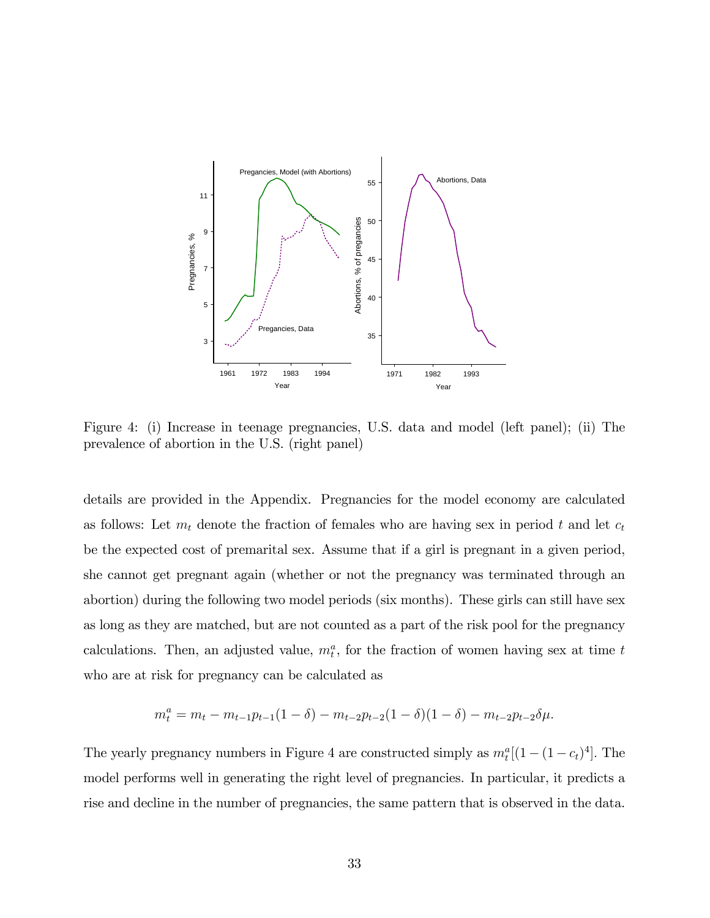Figure 4: (i) Increase in teenage pregnancies, U.S. data and model (left panel); (ii) The prevalence of abortion in the U.S. (right panel)

details are provided in the Appendix. Pregnancies for the model economy are calculated as follows: Let $m_t$ denote the fraction of females who are having sex in period $t$ and let $c_t$ be the expected cost of premarital sex. Assume that if a girl is pregnant in a given period, she cannot get pregnant again (whether or not the pregnancy was terminated through an abortion) during the following two model periods (six months). These girls can still have sex as long as they are matched, but are not counted as a part of the risk pool for the pregnancy calculations. Then, an adjusted value, $m_t^a$, for the fraction of women having sex at time $t$ who are at risk for pregnancy can be calculated as

$$m_t^a = m_t - m_{t-1}p_{t-1}(1-\delta) - m_{t-2}p_{t-2}(1-\delta)(1-\delta) - m_{t-2}p_{t-2}\delta\mu.$$

The yearly pregnancy numbers in Figure 4 are constructed simply as $m_t^a[(1-(1-c_t)^4]$. The model performs well in generating the right level of pregnancies. In particular, it predicts a rise and decline in the number of pregnancies, the same pattern that is observed in the data.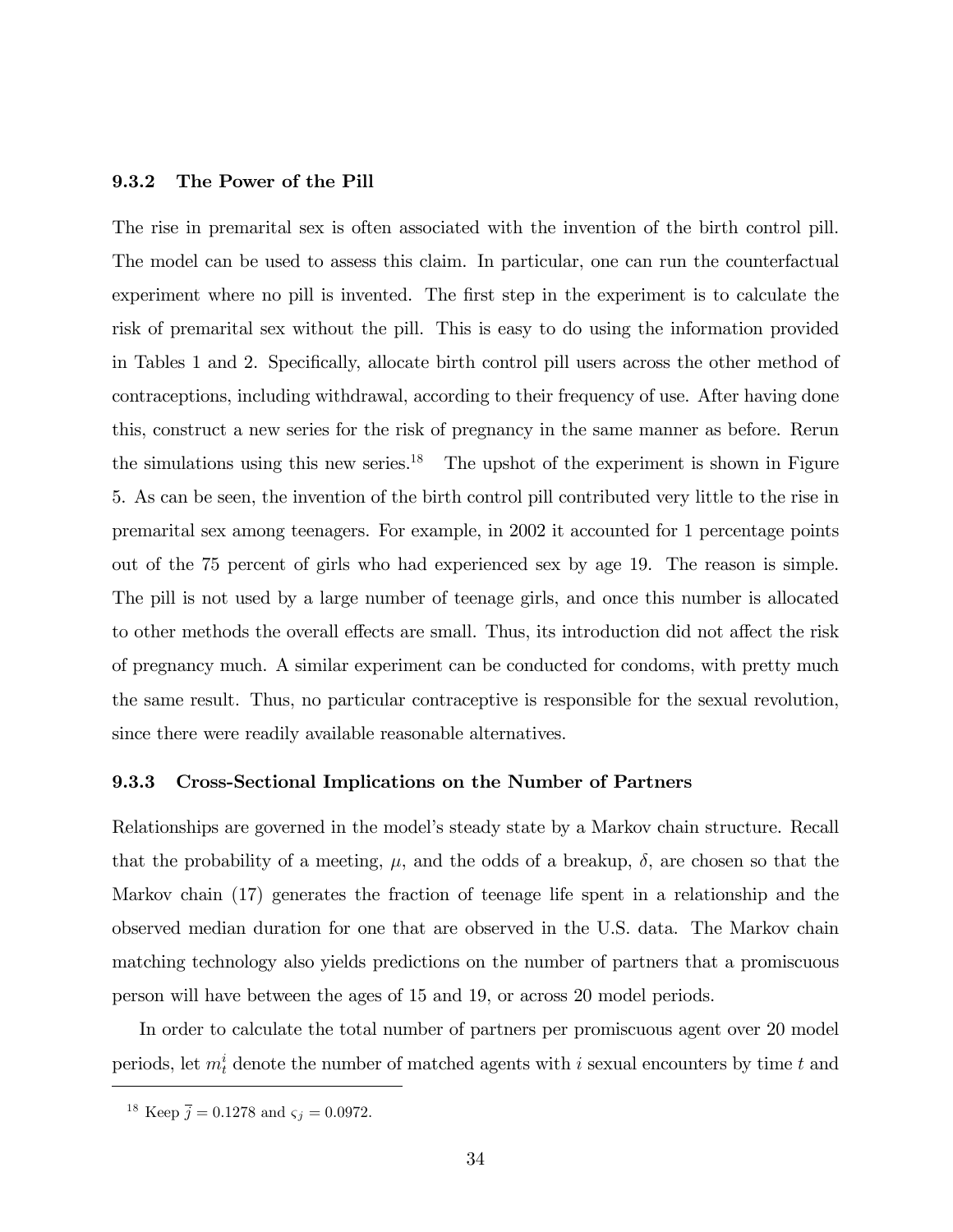### 9.3.2 The Power of the Pill

The rise in premarital sex is often associated with the invention of the birth control pill. The model can be used to assess this claim. In particular, one can run the counterfactual experiment where no pill is invented. The first step in the experiment is to calculate the risk of premarital sex without the pill. This is easy to do using the information provided in Tables 1 and 2. Specifically, allocate birth control pill users across the other method of contraceptions, including withdrawal, according to their frequency of use. After having done this, construct a new series for the risk of pregnancy in the same manner as before. Rerun the simulations using this new series.[18] The upshot of the experiment is shown in Figure 5. As can be seen, the invention of the birth control pill contributed very little to the rise in premarital sex among teenagers. For example, in 2002 it accounted for 1 percentage points out of the 75 percent of girls who had experienced sex by age 19. The reason is simple. The pill is not used by a large number of teenage girls, and once this number is allocated to other methods the overall effects are small. Thus, its introduction did not affect the risk of pregnancy much. A similar experiment can be conducted for condoms, with pretty much the same result. Thus, no particular contraceptive is responsible for the sexual revolution, since there were readily available reasonable alternatives.

### 9.3.3 Cross-Sectional Implications on the Number of Partners

Relationships are governed in the model's steady state by a Markov chain structure. Recall that the probability of a meeting, $\mu$, and the odds of a breakup, $\delta$, are chosen so that the Markov chain (17) generates the fraction of teenage life spent in a relationship and the observed median duration for one that are observed in the U.S. data. The Markov chain matching technology also yields predictions on the number of partners that a promiscuous person will have between the ages of 15 and 19, or across 20 model periods.

In order to calculate the total number of partners per promiscuous agent over 20 model periods, let $m_t^i$ denote the number of matched agents with $i$ sexual encounters by time $t$ and

[18] Keep $\overline{j} = 0.1278$ and $\varsigma_j = 0.0972$.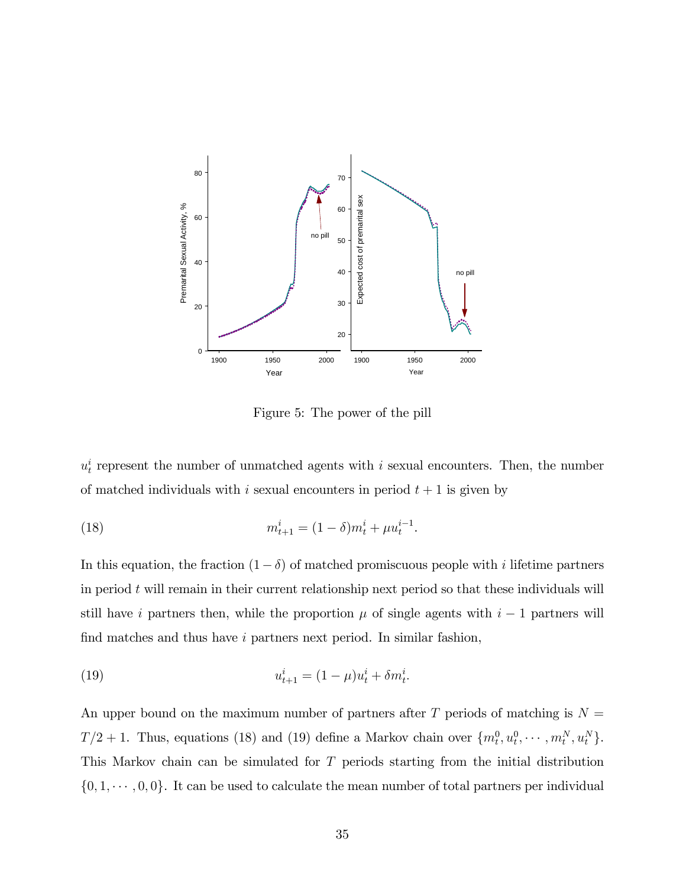Figure 5: The power of the pill

$u_t^i$ represent the number of unmatched agents with $i$ sexual encounters. Then, the number of matched individuals with $i$ sexual encounters in period $t+1$ is given by

$$m_{t+1}^i = (1-\delta)m_t^i + \mu u_t^{i-1}. \tag{18}$$

In this equation, the fraction $(1-\delta)$ of matched promiscuous people with $i$ lifetime partners in period $t$ will remain in their current relationship next period so that these individuals will still have $i$ partners then, while the proportion $\mu$ of single agents with $i-1$ partners will find matches and thus have $i$ partners next period. In similar fashion,

$$u_{t+1}^i = (1-\mu)u_t^i + \delta m_t^i. \tag{19}$$

An upper bound on the maximum number of partners after $T$ periods of matching is $N = T/2 + 1$. Thus, equations (18) and (19) define a Markov chain over $\{m_t^0, u_t^0, \cdots, m_t^N, u_t^N\}$. This Markov chain can be simulated for $T$ periods starting from the initial distribution $\{0, 1, \cdots, 0, 0\}$. It can be used to calculate the mean number of total partners per individual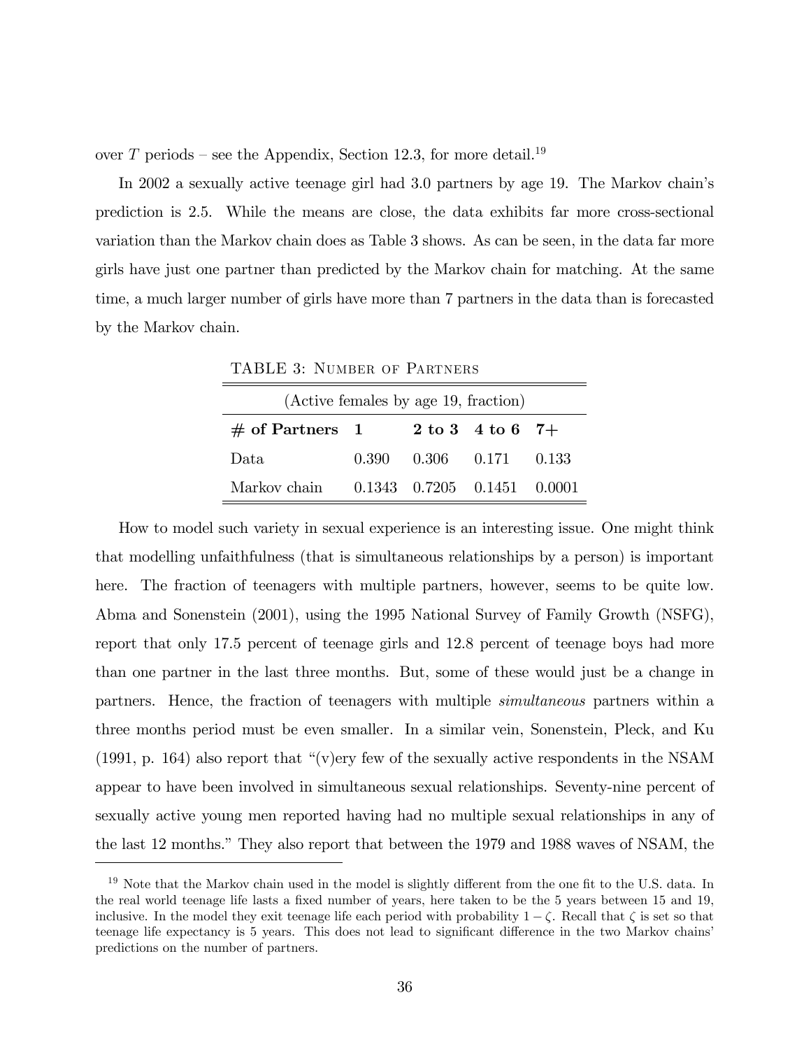over $T$ periods – see the Appendix, Section 12.3, for more detail.[19]

In 2002 a sexually active teenage girl had 3.0 partners by age 19. The Markov chain's prediction is 2.5. While the means are close, the data exhibits far more cross-sectional variation than the Markov chain does as Table 3 shows. As can be seen, in the data far more girls have just one partner than predicted by the Markov chain for matching. At the same time, a much larger number of girls have more than 7 partners in the data than is forecasted by the Markov chain.

TABLE 3: NUMBER OF PARTNERS

| (Active females by age 19, fraction) | | | | |
|---|---|---|---|---|
| **# of Partners** | **1** | **2 to 3** | **4 to 6** | **7+** |
| Data | 0.390 | 0.306 | 0.171 | 0.133 |
| Markov chain | 0.1343 | 0.7205 | 0.1451 | 0.0001 |

How to model such variety in sexual experience is an interesting issue. One might think that modelling unfaithfulness (that is simultaneous relationships by a person) is important here. The fraction of teenagers with multiple partners, however, seems to be quite low. Abma and Sonenstein (2001), using the 1995 National Survey of Family Growth (NSFG), report that only 17.5 percent of teenage girls and 12.8 percent of teenage boys had more than one partner in the last three months. But, some of these would just be a change in partners. Hence, the fraction of teenagers with multiple *simultaneous* partners within a three months period must be even smaller. In a similar vein, Sonenstein, Pleck, and Ku (1991, p. 164) also report that "(v)ery few of the sexually active respondents in the NSAM appear to have been involved in simultaneous sexual relationships. Seventy-nine percent of sexually active young men reported having had no multiple sexual relationships in any of the last 12 months." They also report that between the 1979 and 1988 waves of NSAM, the

[19] Note that the Markov chain used in the model is slightly different from the one fit to the U.S. data. In the real world teenage life lasts a fixed number of years, here taken to be the 5 years between 15 and 19, inclusive. In the model they exit teenage life each period with probability $1 - \zeta$. Recall that $\zeta$ is set so that teenage life expectancy is 5 years. This does not lead to significant difference in the two Markov chains' predictions on the number of partners.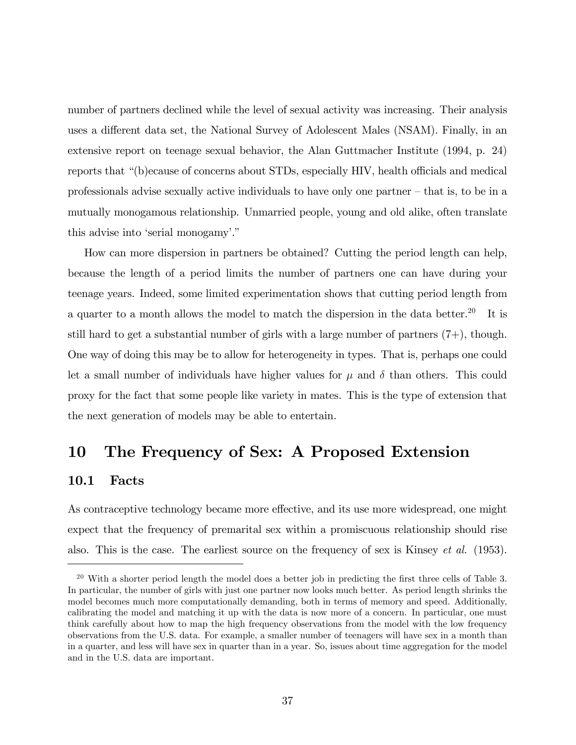number of partners declined while the level of sexual activity was increasing. Their analysis uses a different data set, the National Survey of Adolescent Males (NSAM). Finally, in an extensive report on teenage sexual behavior, the Alan Guttmacher Institute (1994, p. 24) reports that "(b)ecause of concerns about STDs, especially HIV, health officials and medical professionals advise sexually active individuals to have only one partner – that is, to be in a mutually monogamous relationship. Unmarried people, young and old alike, often translate this advise into 'serial monogamy'."

How can more dispersion in partners be obtained? Cutting the period length can help, because the length of a period limits the number of partners one can have during your teenage years. Indeed, some limited experimentation shows that cutting period length from a quarter to a month allows the model to match the dispersion in the data better.[20] It is still hard to get a substantial number of girls with a large number of partners (7+), though. One way of doing this may be to allow for heterogeneity in types. That is, perhaps one could let a small number of individuals have higher values for $\mu$ and $\delta$ than others. This could proxy for the fact that some people like variety in mates. This is the type of extension that the next generation of models may be able to entertain.

# 10 The Frequency of Sex: A Proposed Extension

## 10.1 Facts

As contraceptive technology became more effective, and its use more widespread, one might expect that the frequency of premarital sex within a promiscuous relationship should rise also. This is the case. The earliest source on the frequency of sex is Kinsey *et al.* (1953).

[20] With a shorter period length the model does a better job in predicting the first three cells of Table 3. In particular, the number of girls with just one partner now looks much better. As period length shrinks the model becomes much more computationally demanding, both in terms of memory and speed. Additionally, calibrating the model and matching it up with the data is now more of a concern. In particular, one must think carefully about how to map the high frequency observations from the model with the low frequency observations from the U.S. data. For example, a smaller number of teenagers will have sex in a month than in a quarter, and less will have sex in quarter than in a year. So, issues about time aggregation for the model and in the U.S. data are important.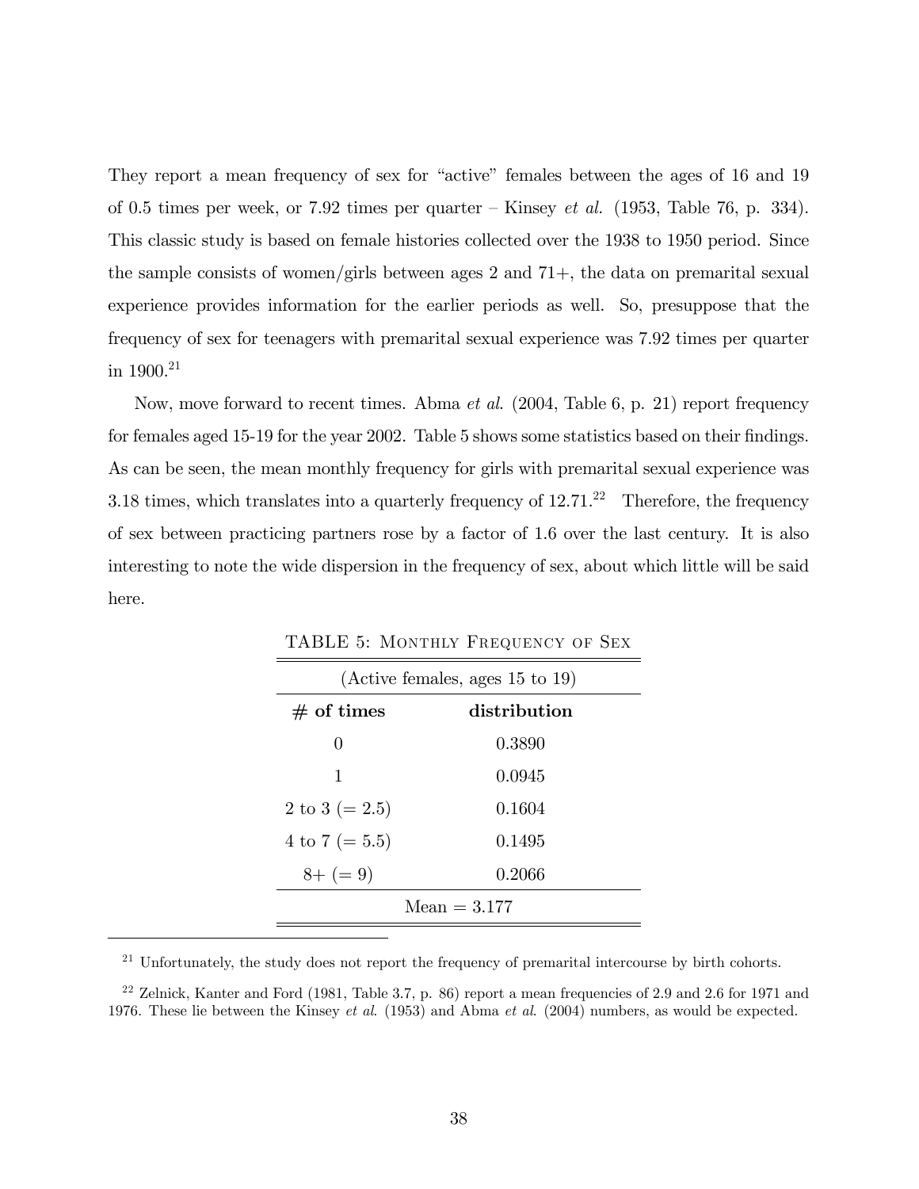They report a mean frequency of sex for "active" females between the ages of 16 and 19 of 0.5 times per week, or 7.92 times per quarter – Kinsey *et al.* (1953, Table 76, p. 334). This classic study is based on female histories collected over the 1938 to 1950 period. Since the sample consists of women/girls between ages 2 and 71+, the data on premarital sexual experience provides information for the earlier periods as well. So, presuppose that the frequency of sex for teenagers with premarital sexual experience was 7.92 times per quarter in 1900.[21]

Now, move forward to recent times. Abma *et al.* (2004, Table 6, p. 21) report frequency for females aged 15-19 for the year 2002. Table 5 shows some statistics based on their findings. As can be seen, the mean monthly frequency for girls with premarital sexual experience was 3.18 times, which translates into a quarterly frequency of 12.71.[22] Therefore, the frequency of sex between practicing partners rose by a factor of 1.6 over the last century. It is also interesting to note the wide dispersion in the frequency of sex, about which little will be said here.

TABLE 5: MONTHLY FREQUENCY OF SEX

| (Active females, ages 15 to 19) | |
|---|---|
| **# of times** | **distribution** |
| 0 | 0.3890 |
| 1 | 0.0945 |
| 2 to 3 (= 2.5) | 0.1604 |
| 4 to 7 (= 5.5) | 0.1495 |
| 8+ (= 9) | 0.2066 |
| Mean = 3.177 | |

[21] Unfortunately, the study does not report the frequency of premarital intercourse by birth cohorts.

[22] Zelnick, Kanter and Ford (1981, Table 3.7, p. 86) report a mean frequencies of 2.9 and 2.6 for 1971 and 1976. These lie between the Kinsey *et al.* (1953) and Abma *et al.* (2004) numbers, as would be expected.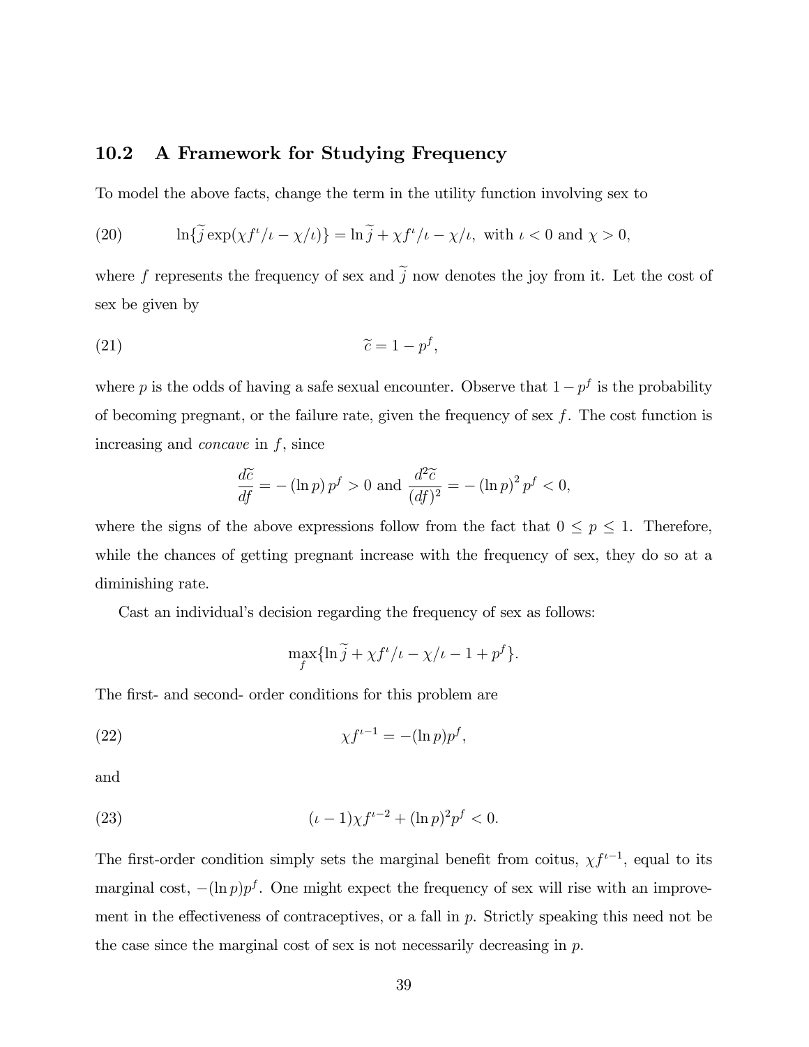## 10.2 A Framework for Studying Frequency

To model the above facts, change the term in the utility function involving sex to

$$\ln\{\widetilde{j}\exp(\chi f^{\iota}/\iota - \chi/\iota)\} = \ln\widetilde{j} + \chi f^{\iota}/\iota - \chi/\iota, \text{ with } \iota < 0 \text{ and } \chi > 0, \tag{20}$$

where $f$ represents the frequency of sex and $\widetilde{j}$ now denotes the joy from it. Let the cost of sex be given by

$$\widetilde{c} = 1 - p^{f}, \tag{21}$$

where $p$ is the odds of having a safe sexual encounter. Observe that $1 - p^{f}$ is the probability of becoming pregnant, or the failure rate, given the frequency of sex $f$. The cost function is increasing and *concave* in $f$, since

$$\frac{d\widetilde{c}}{df} = -(\ln p)\, p^{f} > 0 \text{ and } \frac{d^2\widetilde{c}}{(df)^2} = -(\ln p)^2\, p^{f} < 0,$$

where the signs of the above expressions follow from the fact that $0 \leq p \leq 1$. Therefore, while the chances of getting pregnant increase with the frequency of sex, they do so at a diminishing rate.

Cast an individual's decision regarding the frequency of sex as follows:

$$\max_{f}\{\ln\widetilde{j} + \chi f^{\iota}/\iota - \chi/\iota - 1 + p^{f}\}.$$

The first- and second- order conditions for this problem are

$$\chi f^{\iota-1} = -(\ln p)p^{f}, \tag{22}$$

and

$$(\iota - 1)\chi f^{\iota-2} + (\ln p)^2 p^{f} < 0. \tag{23}$$

The first-order condition simply sets the marginal benefit from coitus, $\chi f^{\iota-1}$, equal to its marginal cost, $-(\ln p)p^{f}$. One might expect the frequency of sex will rise with an improvement in the effectiveness of contraceptives, or a fall in $p$. Strictly speaking this need not be the case since the marginal cost of sex is not necessarily decreasing in $p$.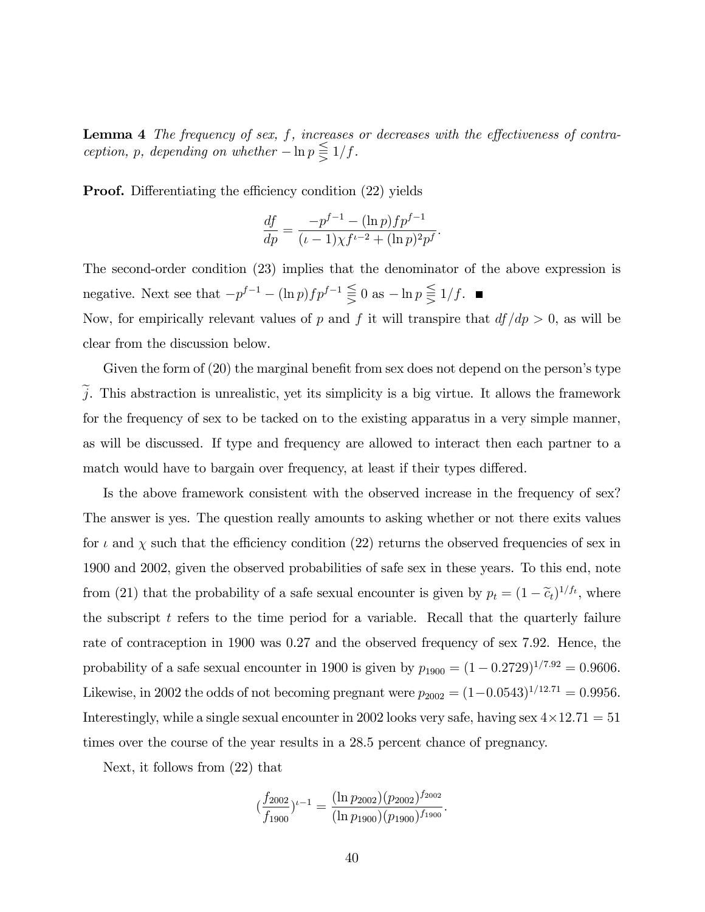**Lemma 4** *The frequency of sex, $f$, increases or decreases with the effectiveness of contraception, $p$, depending on whether $-\ln p \lesseqgtr 1/f$.*

**Proof.** Differentiating the efficiency condition (22) yields

$$\frac{df}{dp} = \frac{-p^{f-1} - (\ln p) f p^{f-1}}{(\iota - 1)\chi f^{\iota - 2} + (\ln p)^2 p^f}.$$

The second-order condition (23) implies that the denominator of the above expression is negative. Next see that $-p^{f-1} - (\ln p) f p^{f-1} \lesseqgtr 0$ as $-\ln p \lesseqgtr 1/f$. ■

Now, for empirically relevant values of $p$ and $f$ it will transpire that $df/dp > 0$, as will be clear from the discussion below.

Given the form of (20) the marginal benefit from sex does not depend on the person's type $\widetilde{j}$. This abstraction is unrealistic, yet its simplicity is a big virtue. It allows the framework for the frequency of sex to be tacked on to the existing apparatus in a very simple manner, as will be discussed. If type and frequency are allowed to interact then each partner to a match would have to bargain over frequency, at least if their types differed.

Is the above framework consistent with the observed increase in the frequency of sex? The answer is yes. The question really amounts to asking whether or not there exits values for $\iota$ and $\chi$ such that the efficiency condition (22) returns the observed frequencies of sex in 1900 and 2002, given the observed probabilities of safe sex in these years. To this end, note from (21) that the probability of a safe sexual encounter is given by $p_t = (1 - \widetilde{c}_t)^{1/f_t}$, where the subscript $t$ refers to the time period for a variable. Recall that the quarterly failure rate of contraception in 1900 was 0.27 and the observed frequency of sex 7.92. Hence, the probability of a safe sexual encounter in 1900 is given by $p_{1900} = (1 - 0.2729)^{1/7.92} = 0.9606$. Likewise, in 2002 the odds of not becoming pregnant were $p_{2002} = (1 - 0.0543)^{1/12.71} = 0.9956$. Interestingly, while a single sexual encounter in 2002 looks very safe, having sex $4 \times 12.71 = 51$ times over the course of the year results in a 28.5 percent chance of pregnancy.

Next, it follows from (22) that

$$\left(\frac{f_{2002}}{f_{1900}}\right)^{\iota - 1} = \frac{(\ln p_{2002})(p_{2002})^{f_{2002}}}{(\ln p_{1900})(p_{1900})^{f_{1900}}}.$$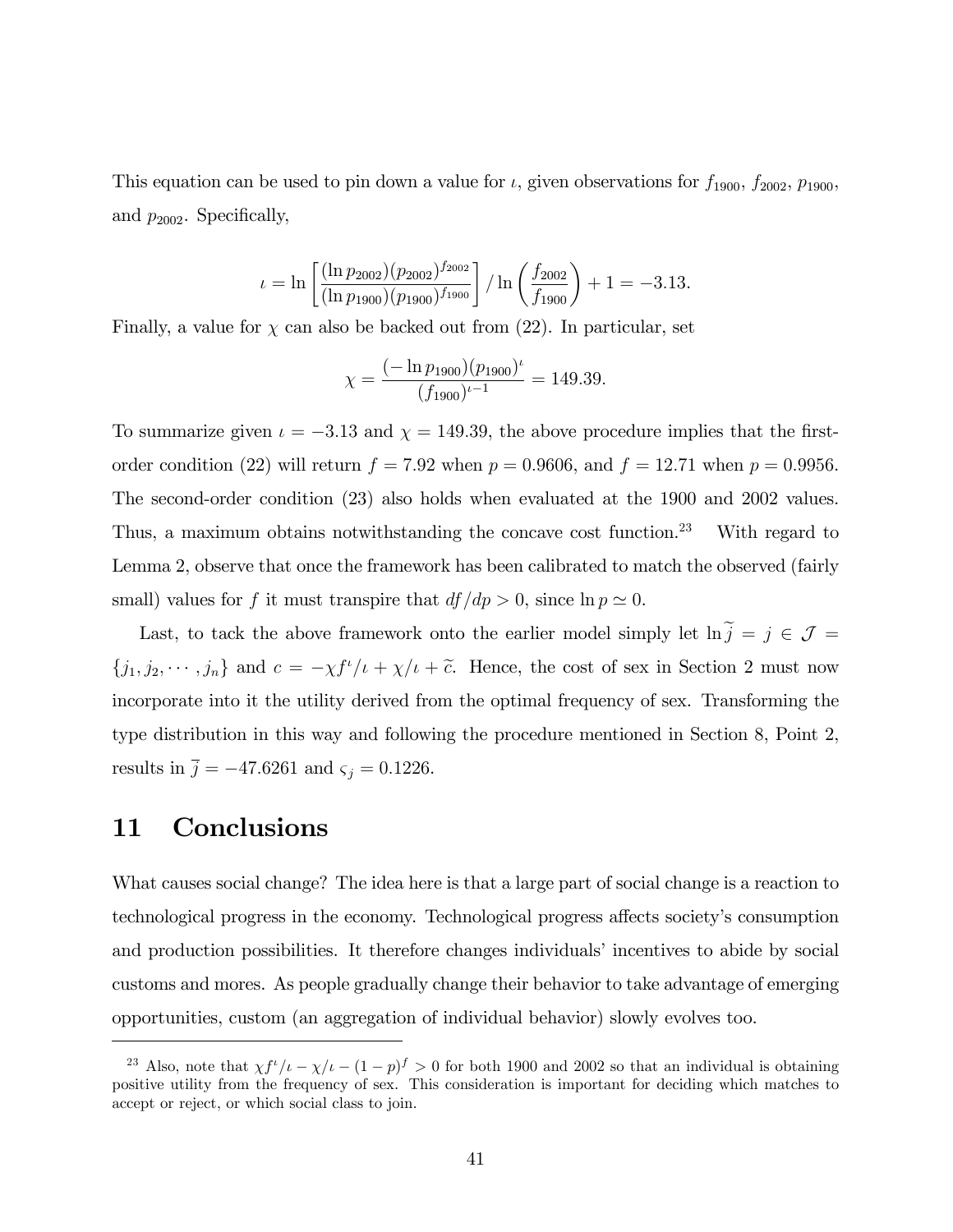This equation can be used to pin down a value for $\iota$, given observations for $f_{1900}$, $f_{2002}$, $p_{1900}$, and $p_{2002}$. Specifically,

$$\iota = \ln\left[\frac{(\ln p_{2002})(p_{2002})^{f_{2002}}}{(\ln p_{1900})(p_{1900})^{f_{1900}}}\right] / \ln\left(\frac{f_{2002}}{f_{1900}}\right) + 1 = -3.13.$$

Finally, a value for $\chi$ can also be backed out from (22). In particular, set

$$\chi = \frac{(-\ln p_{1900})(p_{1900})^{\iota}}{(f_{1900})^{\iota - 1}} = 149.39.$$

To summarize given $\iota = -3.13$ and $\chi = 149.39$, the above procedure implies that the first-order condition (22) will return $f = 7.92$ when $p = 0.9606$, and $f = 12.71$ when $p = 0.9956$. The second-order condition (23) also holds when evaluated at the 1900 and 2002 values. Thus, a maximum obtains notwithstanding the concave cost function.[23] With regard to Lemma 2, observe that once the framework has been calibrated to match the observed (fairly small) values for $f$ it must transpire that $df/dp > 0$, since $\ln p \simeq 0$.

Last, to tack the above framework onto the earlier model simply let $\ln \widetilde{j} = j \in \mathcal{J} = \{j_1, j_2, \cdots, j_n\}$ and $c = -\chi f^{\iota}/\iota + \chi/\iota + \widetilde{c}$. Hence, the cost of sex in Section 2 must now incorporate into it the utility derived from the optimal frequency of sex. Transforming the type distribution in this way and following the procedure mentioned in Section 8, Point 2, results in $\overline{j} = -47.6261$ and $\varsigma_j = 0.1226$.

# 11 Conclusions

What causes social change? The idea here is that a large part of social change is a reaction to technological progress in the economy. Technological progress affects society's consumption and production possibilities. It therefore changes individuals' incentives to abide by social customs and mores. As people gradually change their behavior to take advantage of emerging opportunities, custom (an aggregation of individual behavior) slowly evolves too.

---

[23] Also, note that $\chi f^{\iota}/\iota - \chi/\iota - (1-p)^f > 0$ for both 1900 and 2002 so that an individual is obtaining positive utility from the frequency of sex. This consideration is important for deciding which matches to accept or reject, or which social class to join.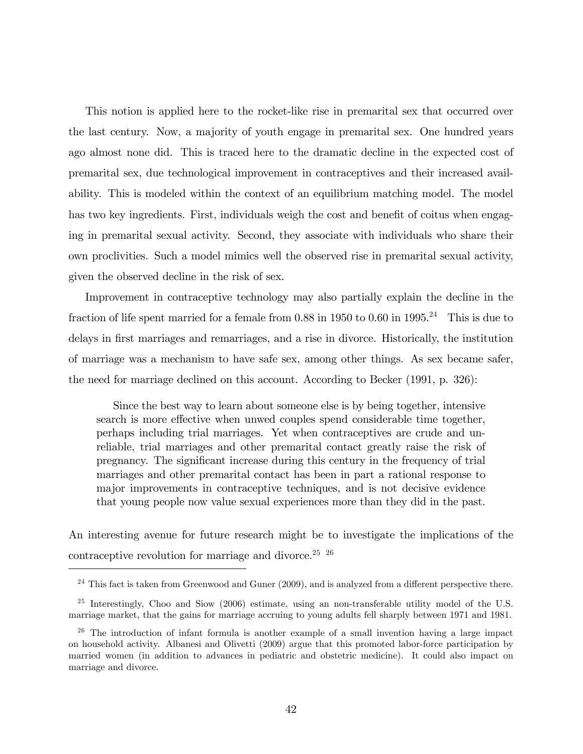This notion is applied here to the rocket-like rise in premarital sex that occurred over the last century. Now, a majority of youth engage in premarital sex. One hundred years ago almost none did. This is traced here to the dramatic decline in the expected cost of premarital sex, due technological improvement in contraceptives and their increased availability. This is modeled within the context of an equilibrium matching model. The model has two key ingredients. First, individuals weigh the cost and benefit of coitus when engaging in premarital sexual activity. Second, they associate with individuals who share their own proclivities. Such a model mimics well the observed rise in premarital sexual activity, given the observed decline in the risk of sex.

Improvement in contraceptive technology may also partially explain the decline in the fraction of life spent married for a female from 0.88 in 1950 to 0.60 in 1995.[24] This is due to delays in first marriages and remarriages, and a rise in divorce. Historically, the institution of marriage was a mechanism to have safe sex, among other things. As sex became safer, the need for marriage declined on this account. According to Becker (1991, p. 326):

> Since the best way to learn about someone else is by being together, intensive search is more effective when unwed couples spend considerable time together, perhaps including trial marriages. Yet when contraceptives are crude and unreliable, trial marriages and other premarital contact greatly raise the risk of pregnancy. The significant increase during this century in the frequency of trial marriages and other premarital contact has been in part a rational response to major improvements in contraceptive techniques, and is not decisive evidence that young people now value sexual experiences more than they did in the past.

An interesting avenue for future research might be to investigate the implications of the contraceptive revolution for marriage and divorce.[25] [26]

---

[24] This fact is taken from Greenwood and Guner (2009), and is analyzed from a different perspective there.

[25] Interestingly, Choo and Siow (2006) estimate, using an non-transferable utility model of the U.S. marriage market, that the gains for marriage accruing to young adults fell sharply between 1971 and 1981.

[26] The introduction of infant formula is another example of a small invention having a large impact on household activity. Albanesi and Olivetti (2009) argue that this promoted labor-force participation by married women (in addition to advances in pediatric and obstetric medicine). It could also impact on marriage and divorce.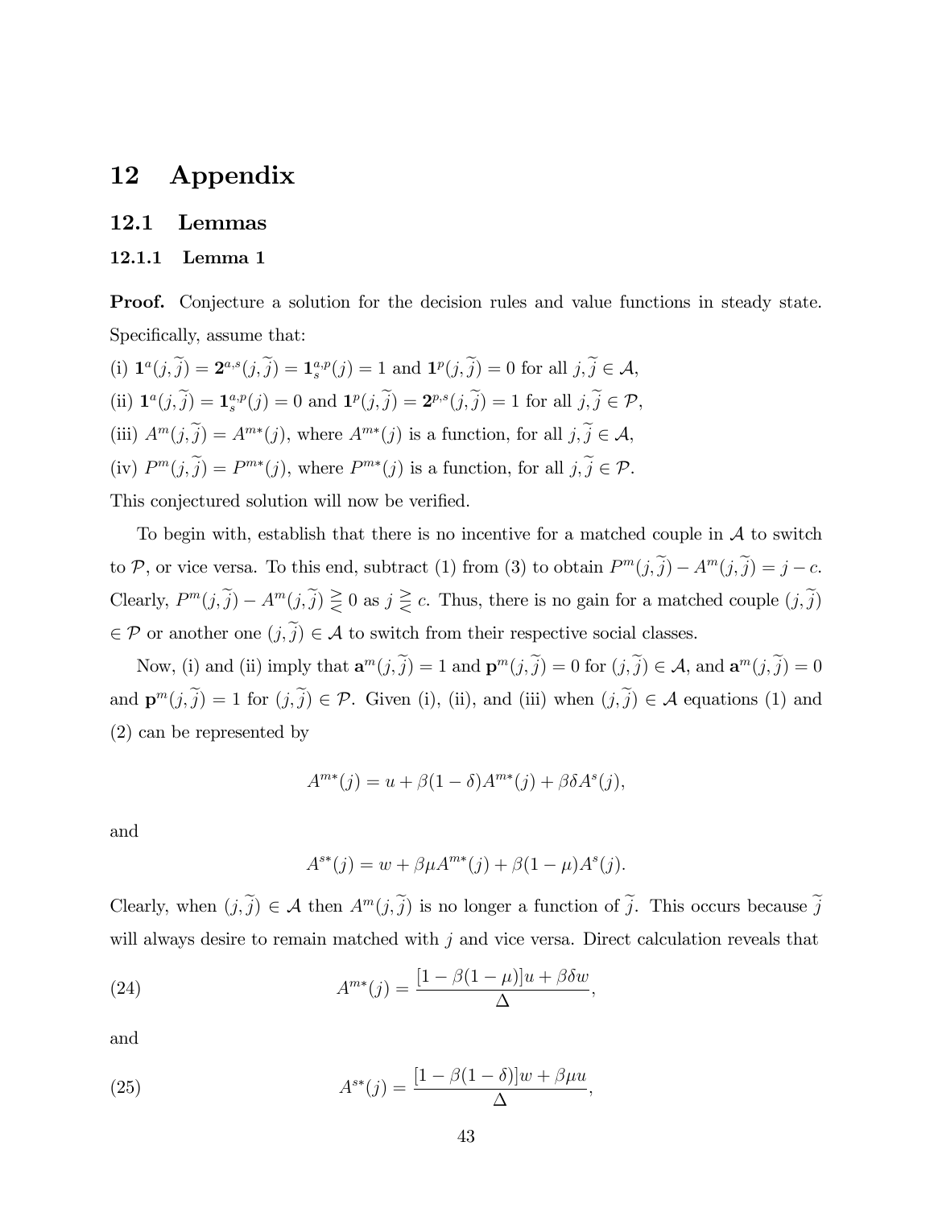# 12 Appendix

## 12.1 Lemmas

### 12.1.1 Lemma 1

**Proof.** Conjecture a solution for the decision rules and value functions in steady state. Specifically, assume that:

(i) $\mathbf{1}^a(j,\widetilde{j}) = \mathbf{2}^{a,s}(j,\widetilde{j}) = \mathbf{1}_s^{a,p}(j) = 1$ and $\mathbf{1}^p(j,\widetilde{j}) = 0$ for all $j, \widetilde{j} \in \mathcal{A}$,

(ii) $\mathbf{1}^a(j,\widetilde{j}) = \mathbf{1}_s^{a,p}(j) = 0$ and $\mathbf{1}^p(j,\widetilde{j}) = \mathbf{2}^{p,s}(j,\widetilde{j}) = 1$ for all $j, \widetilde{j} \in \mathcal{P}$,

(iii) $A^m(j,\widetilde{j}) = A^{m*}(j)$, where $A^{m*}(j)$ is a function, for all $j, \widetilde{j} \in \mathcal{A}$,

(iv) $P^m(j,\widetilde{j}) = P^{m*}(j)$, where $P^{m*}(j)$ is a function, for all $j, \widetilde{j} \in \mathcal{P}$.

This conjectured solution will now be verified.

To begin with, establish that there is no incentive for a matched couple in $\mathcal{A}$ to switch to $\mathcal{P}$, or vice versa. To this end, subtract (1) from (3) to obtain $P^m(j,\widetilde{j}) - A^m(j,\widetilde{j}) = j - c$. Clearly, $P^m(j,\widetilde{j}) - A^m(j,\widetilde{j}) \gtreqless 0$ as $j \gtreqless c$. Thus, there is no gain for a matched couple $(j,\widetilde{j}) \in \mathcal{P}$ or another one $(j,\widetilde{j}) \in \mathcal{A}$ to switch from their respective social classes.

Now, (i) and (ii) imply that $\mathbf{a}^m(j,\widetilde{j}) = 1$ and $\mathbf{p}^m(j,\widetilde{j}) = 0$ for $(j,\widetilde{j}) \in \mathcal{A}$, and $\mathbf{a}^m(j,\widetilde{j}) = 0$ and $\mathbf{p}^m(j,\widetilde{j}) = 1$ for $(j,\widetilde{j}) \in \mathcal{P}$. Given (i), (ii), and (iii) when $(j,\widetilde{j}) \in \mathcal{A}$ equations (1) and (2) can be represented by

$$A^{m*}(j) = u + \beta(1-\delta)A^{m*}(j) + \beta\delta A^s(j),$$

and

$$A^{s*}(j) = w + \beta\mu A^{m*}(j) + \beta(1-\mu)A^s(j).$$

Clearly, when $(j,\widetilde{j}) \in \mathcal{A}$ then $A^m(j,\widetilde{j})$ is no longer a function of $\widetilde{j}$. This occurs because $\widetilde{j}$ will always desire to remain matched with $j$ and vice versa. Direct calculation reveals that

$$A^{m*}(j) = \frac{[1-\beta(1-\mu)]u + \beta\delta w}{\Delta}, \tag{24}$$

and

$$A^{s*}(j) = \frac{[1-\beta(1-\delta)]w + \beta\mu u}{\Delta}, \tag{25}$$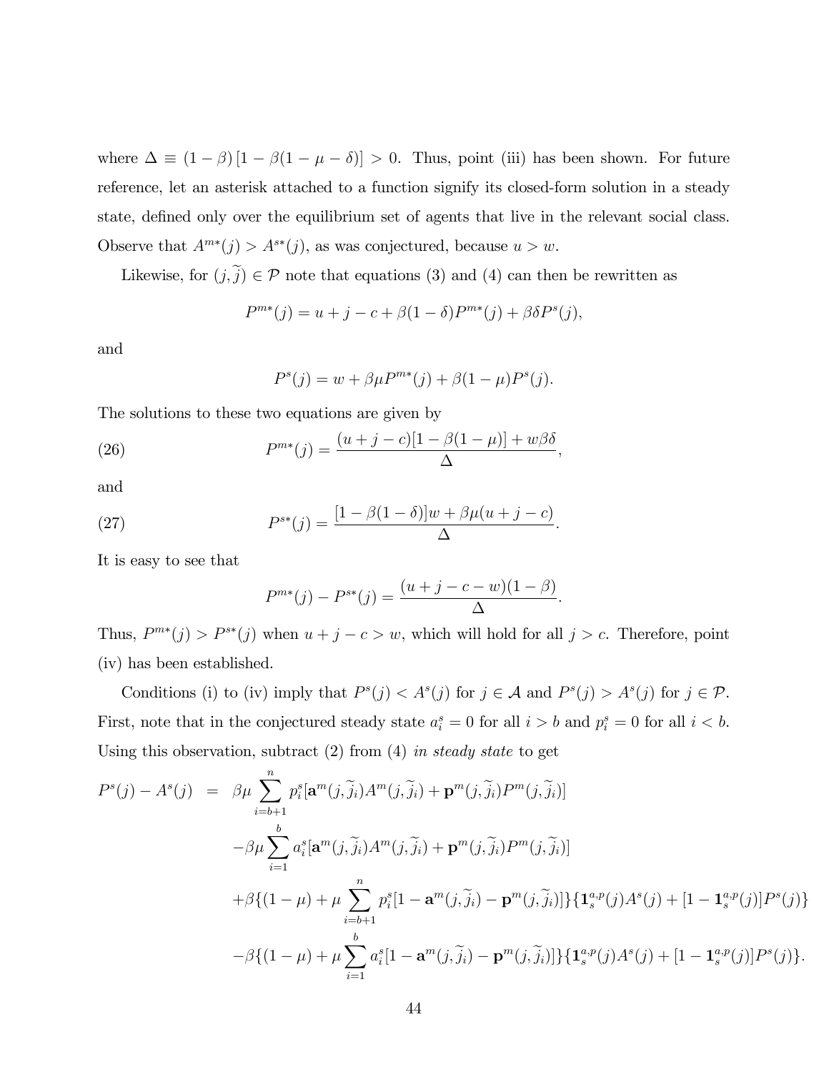where $\Delta \equiv (1-\beta)\left[1-\beta(1-\mu-\delta)\right] > 0$. Thus, point (iii) has been shown. For future reference, let an asterisk attached to a function signify its closed-form solution in a steady state, defined only over the equilibrium set of agents that live in the relevant social class. Observe that $A^{m*}(j) > A^{s*}(j)$, as was conjectured, because $u > w$.

Likewise, for $(j, \widetilde{j}) \in \mathcal{P}$ note that equations (3) and (4) can then be rewritten as

$$P^{m*}(j) = u + j - c + \beta(1-\delta)P^{m*}(j) + \beta\delta P^{s}(j),$$

and

$$P^{s}(j) = w + \beta\mu P^{m*}(j) + \beta(1-\mu)P^{s}(j).$$

The solutions to these two equations are given by

$$P^{m*}(j) = \frac{(u+j-c)[1-\beta(1-\mu)] + w\beta\delta}{\Delta}, \tag{26}$$

and

$$P^{s*}(j) = \frac{[1-\beta(1-\delta)]w + \beta\mu(u+j-c)}{\Delta}. \tag{27}$$

It is easy to see that

$$P^{m*}(j) - P^{s*}(j) = \frac{(u+j-c-w)(1-\beta)}{\Delta}.$$

Thus, $P^{m*}(j) > P^{s*}(j)$ when $u + j - c > w$, which will hold for all $j > c$. Therefore, point (iv) has been established.

Conditions (i) to (iv) imply that $P^{s}(j) < A^{s}(j)$ for $j \in \mathcal{A}$ and $P^{s}(j) > A^{s}(j)$ for $j \in \mathcal{P}$. First, note that in the conjectured steady state $a_i^s = 0$ for all $i > b$ and $p_i^s = 0$ for all $i < b$. Using this observation, subtract (2) from (4) *in steady state* to get

$$\begin{aligned}
P^{s}(j) - A^{s}(j) \;=\; & \beta\mu \sum_{i=b+1}^{n} p_i^s[\mathbf{a}^m(j,\widetilde{j}_i)A^m(j,\widetilde{j}_i) + \mathbf{p}^m(j,\widetilde{j}_i)P^m(j,\widetilde{j}_i)] \\
& -\beta\mu \sum_{i=1}^{b} a_i^s[\mathbf{a}^m(j,\widetilde{j}_i)A^m(j,\widetilde{j}_i) + \mathbf{p}^m(j,\widetilde{j}_i)P^m(j,\widetilde{j}_i)] \\
& +\beta\{(1-\mu) + \mu \sum_{i=b+1}^{n} p_i^s[1 - \mathbf{a}^m(j,\widetilde{j}_i) - \mathbf{p}^m(j,\widetilde{j}_i)]\}\{\mathbf{1}_s^{a,p}(j)A^s(j) + [1-\mathbf{1}_s^{a,p}(j)]P^s(j)\} \\
& -\beta\{(1-\mu) + \mu \sum_{i=1}^{b} a_i^s[1 - \mathbf{a}^m(j,\widetilde{j}_i) - \mathbf{p}^m(j,\widetilde{j}_i)]\}\{\mathbf{1}_s^{a,p}(j)A^s(j) + [1-\mathbf{1}_s^{a,p}(j)]P^s(j)\}.
\end{aligned}$$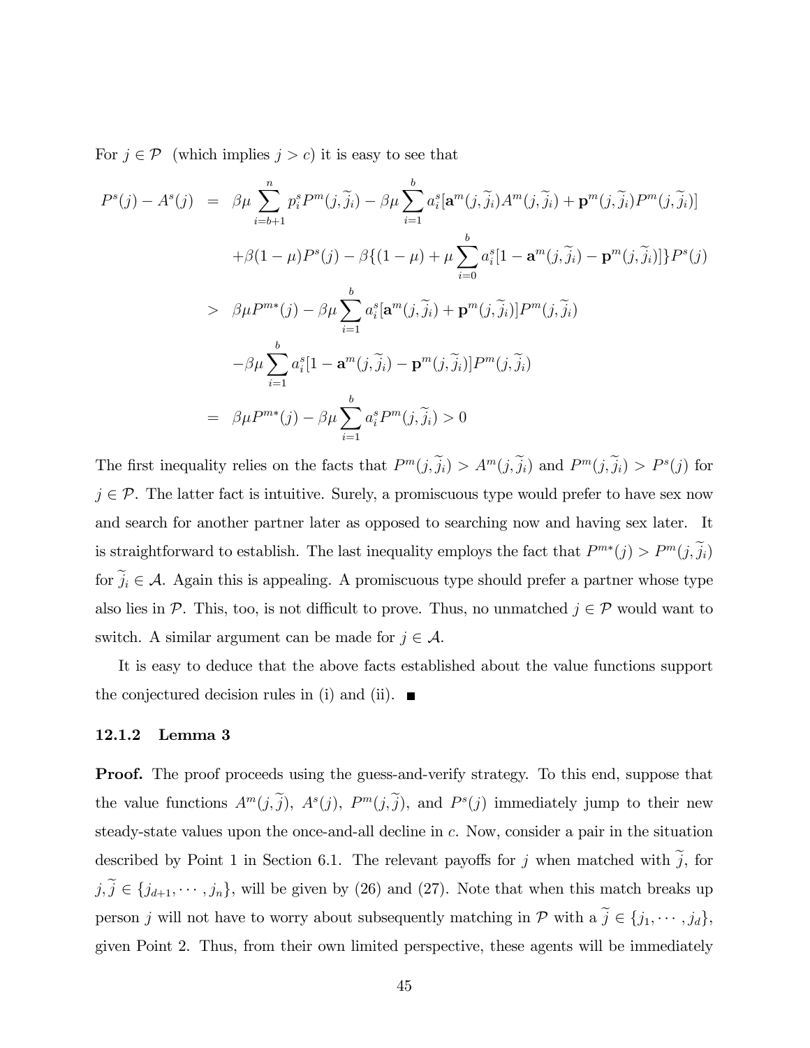For $j \in \mathcal{P}$ (which implies $j > c$) it is easy to see that

$$
\begin{aligned}
P^s(j) - A^s(j) &= \beta\mu \sum_{i=b+1}^{n} p_i^s P^m(j,\widetilde{j}_i) - \beta\mu \sum_{i=1}^{b} a_i^s [\mathbf{a}^m(j,\widetilde{j}_i) A^m(j,\widetilde{j}_i) + \mathbf{p}^m(j,\widetilde{j}_i) P^m(j,\widetilde{j}_i)] \\
&\quad + \beta(1-\mu) P^s(j) - \beta\{(1-\mu) + \mu \sum_{i=0}^{b} a_i^s [1 - \mathbf{a}^m(j,\widetilde{j}_i) - \mathbf{p}^m(j,\widetilde{j}_i)]\} P^s(j) \\
&> \beta\mu P^{m*}(j) - \beta\mu \sum_{i=1}^{b} a_i^s [\mathbf{a}^m(j,\widetilde{j}_i) + \mathbf{p}^m(j,\widetilde{j}_i)] P^m(j,\widetilde{j}_i) \\
&\quad - \beta\mu \sum_{i=1}^{b} a_i^s [1 - \mathbf{a}^m(j,\widetilde{j}_i) - \mathbf{p}^m(j,\widetilde{j}_i)] P^m(j,\widetilde{j}_i) \\
&= \beta\mu P^{m*}(j) - \beta\mu \sum_{i=1}^{b} a_i^s P^m(j,\widetilde{j}_i) > 0
\end{aligned}
$$

The first inequality relies on the facts that $P^m(j,\widetilde{j}_i) > A^m(j,\widetilde{j}_i)$ and $P^m(j,\widetilde{j}_i) > P^s(j)$ for $j \in \mathcal{P}$. The latter fact is intuitive. Surely, a promiscuous type would prefer to have sex now and search for another partner later as opposed to searching now and having sex later. It is straightforward to establish. The last inequality employs the fact that $P^{m*}(j) > P^m(j,\widetilde{j}_i)$ for $\widetilde{j}_i \in \mathcal{A}$. Again this is appealing. A promiscuous type should prefer a partner whose type also lies in $\mathcal{P}$. This, too, is not difficult to prove. Thus, no unmatched $j \in \mathcal{P}$ would want to switch. A similar argument can be made for $j \in \mathcal{A}$.

It is easy to deduce that the above facts established about the value functions support the conjectured decision rules in (i) and (ii). ■

#### 12.1.2 Lemma 3

**Proof.** The proof proceeds using the guess-and-verify strategy. To this end, suppose that the value functions $A^m(j,\widetilde{j})$, $A^s(j)$, $P^m(j,\widetilde{j})$, and $P^s(j)$ immediately jump to their new steady-state values upon the once-and-all decline in $c$. Now, consider a pair in the situation described by Point 1 in Section 6.1. The relevant payoffs for $j$ when matched with $\widetilde{j}$, for $j, \widetilde{j} \in \{j_{d+1}, \cdots, j_n\}$, will be given by (26) and (27). Note that when this match breaks up person $j$ will not have to worry about subsequently matching in $\mathcal{P}$ with a $\widetilde{j} \in \{j_1, \cdots, j_d\}$, given Point 2. Thus, from their own limited perspective, these agents will be immediately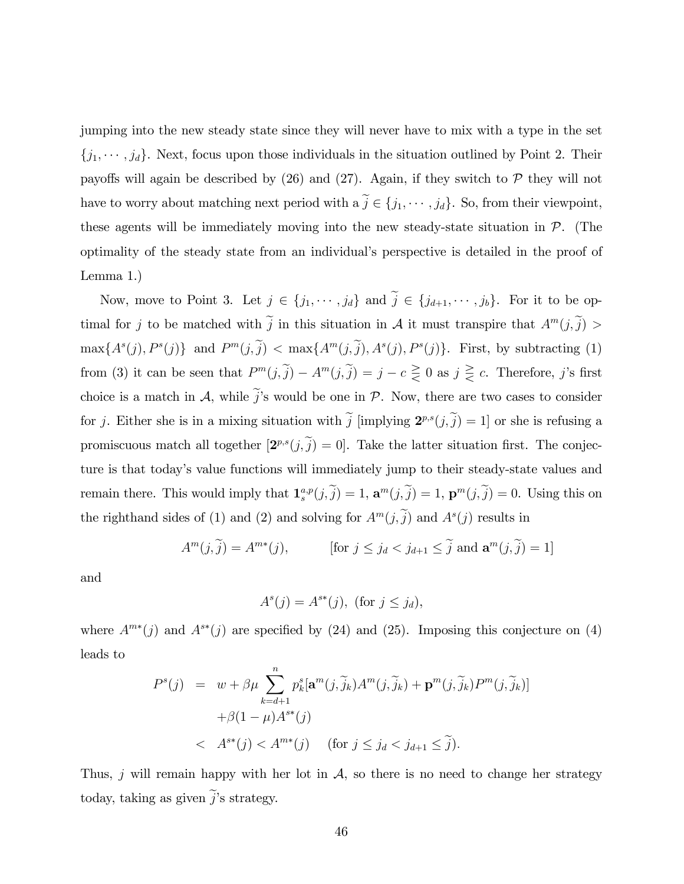jumping into the new steady state since they will never have to mix with a type in the set $\{j_1, \cdots, j_d\}$. Next, focus upon those individuals in the situation outlined by Point 2. Their payoffs will again be described by (26) and (27). Again, if they switch to $\mathcal{P}$ they will not have to worry about matching next period with a $\widetilde{j} \in \{j_1, \cdots, j_d\}$. So, from their viewpoint, these agents will be immediately moving into the new steady-state situation in $\mathcal{P}$. (The optimality of the steady state from an individual's perspective is detailed in the proof of Lemma 1.)

Now, move to Point 3. Let $j \in \{j_1, \cdots, j_d\}$ and $\widetilde{j} \in \{j_{d+1}, \cdots, j_b\}$. For it to be optimal for $j$ to be matched with $\widetilde{j}$ in this situation in $\mathcal{A}$ it must transpire that $A^m(j, \widetilde{j}) > \max\{A^s(j), P^s(j)\}$ and $P^m(j, \widetilde{j}) < \max\{A^m(j, \widetilde{j}), A^s(j), P^s(j)\}$. First, by subtracting (1) from (3) it can be seen that $P^m(j, \widetilde{j}) - A^m(j, \widetilde{j}) = j - c \gtreqless 0$ as $j \gtreqless c$. Therefore, $j$'s first choice is a match in $\mathcal{A}$, while $\widetilde{j}$'s would be one in $\mathcal{P}$. Now, there are two cases to consider for $j$. Either she is in a mixing situation with $\widetilde{j}$ [implying $\mathbf{2}^{p,s}(j, \widetilde{j}) = 1$] or she is refusing a promiscuous match all together [$\mathbf{2}^{p,s}(j, \widetilde{j}) = 0$]. Take the latter situation first. The conjecture is that today's value functions will immediately jump to their steady-state values and remain there. This would imply that $\mathbf{1}_s^{a,p}(j, \widetilde{j}) = 1$, $\mathbf{a}^m(j, \widetilde{j}) = 1$, $\mathbf{p}^m(j, \widetilde{j}) = 0$. Using this on the righthand sides of (1) and (2) and solving for $A^m(j, \widetilde{j})$ and $A^s(j)$ results in

$$A^m(j, \widetilde{j}) = A^{m*}(j), \qquad [\text{for } j \le j_d < j_{d+1} \le \widetilde{j} \text{ and } \mathbf{a}^m(j, \widetilde{j}) = 1]$$

and

$$A^s(j) = A^{s*}(j), \ (\text{for } j \le j_d),$$

where $A^{m*}(j)$ and $A^{s*}(j)$ are specified by (24) and (25). Imposing this conjecture on (4) leads to

$$\begin{aligned}
P^s(j) &= w + \beta\mu \sum_{k=d+1}^{n} p_k^s[\mathbf{a}^m(j, \widetilde{j}_k)A^m(j, \widetilde{j}_k) + \mathbf{p}^m(j, \widetilde{j}_k)P^m(j, \widetilde{j}_k)] \\
&\quad + \beta(1-\mu)A^{s*}(j) \\
&< A^{s*}(j) < A^{m*}(j) \quad (\text{for } j \le j_d < j_{d+1} \le \widetilde{j}).
\end{aligned}$$

Thus, $j$ will remain happy with her lot in $\mathcal{A}$, so there is no need to change her strategy today, taking as given $\widetilde{j}$'s strategy.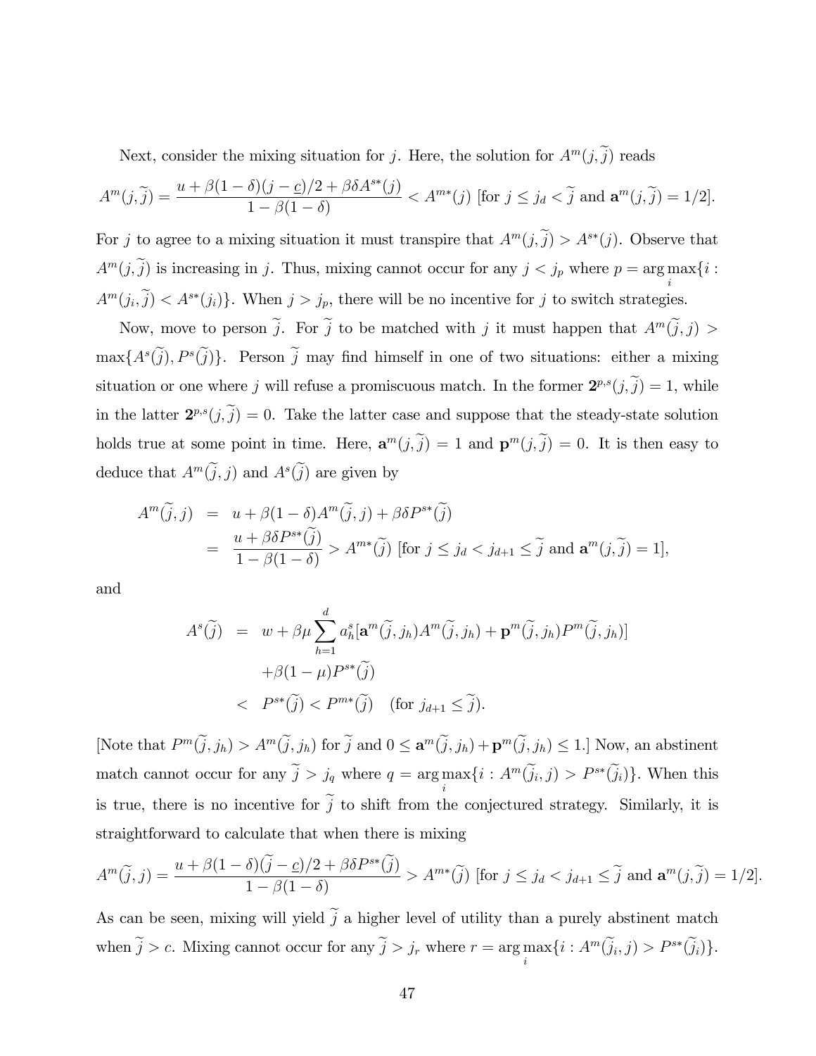Next, consider the mixing situation for $j$. Here, the solution for $A^m(j,\widetilde{j})$ reads

$$A^m(j,\widetilde{j}) = \frac{u + \beta(1-\delta)(j-\underline{c})/2 + \beta\delta A^{s*}(j)}{1-\beta(1-\delta)} < A^{m*}(j) \text{ [for } j \leq j_d < \widetilde{j} \text{ and } \mathbf{a}^m(j,\widetilde{j}) = 1/2].$$

For $j$ to agree to a mixing situation it must transpire that $A^m(j,\widetilde{j}) > A^{s*}(j)$. Observe that $A^m(j,\widetilde{j})$ is increasing in $j$. Thus, mixing cannot occur for any $j < j_p$ where $p = \arg\max_i\{i : A^m(j_i,\widetilde{j}) < A^{s*}(j_i)\}$. When $j > j_p$, there will be no incentive for $j$ to switch strategies.

Now, move to person $\widetilde{j}$. For $\widetilde{j}$ to be matched with $j$ it must happen that $A^m(\widetilde{j},j) > \max\{A^s(\widetilde{j}), P^s(\widetilde{j})\}$. Person $\widetilde{j}$ may find himself in one of two situations: either a mixing situation or one where $j$ will refuse a promiscuous match. In the former $\mathbf{2}^{p,s}(j,\widetilde{j}) = 1$, while in the latter $\mathbf{2}^{p,s}(j,\widetilde{j}) = 0$. Take the latter case and suppose that the steady-state solution holds true at some point in time. Here, $\mathbf{a}^m(j,\widetilde{j}) = 1$ and $\mathbf{p}^m(j,\widetilde{j}) = 0$. It is then easy to deduce that $A^m(\widetilde{j},j)$ and $A^s(\widetilde{j})$ are given by

$$\begin{aligned}
A^m(\widetilde{j},j) &= u + \beta(1-\delta)A^m(\widetilde{j},j) + \beta\delta P^{s*}(\widetilde{j}) \\
&= \frac{u + \beta\delta P^{s*}(\widetilde{j})}{1-\beta(1-\delta)} > A^{m*}(\widetilde{j}) \text{ [for } j \leq j_d < j_{d+1} \leq \widetilde{j} \text{ and } \mathbf{a}^m(j,\widetilde{j}) = 1],
\end{aligned}$$

and

$$\begin{aligned}
A^s(\widetilde{j}) &= w + \beta\mu\sum_{h=1}^{d} a_h^s[\mathbf{a}^m(\widetilde{j},j_h)A^m(\widetilde{j},j_h) + \mathbf{p}^m(\widetilde{j},j_h)P^m(\widetilde{j},j_h)] \\
&\quad + \beta(1-\mu)P^{s*}(\widetilde{j}) \\
&< P^{s*}(\widetilde{j}) < P^{m*}(\widetilde{j}) \quad (\text{for } j_{d+1} \leq \widetilde{j}).
\end{aligned}$$

[Note that $P^m(\widetilde{j},j_h) > A^m(\widetilde{j},j_h)$ for $\widetilde{j}$ and $0 \leq \mathbf{a}^m(\widetilde{j},j_h) + \mathbf{p}^m(\widetilde{j},j_h) \leq 1$.] Now, an abstinent match cannot occur for any $\widetilde{j} > j_q$ where $q = \arg\max_i\{i : A^m(\widetilde{j}_i,j) > P^{s*}(\widetilde{j}_i)\}$. When this is true, there is no incentive for $\widetilde{j}$ to shift from the conjectured strategy. Similarly, it is straightforward to calculate that when there is mixing

$$A^m(\widetilde{j},j) = \frac{u + \beta(1-\delta)(\widetilde{j}-\underline{c})/2 + \beta\delta P^{s*}(\widetilde{j})}{1-\beta(1-\delta)} > A^{m*}(\widetilde{j}) \text{ [for } j \leq j_d < j_{d+1} \leq \widetilde{j} \text{ and } \mathbf{a}^m(j,\widetilde{j}) = 1/2].$$

As can be seen, mixing will yield $\widetilde{j}$ a higher level of utility than a purely abstinent match when $\widetilde{j} > c$. Mixing cannot occur for any $\widetilde{j} > j_r$ where $r = \arg\max_i\{i : A^m(\widetilde{j}_i,j) > P^{s*}(\widetilde{j}_i)\}$.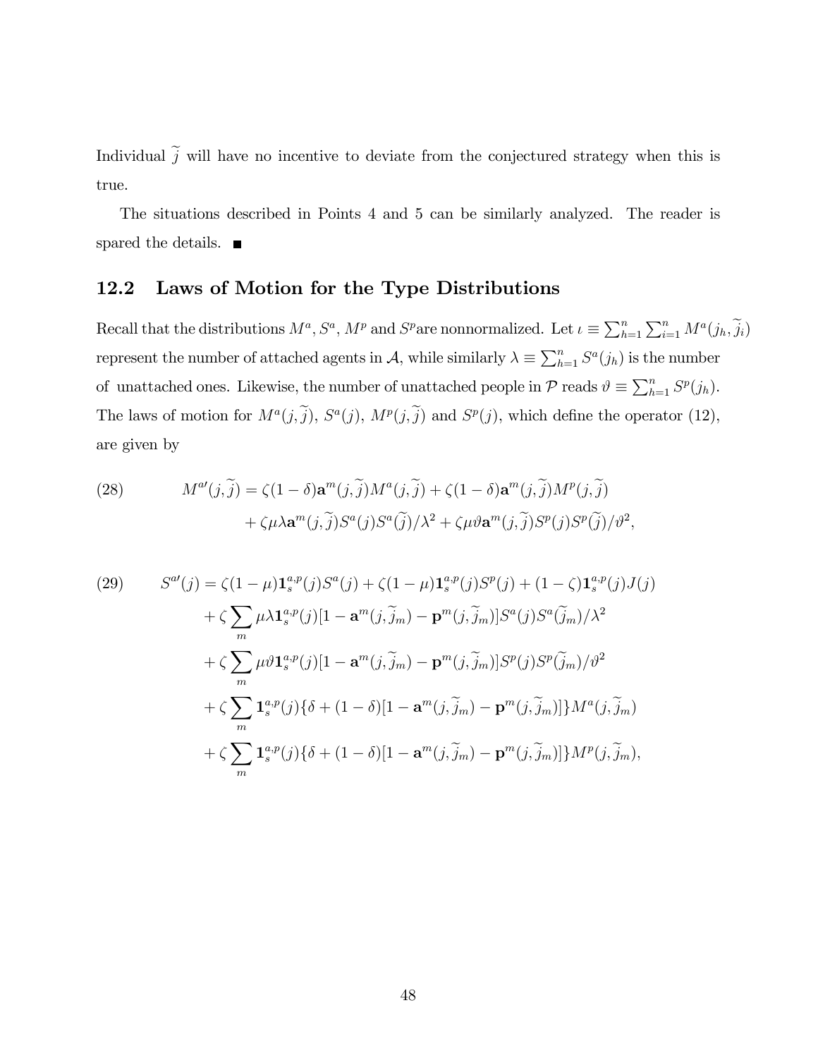Individual $\widetilde{j}$ will have no incentive to deviate from the conjectured strategy when this is true.

The situations described in Points 4 and 5 can be similarly analyzed. The reader is spared the details. ■

## 12.2 Laws of Motion for the Type Distributions

Recall that the distributions $M^a$, $S^a$, $M^p$ and $S^p$are nonnormalized. Let $\iota \equiv \sum_{h=1}^{n}\sum_{i=1}^{n} M^a(j_h, \widetilde{j}_i)$ represent the number of attached agents in $\mathcal{A}$, while similarly $\lambda \equiv \sum_{h=1}^{n} S^a(j_h)$ is the number of unattached ones. Likewise, the number of unattached people in $\mathcal{P}$ reads $\vartheta \equiv \sum_{h=1}^{n} S^p(j_h)$. The laws of motion for $M^a(j, \widetilde{j})$, $S^a(j)$, $M^p(j, \widetilde{j})$ and $S^p(j)$, which define the operator (12), are given by

$$
\begin{aligned}
(28) \qquad M^{a\prime}(j, \widetilde{j}) &= \zeta(1-\delta)\mathbf{a}^m(j, \widetilde{j})M^a(j, \widetilde{j}) + \zeta(1-\delta)\mathbf{a}^m(j, \widetilde{j})M^p(j, \widetilde{j}) \\
&\quad + \zeta\mu\lambda\mathbf{a}^m(j, \widetilde{j})S^a(j)S^a(\widetilde{j})/\lambda^2 + \zeta\mu\vartheta\mathbf{a}^m(j, \widetilde{j})S^p(j)S^p(\widetilde{j})/\vartheta^2,
\end{aligned}
$$

$$
\begin{aligned}
(29) \qquad S^{a\prime}(j) &= \zeta(1-\mu)\mathbf{1}_s^{a,p}(j)S^a(j) + \zeta(1-\mu)\mathbf{1}_s^{a,p}(j)S^p(j) + (1-\zeta)\mathbf{1}_s^{a,p}(j)J(j) \\
&\quad + \zeta\sum_m \mu\lambda\mathbf{1}_s^{a,p}(j)[1 - \mathbf{a}^m(j, \widetilde{j}_m) - \mathbf{p}^m(j, \widetilde{j}_m)]S^a(j)S^a(\widetilde{j}_m)/\lambda^2 \\
&\quad + \zeta\sum_m \mu\vartheta\mathbf{1}_s^{a,p}(j)[1 - \mathbf{a}^m(j, \widetilde{j}_m) - \mathbf{p}^m(j, \widetilde{j}_m)]S^p(j)S^p(\widetilde{j}_m)/\vartheta^2 \\
&\quad + \zeta\sum_m \mathbf{1}_s^{a,p}(j)\{\delta + (1-\delta)[1 - \mathbf{a}^m(j, \widetilde{j}_m) - \mathbf{p}^m(j, \widetilde{j}_m)]\}M^a(j, \widetilde{j}_m) \\
&\quad + \zeta\sum_m \mathbf{1}_s^{a,p}(j)\{\delta + (1-\delta)[1 - \mathbf{a}^m(j, \widetilde{j}_m) - \mathbf{p}^m(j, \widetilde{j}_m)]\}M^p(j, \widetilde{j}_m),
\end{aligned}
$$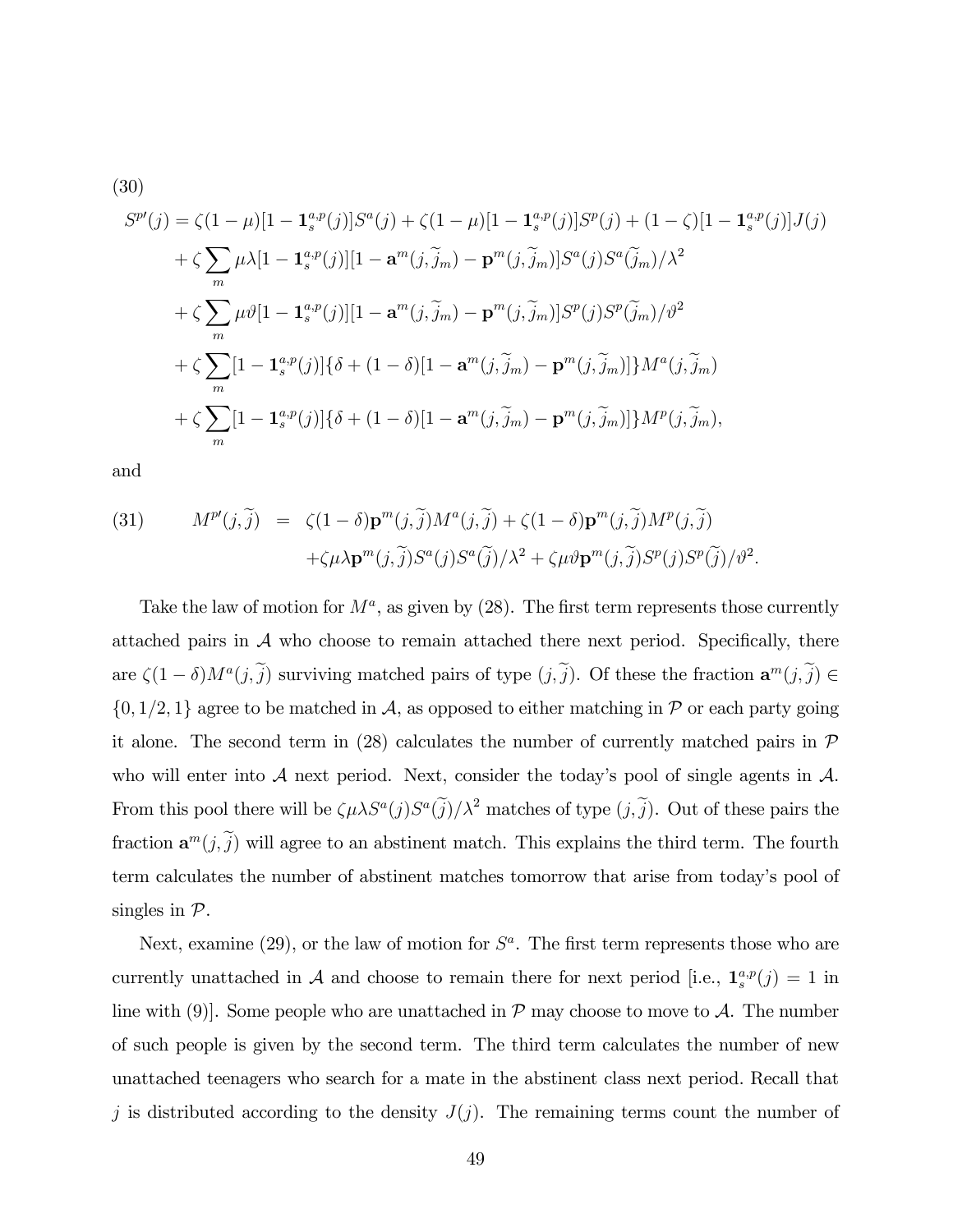(30)

$$
\begin{aligned}
S^{p\prime}(j) &= \zeta(1-\mu)[1-\mathbf{1}_s^{a,p}(j)]S^a(j) + \zeta(1-\mu)[1-\mathbf{1}_s^{a,p}(j)]S^p(j) + (1-\zeta)[1-\mathbf{1}_s^{a,p}(j)]J(j) \\
&+ \zeta \sum_m \mu\lambda[1-\mathbf{1}_s^{a,p}(j)][1-\mathbf{a}^m(j,\widetilde{j}_m) - \mathbf{p}^m(j,\widetilde{j}_m)]S^a(j)S^a(\widetilde{j}_m)/\lambda^2 \\
&+ \zeta \sum_m \mu\vartheta[1-\mathbf{1}_s^{a,p}(j)][1-\mathbf{a}^m(j,\widetilde{j}_m) - \mathbf{p}^m(j,\widetilde{j}_m)]S^p(j)S^p(\widetilde{j}_m)/\vartheta^2 \\
&+ \zeta \sum_m [1-\mathbf{1}_s^{a,p}(j)]\{\delta + (1-\delta)[1-\mathbf{a}^m(j,\widetilde{j}_m) - \mathbf{p}^m(j,\widetilde{j}_m)]\}M^a(j,\widetilde{j}_m) \\
&+ \zeta \sum_m [1-\mathbf{1}_s^{a,p}(j)]\{\delta + (1-\delta)[1-\mathbf{a}^m(j,\widetilde{j}_m) - \mathbf{p}^m(j,\widetilde{j}_m)]\}M^p(j,\widetilde{j}_m),
\end{aligned}
$$

and

$$
\begin{aligned}
(31) \qquad M^{p\prime}(j,\widetilde{j}) &= \zeta(1-\delta)\mathbf{p}^m(j,\widetilde{j})M^a(j,\widetilde{j}) + \zeta(1-\delta)\mathbf{p}^m(j,\widetilde{j})M^p(j,\widetilde{j}) \\
&+ \zeta\mu\lambda\mathbf{p}^m(j,\widetilde{j})S^a(j)S^a(\widetilde{j})/\lambda^2 + \zeta\mu\vartheta\mathbf{p}^m(j,\widetilde{j})S^p(j)S^p(\widetilde{j})/\vartheta^2.
\end{aligned}
$$

Take the law of motion for $M^a$, as given by (28). The first term represents those currently attached pairs in $\mathcal{A}$ who choose to remain attached there next period. Specifically, there are $\zeta(1-\delta)M^a(j,\widetilde{j})$ surviving matched pairs of type $(j,\widetilde{j})$. Of these the fraction $\mathbf{a}^m(j,\widetilde{j}) \in \{0, 1/2, 1\}$ agree to be matched in $\mathcal{A}$, as opposed to either matching in $\mathcal{P}$ or each party going it alone. The second term in (28) calculates the number of currently matched pairs in $\mathcal{P}$ who will enter into $\mathcal{A}$ next period. Next, consider the today's pool of single agents in $\mathcal{A}$. From this pool there will be $\zeta\mu\lambda S^a(j)S^a(\widetilde{j})/\lambda^2$ matches of type $(j,\widetilde{j})$. Out of these pairs the fraction $\mathbf{a}^m(j,\widetilde{j})$ will agree to an abstinent match. This explains the third term. The fourth term calculates the number of abstinent matches tomorrow that arise from today's pool of singles in $\mathcal{P}$.

Next, examine (29), or the law of motion for $S^a$. The first term represents those who are currently unattached in $\mathcal{A}$ and choose to remain there for next period [i.e., $\mathbf{1}_s^{a,p}(j) = 1$ in line with (9)]. Some people who are unattached in $\mathcal{P}$ may choose to move to $\mathcal{A}$. The number of such people is given by the second term. The third term calculates the number of new unattached teenagers who search for a mate in the abstinent class next period. Recall that $j$ is distributed according to the density $J(j)$. The remaining terms count the number of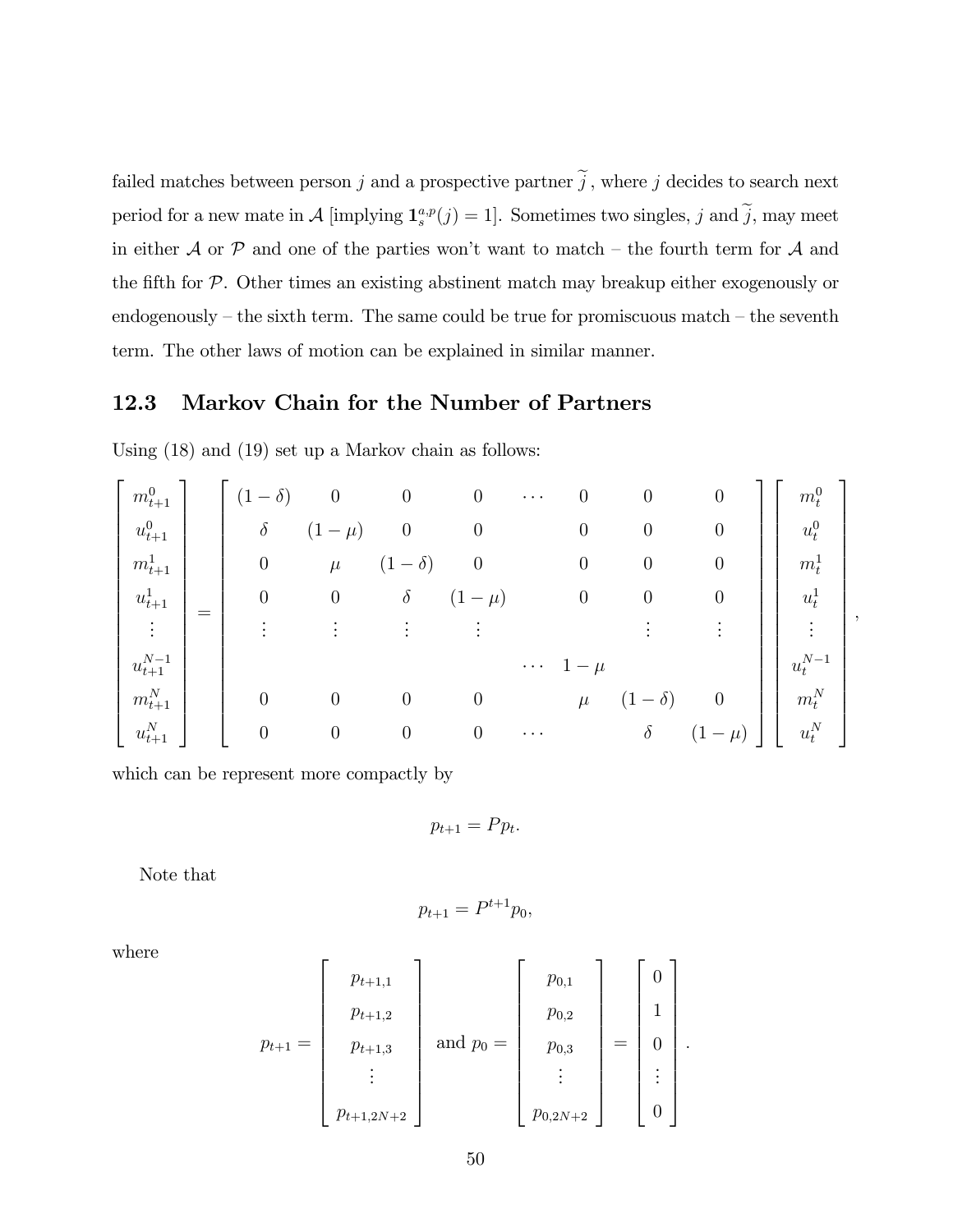failed matches between person $j$ and a prospective partner $\widetilde{j}$, where $j$ decides to search next period for a new mate in $\mathcal{A}$ [implying $\mathbf{1}_s^{a,p}(j) = 1$]. Sometimes two singles, $j$ and $\widetilde{j}$, may meet in either $\mathcal{A}$ or $\mathcal{P}$ and one of the parties won't want to match – the fourth term for $\mathcal{A}$ and the fifth for $\mathcal{P}$. Other times an existing abstinent match may breakup either exogenously or endogenously – the sixth term. The same could be true for promiscuous match – the seventh term. The other laws of motion can be explained in similar manner.

## 12.3 Markov Chain for the Number of Partners

Using (18) and (19) set up a Markov chain as follows:

$$
\begin{bmatrix} m_{t+1}^0 \\ u_{t+1}^0 \\ m_{t+1}^1 \\ u_{t+1}^1 \\ \vdots \\ u_{t+1}^{N-1} \\ m_{t+1}^N \\ u_{t+1}^N \end{bmatrix} = \begin{bmatrix} (1-\delta) & 0 & 0 & 0 & \cdots & 0 & 0 & 0 \\ \delta & (1-\mu) & 0 & 0 & & 0 & 0 & 0 \\ 0 & \mu & (1-\delta) & 0 & & 0 & 0 & 0 \\ 0 & 0 & \delta & (1-\mu) & & 0 & 0 & 0 \\ \vdots & \vdots & \vdots & \vdots & & & \vdots & \vdots \\ & & & & \cdots & 1-\mu & & \\ 0 & 0 & 0 & 0 & & \mu & (1-\delta) & 0 \\ 0 & 0 & 0 & 0 & \cdots & & \delta & (1-\mu) \end{bmatrix} \begin{bmatrix} m_t^0 \\ u_t^0 \\ m_t^1 \\ u_t^1 \\ \vdots \\ u_t^{N-1} \\ m_t^N \\ u_t^N \end{bmatrix},
$$

which can be represent more compactly by

$$p_{t+1} = P p_t.$$

Note that

$$p_{t+1} = P^{t+1} p_0,$$

where

$$
p_{t+1} = \begin{bmatrix} p_{t+1,1} \\ p_{t+1,2} \\ p_{t+1,3} \\ \vdots \\ p_{t+1,2N+2} \end{bmatrix} \text{ and } p_0 = \begin{bmatrix} p_{0,1} \\ p_{0,2} \\ p_{0,3} \\ \vdots \\ p_{0,2N+2} \end{bmatrix} = \begin{bmatrix} 0 \\ 1 \\ 0 \\ \vdots \\ 0 \end{bmatrix}.
$$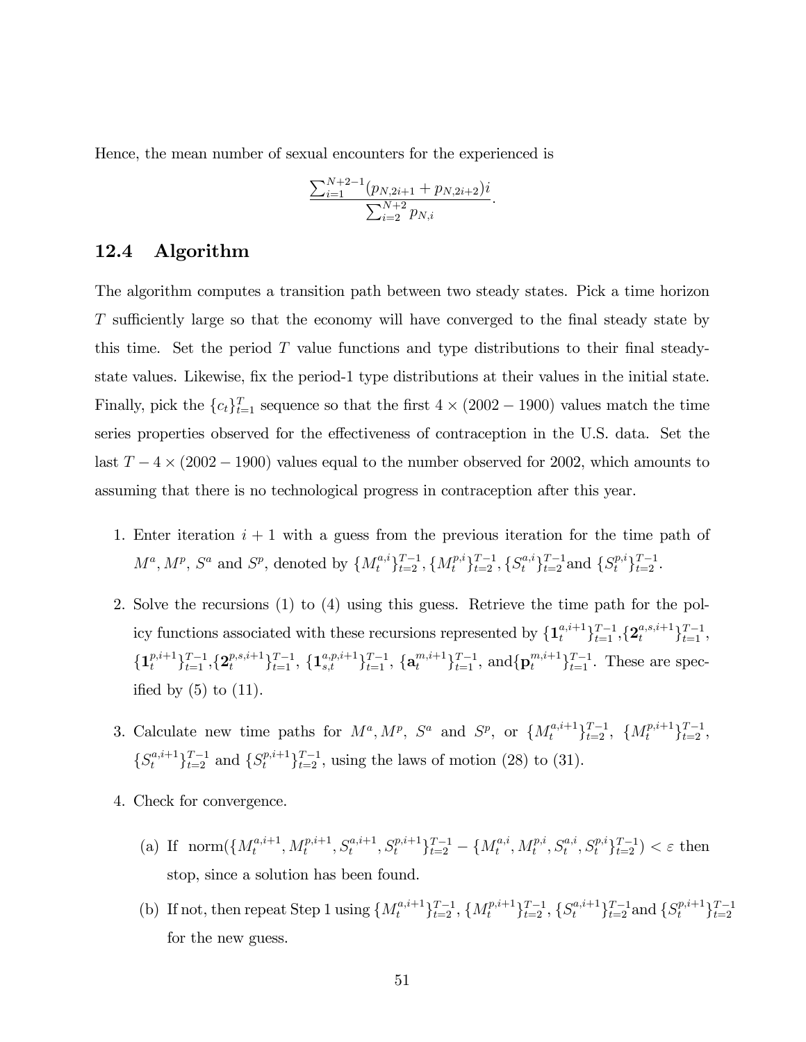Hence, the mean number of sexual encounters for the experienced is

$$\frac{\sum_{i=1}^{N+2-1}(p_{N,2i+1} + p_{N,2i+2})i}{\sum_{i=2}^{N+2} p_{N,i}}.$$

## 12.4 Algorithm

The algorithm computes a transition path between two steady states. Pick a time horizon $T$ sufficiently large so that the economy will have converged to the final steady state by this time. Set the period $T$ value functions and type distributions to their final steady-state values. Likewise, fix the period-1 type distributions at their values in the initial state. Finally, pick the $\{c_t\}_{t=1}^{T}$ sequence so that the first $4 \times (2002 - 1900)$ values match the time series properties observed for the effectiveness of contraception in the U.S. data. Set the last $T - 4 \times (2002 - 1900)$ values equal to the number observed for 2002, which amounts to assuming that there is no technological progress in contraception after this year.

1. Enter iteration $i + 1$ with a guess from the previous iteration for the time path of $M^a$, $M^p$, $S^a$ and $S^p$, denoted by $\{M_t^{a,i}\}_{t=2}^{T-1}$, $\{M_t^{p,i}\}_{t=2}^{T-1}$, $\{S_t^{a,i}\}_{t=2}^{T-1}$and $\{S_t^{p,i}\}_{t=2}^{T-1}$.

2. Solve the recursions (1) to (4) using this guess. Retrieve the time path for the policy functions associated with these recursions represented by $\{\mathbf{1}_t^{a,i+1}\}_{t=1}^{T-1}$,$\{\mathbf{2}_t^{a,s,i+1}\}_{t=1}^{T-1}$, $\{\mathbf{1}_t^{p,i+1}\}_{t=1}^{T-1}$,$\{\mathbf{2}_t^{p,s,i+1}\}_{t=1}^{T-1}$, $\{\mathbf{1}_{s,t}^{a,p,i+1}\}_{t=1}^{T-1}$, $\{\mathbf{a}_t^{m,i+1}\}_{t=1}^{T-1}$, and$\{\mathbf{p}_t^{m,i+1}\}_{t=1}^{T-1}$. These are specified by (5) to (11).

3. Calculate new time paths for $M^a, M^p$, $S^a$ and $S^p$, or $\{M_t^{a,i+1}\}_{t=2}^{T-1}$, $\{M_t^{p,i+1}\}_{t=2}^{T-1}$, $\{S_t^{a,i+1}\}_{t=2}^{T-1}$ and $\{S_t^{p,i+1}\}_{t=2}^{T-1}$, using the laws of motion (28) to (31).

4. Check for convergence.

   (a) If $\text{norm}(\{M_t^{a,i+1}, M_t^{p,i+1}, S_t^{a,i+1}, S_t^{p,i+1}\}_{t=2}^{T-1} - \{M_t^{a,i}, M_t^{p,i}, S_t^{a,i}, S_t^{p,i}\}_{t=2}^{T-1}) < \varepsilon$ then stop, since a solution has been found.

   (b) If not, then repeat Step 1 using $\{M_t^{a,i+1}\}_{t=2}^{T-1}$, $\{M_t^{p,i+1}\}_{t=2}^{T-1}$, $\{S_t^{a,i+1}\}_{t=2}^{T-1}$and $\{S_t^{p,i+1}\}_{t=2}^{T-1}$ for the new guess.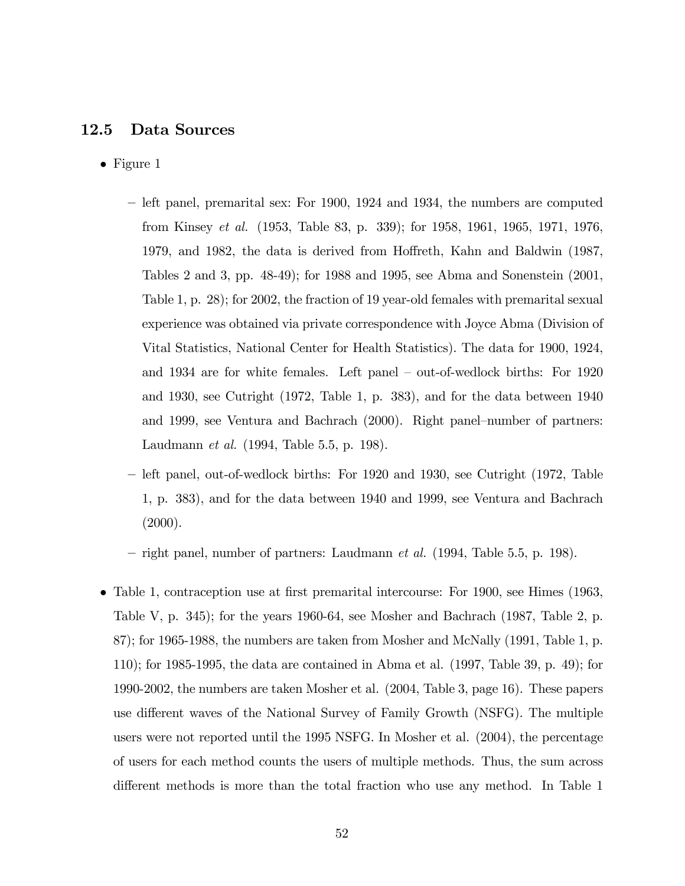## 12.5 Data Sources

- Figure 1
  - left panel, premarital sex: For 1900, 1924 and 1934, the numbers are computed from Kinsey *et al.* (1953, Table 83, p. 339); for 1958, 1961, 1965, 1971, 1976, 1979, and 1982, the data is derived from Hoffreth, Kahn and Baldwin (1987, Tables 2 and 3, pp. 48-49); for 1988 and 1995, see Abma and Sonenstein (2001, Table 1, p. 28); for 2002, the fraction of 19 year-old females with premarital sexual experience was obtained via private correspondence with Joyce Abma (Division of Vital Statistics, National Center for Health Statistics). The data for 1900, 1924, and 1934 are for white females. Left panel – out-of-wedlock births: For 1920 and 1930, see Cutright (1972, Table 1, p. 383), and for the data between 1940 and 1999, see Ventura and Bachrach (2000). Right panel–number of partners: Laudmann *et al.* (1994, Table 5.5, p. 198).
  - left panel, out-of-wedlock births: For 1920 and 1930, see Cutright (1972, Table 1, p. 383), and for the data between 1940 and 1999, see Ventura and Bachrach (2000).
  - right panel, number of partners: Laudmann *et al.* (1994, Table 5.5, p. 198).
- Table 1, contraception use at first premarital intercourse: For 1900, see Himes (1963, Table V, p. 345); for the years 1960-64, see Mosher and Bachrach (1987, Table 2, p. 87); for 1965-1988, the numbers are taken from Mosher and McNally (1991, Table 1, p. 110); for 1985-1995, the data are contained in Abma et al. (1997, Table 39, p. 49); for 1990-2002, the numbers are taken Mosher et al. (2004, Table 3, page 16). These papers use different waves of the National Survey of Family Growth (NSFG). The multiple users were not reported until the 1995 NSFG. In Mosher et al. (2004), the percentage of users for each method counts the users of multiple methods. Thus, the sum across different methods is more than the total fraction who use any method. In Table 1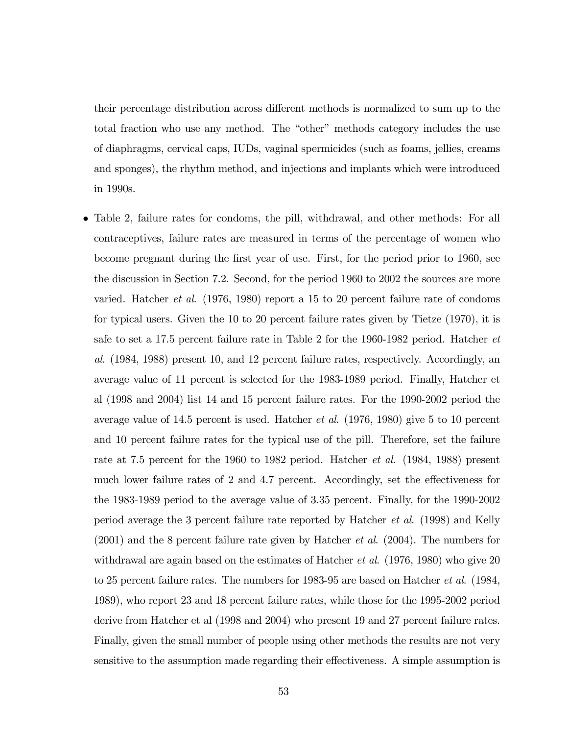their percentage distribution across different methods is normalized to sum up to the total fraction who use any method. The "other" methods category includes the use of diaphragms, cervical caps, IUDs, vaginal spermicides (such as foams, jellies, creams and sponges), the rhythm method, and injections and implants which were introduced in 1990s.

- Table 2, failure rates for condoms, the pill, withdrawal, and other methods: For all contraceptives, failure rates are measured in terms of the percentage of women who become pregnant during the first year of use. First, for the period prior to 1960, see the discussion in Section 7.2. Second, for the period 1960 to 2002 the sources are more varied. Hatcher *et al*. (1976, 1980) report a 15 to 20 percent failure rate of condoms for typical users. Given the 10 to 20 percent failure rates given by Tietze (1970), it is safe to set a 17.5 percent failure rate in Table 2 for the 1960-1982 period. Hatcher *et al*. (1984, 1988) present 10, and 12 percent failure rates, respectively. Accordingly, an average value of 11 percent is selected for the 1983-1989 period. Finally, Hatcher et al (1998 and 2004) list 14 and 15 percent failure rates. For the 1990-2002 period the average value of 14.5 percent is used. Hatcher *et al*. (1976, 1980) give 5 to 10 percent and 10 percent failure rates for the typical use of the pill. Therefore, set the failure rate at 7.5 percent for the 1960 to 1982 period. Hatcher *et al*. (1984, 1988) present much lower failure rates of 2 and 4.7 percent. Accordingly, set the effectiveness for the 1983-1989 period to the average value of 3.35 percent. Finally, for the 1990-2002 period average the 3 percent failure rate reported by Hatcher *et al*. (1998) and Kelly (2001) and the 8 percent failure rate given by Hatcher *et al*. (2004). The numbers for withdrawal are again based on the estimates of Hatcher *et al*. (1976, 1980) who give 20 to 25 percent failure rates. The numbers for 1983-95 are based on Hatcher *et al*. (1984, 1989), who report 23 and 18 percent failure rates, while those for the 1995-2002 period derive from Hatcher et al (1998 and 2004) who present 19 and 27 percent failure rates. Finally, given the small number of people using other methods the results are not very sensitive to the assumption made regarding their effectiveness. A simple assumption is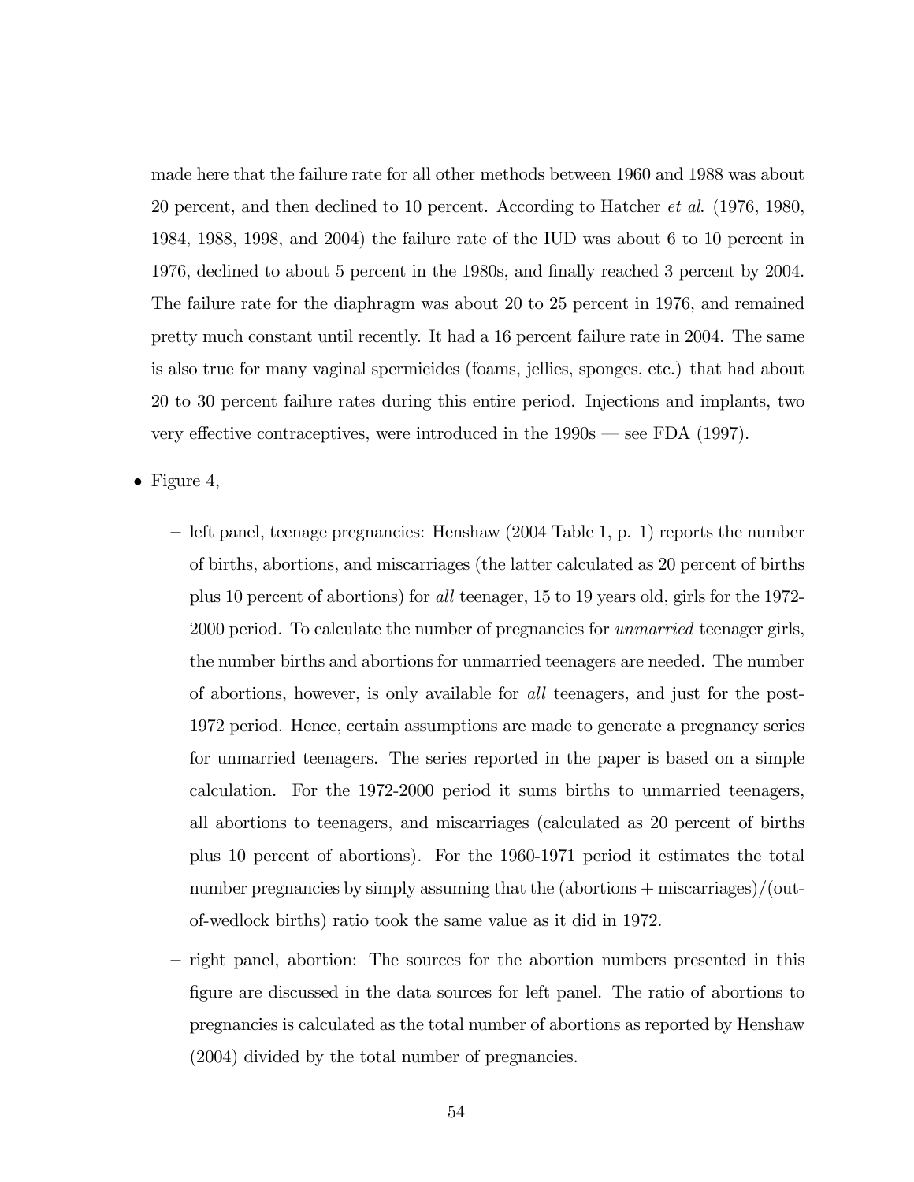made here that the failure rate for all other methods between 1960 and 1988 was about 20 percent, and then declined to 10 percent. According to Hatcher *et al.* (1976, 1980, 1984, 1988, 1998, and 2004) the failure rate of the IUD was about 6 to 10 percent in 1976, declined to about 5 percent in the 1980s, and finally reached 3 percent by 2004. The failure rate for the diaphragm was about 20 to 25 percent in 1976, and remained pretty much constant until recently. It had a 16 percent failure rate in 2004. The same is also true for many vaginal spermicides (foams, jellies, sponges, etc.) that had about 20 to 30 percent failure rates during this entire period. Injections and implants, two very effective contraceptives, were introduced in the 1990s — see FDA (1997).

- Figure 4,
  - left panel, teenage pregnancies: Henshaw (2004 Table 1, p. 1) reports the number of births, abortions, and miscarriages (the latter calculated as 20 percent of births plus 10 percent of abortions) for *all* teenager, 15 to 19 years old, girls for the 1972-2000 period. To calculate the number of pregnancies for *unmarried* teenager girls, the number births and abortions for unmarried teenagers are needed. The number of abortions, however, is only available for *all* teenagers, and just for the post-1972 period. Hence, certain assumptions are made to generate a pregnancy series for unmarried teenagers. The series reported in the paper is based on a simple calculation. For the 1972-2000 period it sums births to unmarried teenagers, all abortions to teenagers, and miscarriages (calculated as 20 percent of births plus 10 percent of abortions). For the 1960-1971 period it estimates the total number pregnancies by simply assuming that the (abortions + miscarriages)/(out-of-wedlock births) ratio took the same value as it did in 1972.
  - right panel, abortion: The sources for the abortion numbers presented in this figure are discussed in the data sources for left panel. The ratio of abortions to pregnancies is calculated as the total number of abortions as reported by Henshaw (2004) divided by the total number of pregnancies.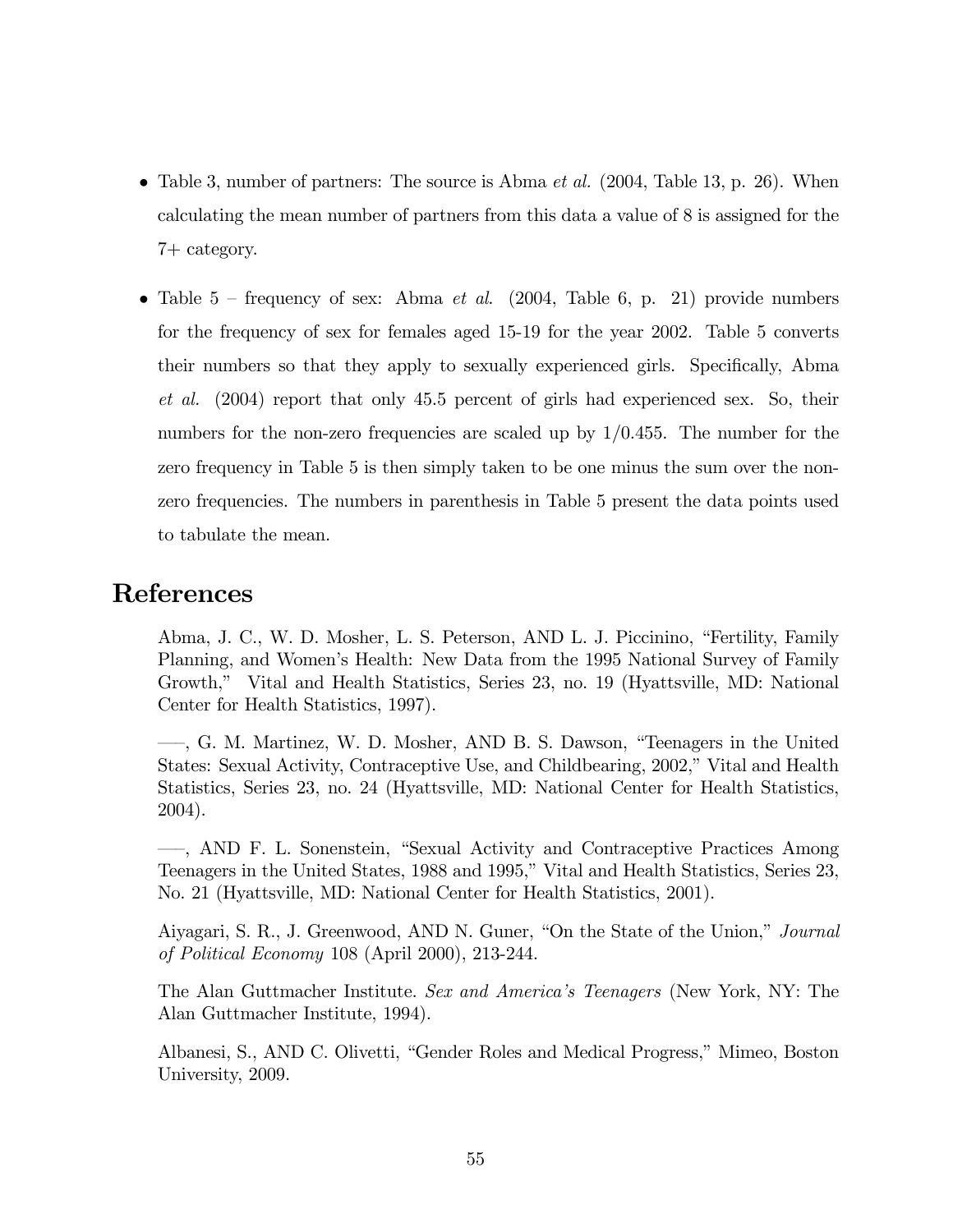- Table 3, number of partners: The source is Abma *et al.* (2004, Table 13, p. 26). When calculating the mean number of partners from this data a value of 8 is assigned for the 7+ category.

- Table 5 – frequency of sex: Abma *et al.* (2004, Table 6, p. 21) provide numbers for the frequency of sex for females aged 15-19 for the year 2002. Table 5 converts their numbers so that they apply to sexually experienced girls. Specifically, Abma *et al.* (2004) report that only 45.5 percent of girls had experienced sex. So, their numbers for the non-zero frequencies are scaled up by 1/0.455. The number for the zero frequency in Table 5 is then simply taken to be one minus the sum over the non-zero frequencies. The numbers in parenthesis in Table 5 present the data points used to tabulate the mean.

# References

Abma, J. C., W. D. Mosher, L. S. Peterson, AND L. J. Piccinino, "Fertility, Family Planning, and Women's Health: New Data from the 1995 National Survey of Family Growth," Vital and Health Statistics, Series 23, no. 19 (Hyattsville, MD: National Center for Health Statistics, 1997).

—–, G. M. Martinez, W. D. Mosher, AND B. S. Dawson, "Teenagers in the United States: Sexual Activity, Contraceptive Use, and Childbearing, 2002," Vital and Health Statistics, Series 23, no. 24 (Hyattsville, MD: National Center for Health Statistics, 2004).

—–, AND F. L. Sonenstein, "Sexual Activity and Contraceptive Practices Among Teenagers in the United States, 1988 and 1995," Vital and Health Statistics, Series 23, No. 21 (Hyattsville, MD: National Center for Health Statistics, 2001).

Aiyagari, S. R., J. Greenwood, AND N. Guner, "On the State of the Union," *Journal of Political Economy* 108 (April 2000), 213-244.

The Alan Guttmacher Institute. *Sex and America's Teenagers* (New York, NY: The Alan Guttmacher Institute, 1994).

Albanesi, S., AND C. Olivetti, "Gender Roles and Medical Progress," Mimeo, Boston University, 2009.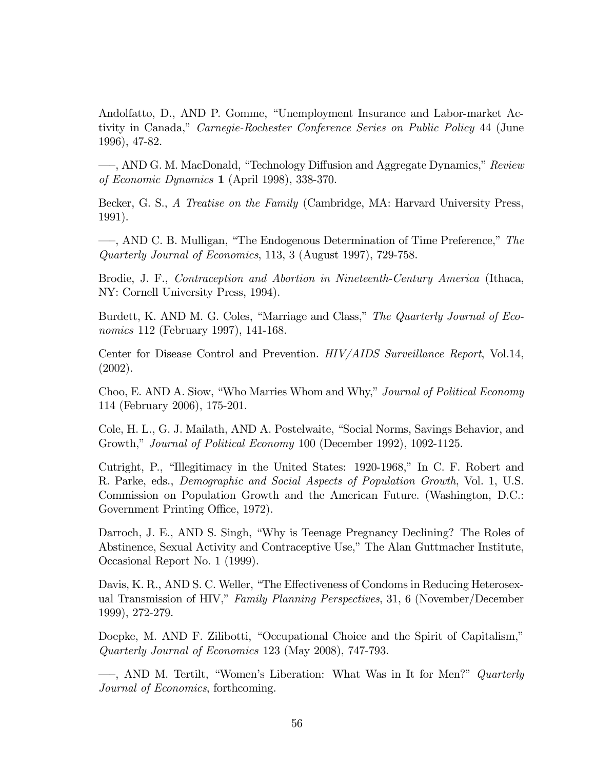Andolfatto, D., AND P. Gomme, "Unemployment Insurance and Labor-market Activity in Canada," *Carnegie-Rochester Conference Series on Public Policy* 44 (June 1996), 47-82.

—–, AND G. M. MacDonald, "Technology Diffusion and Aggregate Dynamics," *Review of Economic Dynamics* **1** (April 1998), 338-370.

Becker, G. S., *A Treatise on the Family* (Cambridge, MA: Harvard University Press, 1991).

—–, AND C. B. Mulligan, "The Endogenous Determination of Time Preference," *The Quarterly Journal of Economics*, 113, 3 (August 1997), 729-758.

Brodie, J. F., *Contraception and Abortion in Nineteenth-Century America* (Ithaca, NY: Cornell University Press, 1994).

Burdett, K. AND M. G. Coles, "Marriage and Class," *The Quarterly Journal of Economics* 112 (February 1997), 141-168.

Center for Disease Control and Prevention. *HIV/AIDS Surveillance Report*, Vol.14, (2002).

Choo, E. AND A. Siow, "Who Marries Whom and Why," *Journal of Political Economy* 114 (February 2006), 175-201.

Cole, H. L., G. J. Mailath, AND A. Postelwaite, "Social Norms, Savings Behavior, and Growth," *Journal of Political Economy* 100 (December 1992), 1092-1125.

Cutright, P., "Illegitimacy in the United States: 1920-1968," In C. F. Robert and R. Parke, eds., *Demographic and Social Aspects of Population Growth*, Vol. 1, U.S. Commission on Population Growth and the American Future. (Washington, D.C.: Government Printing Office, 1972).

Darroch, J. E., AND S. Singh, "Why is Teenage Pregnancy Declining? The Roles of Abstinence, Sexual Activity and Contraceptive Use," The Alan Guttmacher Institute, Occasional Report No. 1 (1999).

Davis, K. R., AND S. C. Weller, "The Effectiveness of Condoms in Reducing Heterosexual Transmission of HIV," *Family Planning Perspectives*, 31, 6 (November/December 1999), 272-279.

Doepke, M. AND F. Zilibotti, "Occupational Choice and the Spirit of Capitalism," *Quarterly Journal of Economics* 123 (May 2008), 747-793.

—–, AND M. Tertilt, "Women's Liberation: What Was in It for Men?" *Quarterly Journal of Economics*, forthcoming.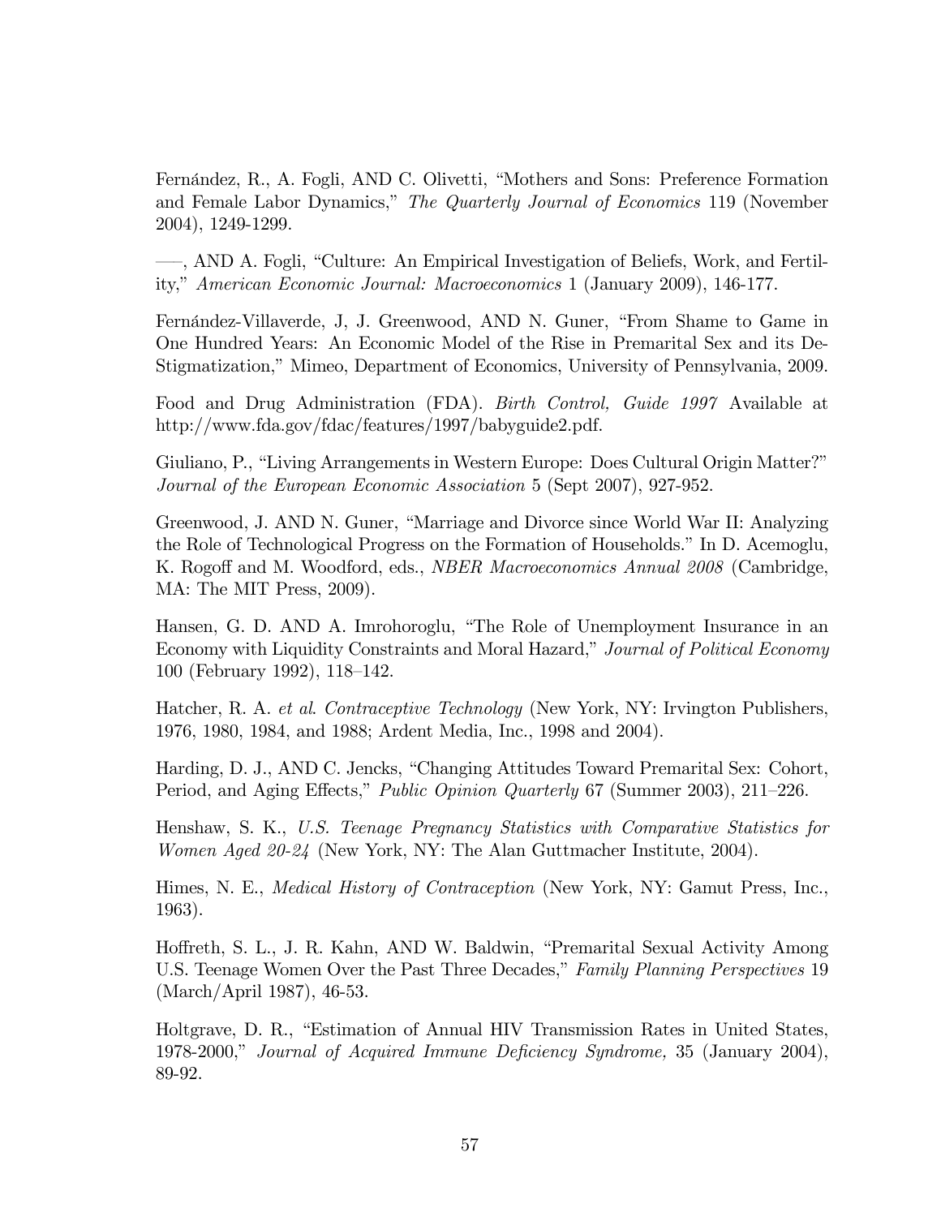Fernández, R., A. Fogli, AND C. Olivetti, "Mothers and Sons: Preference Formation and Female Labor Dynamics," *The Quarterly Journal of Economics* 119 (November 2004), 1249-1299.

—–, AND A. Fogli, "Culture: An Empirical Investigation of Beliefs, Work, and Fertility," *American Economic Journal: Macroeconomics* 1 (January 2009), 146-177.

Fernández-Villaverde, J, J. Greenwood, AND N. Guner, "From Shame to Game in One Hundred Years: An Economic Model of the Rise in Premarital Sex and its De-Stigmatization," Mimeo, Department of Economics, University of Pennsylvania, 2009.

Food and Drug Administration (FDA). *Birth Control, Guide 1997* Available at http://www.fda.gov/fdac/features/1997/babyguide2.pdf.

Giuliano, P., "Living Arrangements in Western Europe: Does Cultural Origin Matter?" *Journal of the European Economic Association* 5 (Sept 2007), 927-952.

Greenwood, J. AND N. Guner, "Marriage and Divorce since World War II: Analyzing the Role of Technological Progress on the Formation of Households." In D. Acemoglu, K. Rogoff and M. Woodford, eds., *NBER Macroeconomics Annual 2008* (Cambridge, MA: The MIT Press, 2009).

Hansen, G. D. AND A. Imrohoroglu, "The Role of Unemployment Insurance in an Economy with Liquidity Constraints and Moral Hazard," *Journal of Political Economy* 100 (February 1992), 118–142.

Hatcher, R. A. *et al*. *Contraceptive Technology* (New York, NY: Irvington Publishers, 1976, 1980, 1984, and 1988; Ardent Media, Inc., 1998 and 2004).

Harding, D. J., AND C. Jencks, "Changing Attitudes Toward Premarital Sex: Cohort, Period, and Aging Effects," *Public Opinion Quarterly* 67 (Summer 2003), 211–226.

Henshaw, S. K., *U.S. Teenage Pregnancy Statistics with Comparative Statistics for Women Aged 20-24* (New York, NY: The Alan Guttmacher Institute, 2004).

Himes, N. E., *Medical History of Contraception* (New York, NY: Gamut Press, Inc., 1963).

Hoffreth, S. L., J. R. Kahn, AND W. Baldwin, "Premarital Sexual Activity Among U.S. Teenage Women Over the Past Three Decades," *Family Planning Perspectives* 19 (March/April 1987), 46-53.

Holtgrave, D. R., "Estimation of Annual HIV Transmission Rates in United States, 1978-2000," *Journal of Acquired Immune Deficiency Syndrome,* 35 (January 2004), 89-92.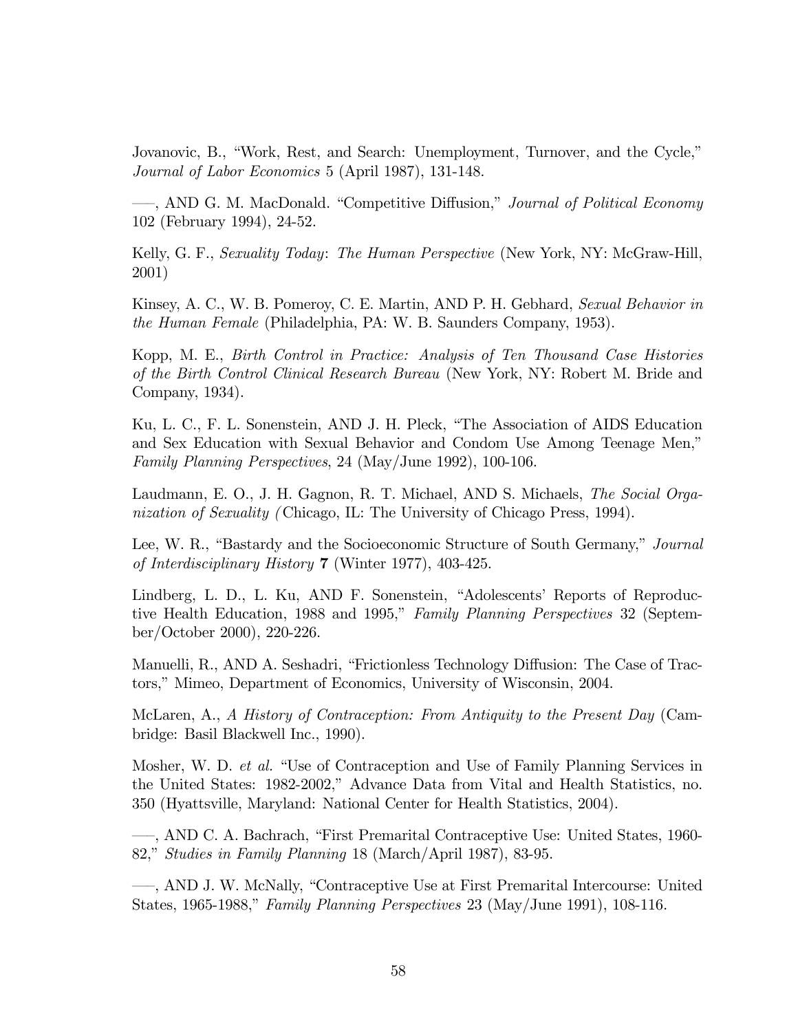Jovanovic, B., "Work, Rest, and Search: Unemployment, Turnover, and the Cycle," *Journal of Labor Economics* 5 (April 1987), 131-148.

—–, AND G. M. MacDonald. "Competitive Diffusion," *Journal of Political Economy* 102 (February 1994), 24-52.

Kelly, G. F., *Sexuality Today*: *The Human Perspective* (New York, NY: McGraw-Hill, 2001)

Kinsey, A. C., W. B. Pomeroy, C. E. Martin, AND P. H. Gebhard, *Sexual Behavior in the Human Female* (Philadelphia, PA: W. B. Saunders Company, 1953).

Kopp, M. E., *Birth Control in Practice: Analysis of Ten Thousand Case Histories of the Birth Control Clinical Research Bureau* (New York, NY: Robert M. Bride and Company, 1934).

Ku, L. C., F. L. Sonenstein, AND J. H. Pleck, "The Association of AIDS Education and Sex Education with Sexual Behavior and Condom Use Among Teenage Men," *Family Planning Perspectives*, 24 (May/June 1992), 100-106.

Laudmann, E. O., J. H. Gagnon, R. T. Michael, AND S. Michaels, *The Social Organization of Sexuality (* Chicago, IL: The University of Chicago Press, 1994).

Lee, W. R., "Bastardy and the Socioeconomic Structure of South Germany," *Journal of Interdisciplinary History* **7** (Winter 1977), 403-425.

Lindberg, L. D., L. Ku, AND F. Sonenstein, "Adolescents' Reports of Reproductive Health Education, 1988 and 1995," *Family Planning Perspectives* 32 (September/October 2000), 220-226.

Manuelli, R., AND A. Seshadri, "Frictionless Technology Diffusion: The Case of Tractors," Mimeo, Department of Economics, University of Wisconsin, 2004.

McLaren, A., *A History of Contraception: From Antiquity to the Present Day* (Cambridge: Basil Blackwell Inc., 1990).

Mosher, W. D. *et al.* "Use of Contraception and Use of Family Planning Services in the United States: 1982-2002," Advance Data from Vital and Health Statistics, no. 350 (Hyattsville, Maryland: National Center for Health Statistics, 2004).

—–, AND C. A. Bachrach, "First Premarital Contraceptive Use: United States, 1960-82," *Studies in Family Planning* 18 (March/April 1987), 83-95.

—–, AND J. W. McNally, "Contraceptive Use at First Premarital Intercourse: United States, 1965-1988," *Family Planning Perspectives* 23 (May/June 1991), 108-116.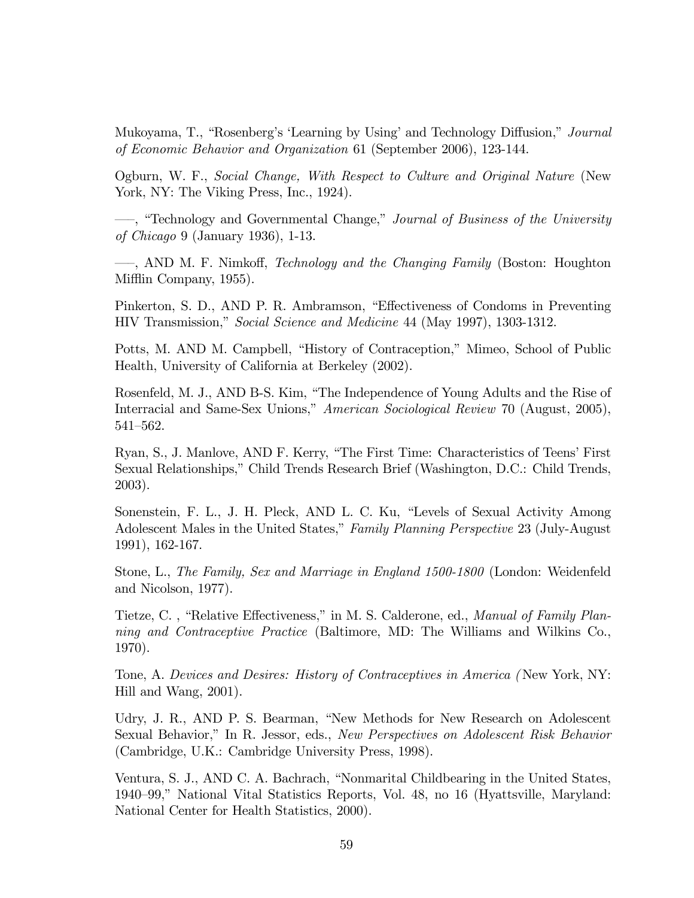Mukoyama, T., "Rosenberg's 'Learning by Using' and Technology Diffusion," *Journal of Economic Behavior and Organization* 61 (September 2006), 123-144.

Ogburn, W. F., *Social Change, With Respect to Culture and Original Nature* (New York, NY: The Viking Press, Inc., 1924).

—–, "Technology and Governmental Change," *Journal of Business of the University of Chicago* 9 (January 1936), 1-13.

—–, AND M. F. Nimkoff, *Technology and the Changing Family* (Boston: Houghton Mifflin Company, 1955).

Pinkerton, S. D., AND P. R. Ambramson, "Effectiveness of Condoms in Preventing HIV Transmission," *Social Science and Medicine* 44 (May 1997), 1303-1312.

Potts, M. AND M. Campbell, "History of Contraception," Mimeo, School of Public Health, University of California at Berkeley (2002).

Rosenfeld, M. J., AND B-S. Kim, "The Independence of Young Adults and the Rise of Interracial and Same-Sex Unions," *American Sociological Review* 70 (August, 2005), 541–562.

Ryan, S., J. Manlove, AND F. Kerry, "The First Time: Characteristics of Teens' First Sexual Relationships," Child Trends Research Brief (Washington, D.C.: Child Trends, 2003).

Sonenstein, F. L., J. H. Pleck, AND L. C. Ku, "Levels of Sexual Activity Among Adolescent Males in the United States," *Family Planning Perspective* 23 (July-August 1991), 162-167.

Stone, L., *The Family, Sex and Marriage in England 1500-1800* (London: Weidenfeld and Nicolson, 1977).

Tietze, C. , "Relative Effectiveness," in M. S. Calderone, ed., *Manual of Family Planning and Contraceptive Practice* (Baltimore, MD: The Williams and Wilkins Co., 1970).

Tone, A. *Devices and Desires: History of Contraceptives in America (*New York, NY: Hill and Wang, 2001).

Udry, J. R., AND P. S. Bearman, "New Methods for New Research on Adolescent Sexual Behavior," In R. Jessor, eds., *New Perspectives on Adolescent Risk Behavior* (Cambridge, U.K.: Cambridge University Press, 1998).

Ventura, S. J., AND C. A. Bachrach, "Nonmarital Childbearing in the United States, 1940–99," National Vital Statistics Reports, Vol. 48, no 16 (Hyattsville, Maryland: National Center for Health Statistics, 2000).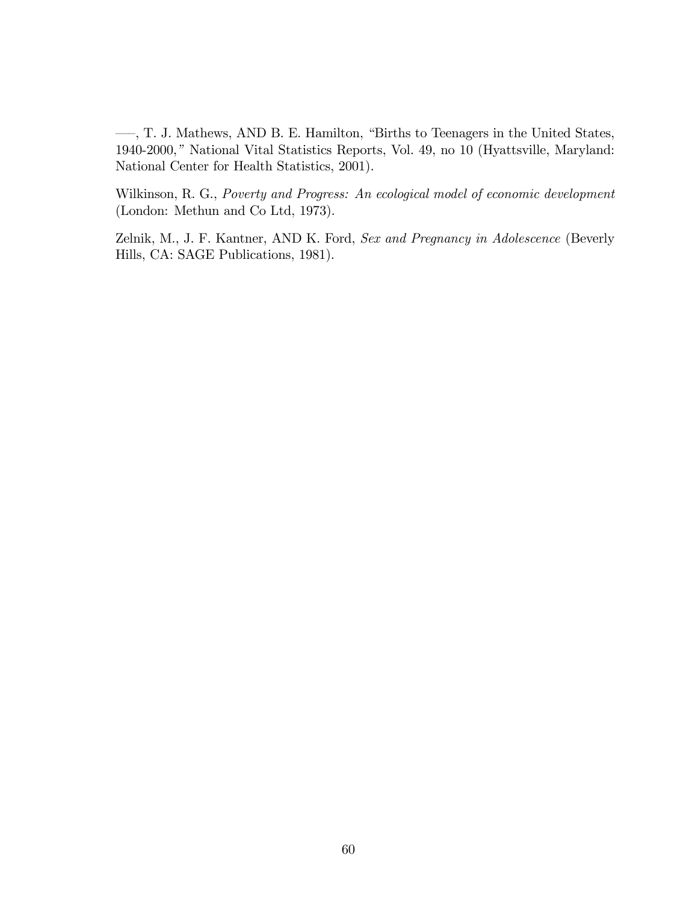—–, T. J. Mathews, AND B. E. Hamilton, "Births to Teenagers in the United States, 1940-2000," National Vital Statistics Reports, Vol. 49, no 10 (Hyattsville, Maryland: National Center for Health Statistics, 2001).

Wilkinson, R. G., *Poverty and Progress: An ecological model of economic development* (London: Methun and Co Ltd, 1973).

Zelnik, M., J. F. Kantner, AND K. Ford, *Sex and Pregnancy in Adolescence* (Beverly Hills, CA: SAGE Publications, 1981).